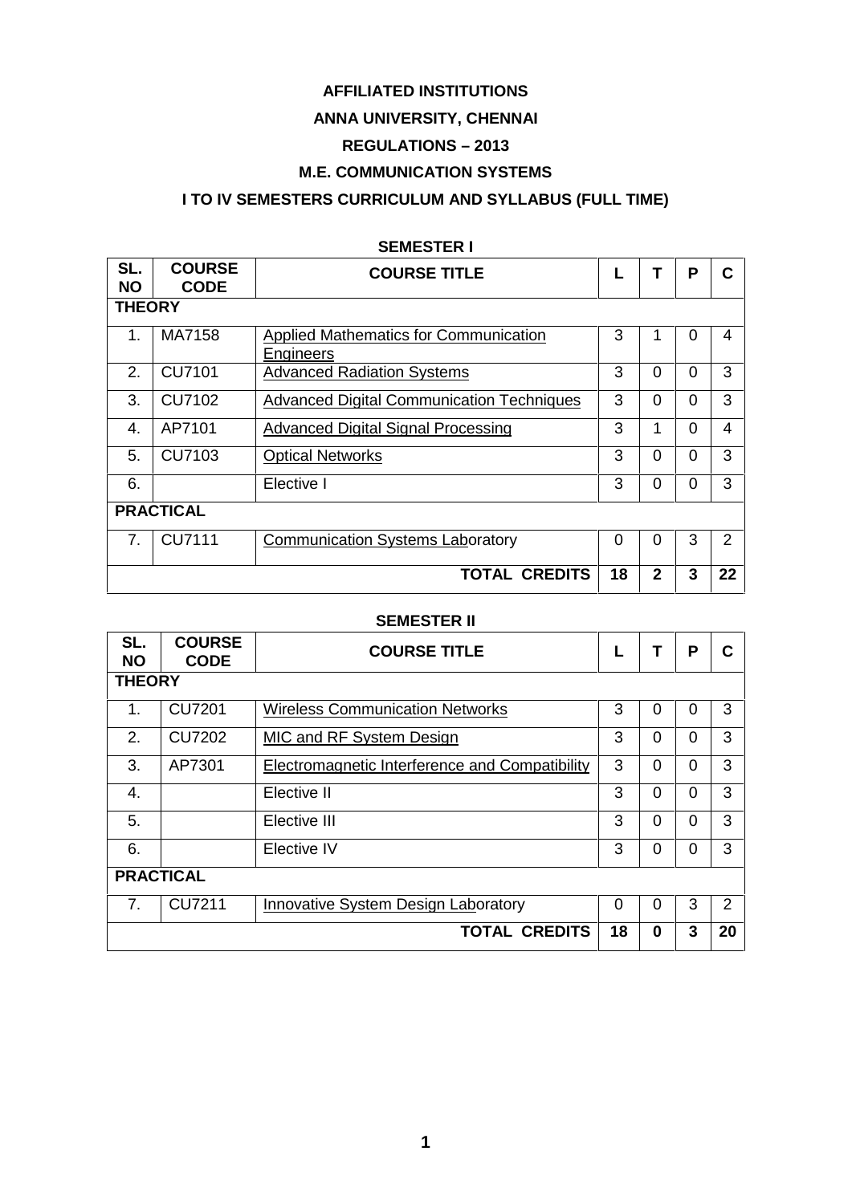**AFFILIATED INSTITUTIONS**

**ANNA UNIVERSITY, CHENNAI**

**REGULATIONS – 2013**

**M.E. COMMUNICATION SYSTEMS**

**I TO IV SEMESTERS CURRICULUM AND SYLLABUS (FULL TIME)**

**SEMESTER I**

| SL. NO | COURSE CODE | COURSE TITLE | L | T | P | C |
|---|---|---|---|---|---|---|
| **THEORY** | | | | | | |
| 1. | MA7158 | Applied Mathematics for Communication Engineers | 3 | 1 | 0 | 4 |
| 2. | CU7101 | Advanced Radiation Systems | 3 | 0 | 0 | 3 |
| 3. | CU7102 | Advanced Digital Communication Techniques | 3 | 0 | 0 | 3 |
| 4. | AP7101 | Advanced Digital Signal Processing | 3 | 1 | 0 | 4 |
| 5. | CU7103 | Optical Networks | 3 | 0 | 0 | 3 |
| 6. | | Elective I | 3 | 0 | 0 | 3 |
| **PRACTICAL** | | | | | | |
| 7. | CU7111 | Communication Systems Laboratory | 0 | 0 | 3 | 2 |
| | | **TOTAL CREDITS** | **18** | **2** | **3** | **22** |

**SEMESTER II**

| SL. NO | COURSE CODE | COURSE TITLE | L | T | P | C |
|---|---|---|---|---|---|---|
| **THEORY** | | | | | | |
| 1. | CU7201 | Wireless Communication Networks | 3 | 0 | 0 | 3 |
| 2. | CU7202 | MIC and RF System Design | 3 | 0 | 0 | 3 |
| 3. | AP7301 | Electromagnetic Interference and Compatibility | 3 | 0 | 0 | 3 |
| 4. | | Elective II | 3 | 0 | 0 | 3 |
| 5. | | Elective III | 3 | 0 | 0 | 3 |
| 6. | | Elective IV | 3 | 0 | 0 | 3 |
| **PRACTICAL** | | | | | | |
| 7. | CU7211 | Innovative System Design Laboratory | 0 | 0 | 3 | 2 |
| | | **TOTAL CREDITS** | **18** | **0** | **3** | **20** |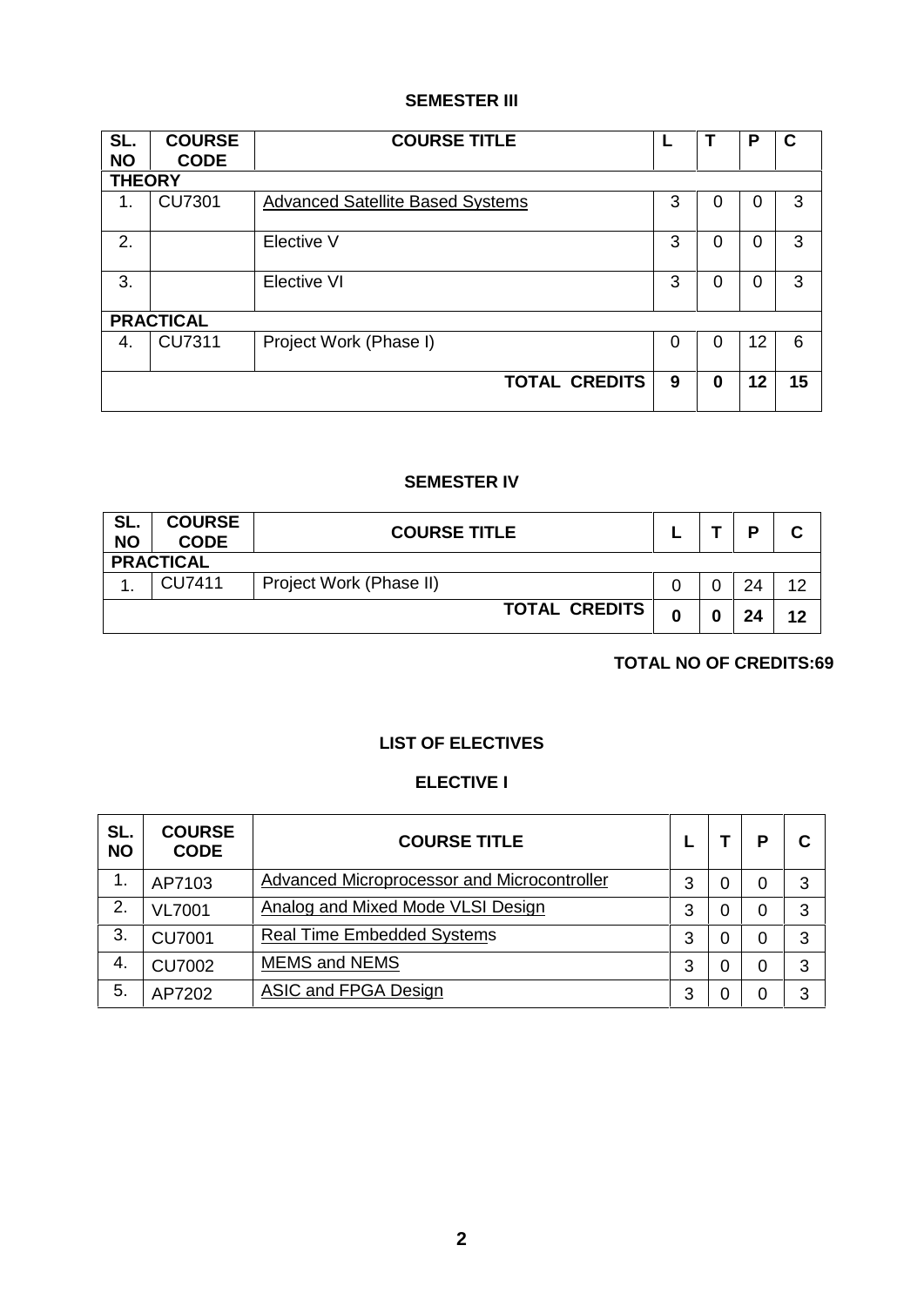## SEMESTER III

| SL. NO | COURSE CODE | COURSE TITLE | L | T | P | C |
|---|---|---|---|---|---|---|
| **THEORY** | | | | | | |
| 1. | CU7301 | Advanced Satellite Based Systems | 3 | 0 | 0 | 3 |
| 2. | | Elective V | 3 | 0 | 0 | 3 |
| 3. | | Elective VI | 3 | 0 | 0 | 3 |
| **PRACTICAL** | | | | | | |
| 4. | CU7311 | Project Work (Phase I) | 0 | 0 | 12 | 6 |
| | | **TOTAL CREDITS** | **9** | **0** | **12** | **15** |

## SEMESTER IV

| SL. NO | COURSE CODE | COURSE TITLE | L | T | P | C |
|---|---|---|---|---|---|---|
| **PRACTICAL** | | | | | | |
| 1. | CU7411 | Project Work (Phase II) | 0 | 0 | 24 | 12 |
| | | **TOTAL CREDITS** | **0** | **0** | **24** | **12** |

**TOTAL NO OF CREDITS:69**

## LIST OF ELECTIVES

### ELECTIVE I

| SL. NO | COURSE CODE | COURSE TITLE | L | T | P | C |
|---|---|---|---|---|---|---|
| 1. | AP7103 | Advanced Microprocessor and Microcontroller | 3 | 0 | 0 | 3 |
| 2. | VL7001 | Analog and Mixed Mode VLSI Design | 3 | 0 | 0 | 3 |
| 3. | CU7001 | Real Time Embedded Systems | 3 | 0 | 0 | 3 |
| 4. | CU7002 | MEMS and NEMS | 3 | 0 | 0 | 3 |
| 5. | AP7202 | ASIC and FPGA Design | 3 | 0 | 0 | 3 |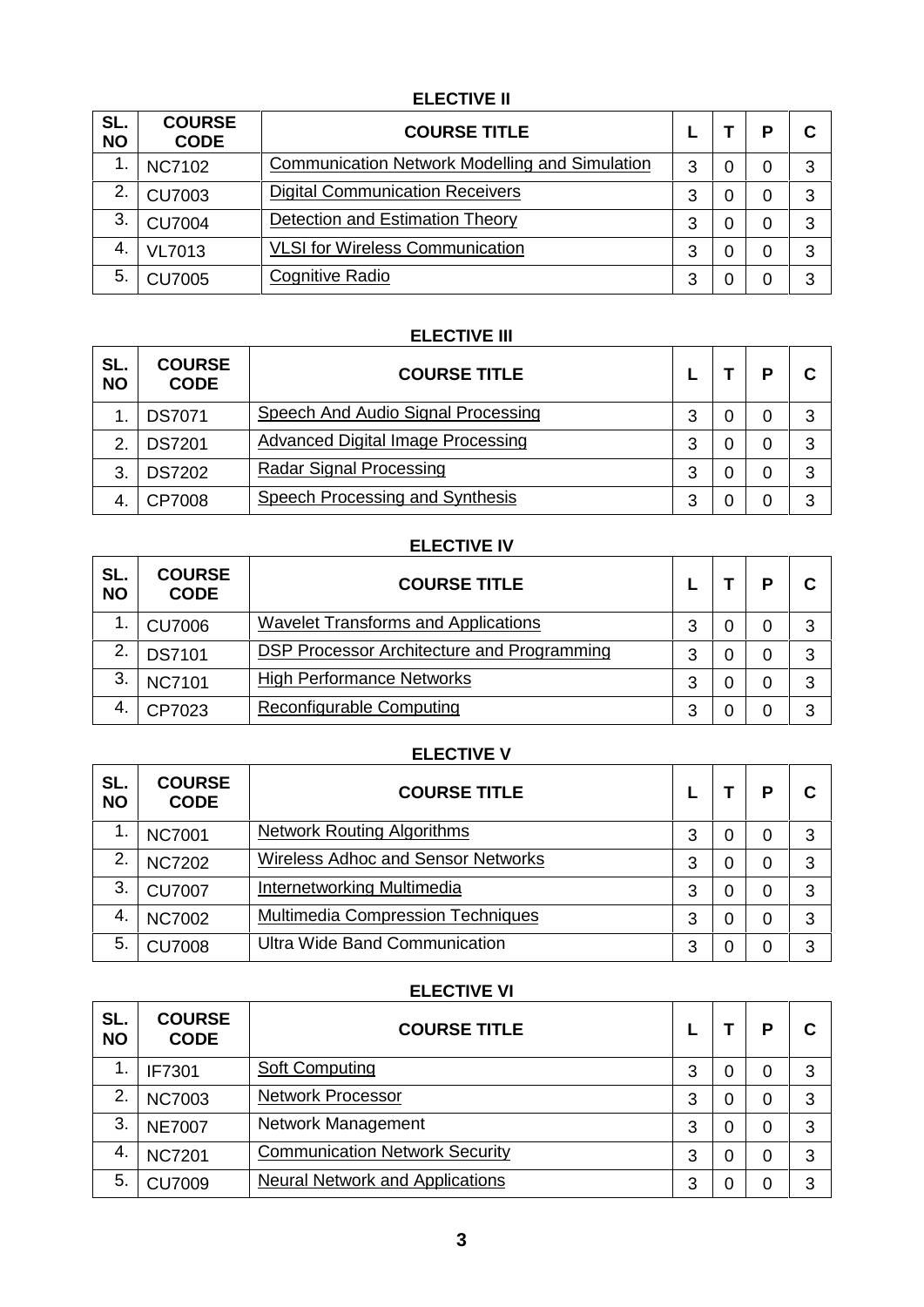## ELECTIVE II

| SL. NO | COURSE CODE | COURSE TITLE | L | T | P | C |
|---|---|---|---|---|---|---|
| 1. | NC7102 | Communication Network Modelling and Simulation | 3 | 0 | 0 | 3 |
| 2. | CU7003 | Digital Communication Receivers | 3 | 0 | 0 | 3 |
| 3. | CU7004 | Detection and Estimation Theory | 3 | 0 | 0 | 3 |
| 4. | VL7013 | VLSI for Wireless Communication | 3 | 0 | 0 | 3 |
| 5. | CU7005 | Cognitive Radio | 3 | 0 | 0 | 3 |

## ELECTIVE III

| SL. NO | COURSE CODE | COURSE TITLE | L | T | P | C |
|---|---|---|---|---|---|---|
| 1. | DS7071 | Speech And Audio Signal Processing | 3 | 0 | 0 | 3 |
| 2. | DS7201 | Advanced Digital Image Processing | 3 | 0 | 0 | 3 |
| 3. | DS7202 | Radar Signal Processing | 3 | 0 | 0 | 3 |
| 4. | CP7008 | Speech Processing and Synthesis | 3 | 0 | 0 | 3 |

## ELECTIVE IV

| SL. NO | COURSE CODE | COURSE TITLE | L | T | P | C |
|---|---|---|---|---|---|---|
| 1. | CU7006 | Wavelet Transforms and Applications | 3 | 0 | 0 | 3 |
| 2. | DS7101 | DSP Processor Architecture and Programming | 3 | 0 | 0 | 3 |
| 3. | NC7101 | High Performance Networks | 3 | 0 | 0 | 3 |
| 4. | CP7023 | Reconfigurable Computing | 3 | 0 | 0 | 3 |

## ELECTIVE V

| SL. NO | COURSE CODE | COURSE TITLE | L | T | P | C |
|---|---|---|---|---|---|---|
| 1. | NC7001 | Network Routing Algorithms | 3 | 0 | 0 | 3 |
| 2. | NC7202 | Wireless Adhoc and Sensor Networks | 3 | 0 | 0 | 3 |
| 3. | CU7007 | Internetworking Multimedia | 3 | 0 | 0 | 3 |
| 4. | NC7002 | Multimedia Compression Techniques | 3 | 0 | 0 | 3 |
| 5. | CU7008 | Ultra Wide Band Communication | 3 | 0 | 0 | 3 |

## ELECTIVE VI

| SL. NO | COURSE CODE | COURSE TITLE | L | T | P | C |
|---|---|---|---|---|---|---|
| 1. | IF7301 | Soft Computing | 3 | 0 | 0 | 3 |
| 2. | NC7003 | Network Processor | 3 | 0 | 0 | 3 |
| 3. | NE7007 | Network Management | 3 | 0 | 0 | 3 |
| 4. | NC7201 | Communication Network Security | 3 | 0 | 0 | 3 |
| 5. | CU7009 | Neural Network and Applications | 3 | 0 | 0 | 3 |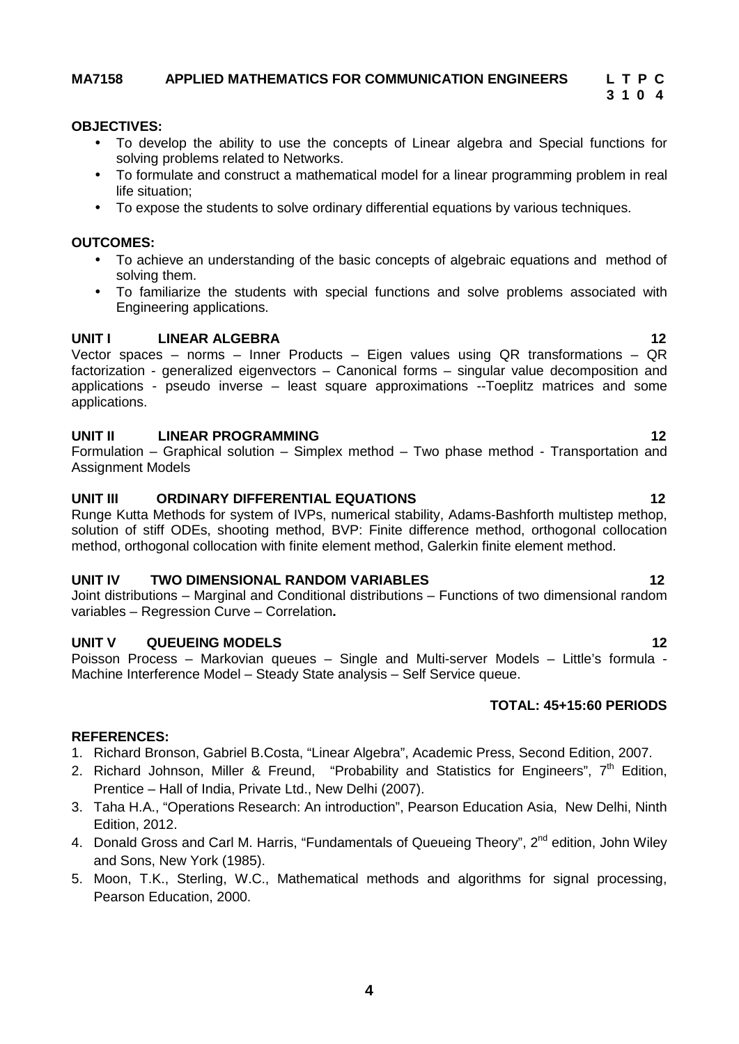**MA7158 APPLIED MATHEMATICS FOR COMMUNICATION ENGINEERS**

| L | T | P | C |
|---|---|---|---|
| 3 | 1 | 0 | 4 |

**OBJECTIVES:**

- To develop the ability to use the concepts of Linear algebra and Special functions for solving problems related to Networks.
- To formulate and construct a mathematical model for a linear programming problem in real life situation;
- To expose the students to solve ordinary differential equations by various techniques.

**OUTCOMES:**

- To achieve an understanding of the basic concepts of algebraic equations and method of solving them.
- To familiarize the students with special functions and solve problems associated with Engineering applications.

**UNIT I LINEAR ALGEBRA 12**

Vector spaces – norms – Inner Products – Eigen values using QR transformations – QR factorization - generalized eigenvectors – Canonical forms – singular value decomposition and applications - pseudo inverse – least square approximations --Toeplitz matrices and some applications.

**UNIT II LINEAR PROGRAMMING 12**

Formulation – Graphical solution – Simplex method – Two phase method - Transportation and Assignment Models

**UNIT III ORDINARY DIFFERENTIAL EQUATIONS 12**

Runge Kutta Methods for system of IVPs, numerical stability, Adams-Bashforth multistep methop, solution of stiff ODEs, shooting method, BVP: Finite difference method, orthogonal collocation method, orthogonal collocation with finite element method, Galerkin finite element method.

**UNIT IV TWO DIMENSIONAL RANDOM VARIABLES 12**

Joint distributions – Marginal and Conditional distributions – Functions of two dimensional random variables – Regression Curve – Correlation**.**

**UNIT V QUEUEING MODELS 12**

Poisson Process – Markovian queues – Single and Multi-server Models – Little's formula - Machine Interference Model – Steady State analysis – Self Service queue.

**TOTAL: 45+15:60 PERIODS**

**REFERENCES:**

1. Richard Bronson, Gabriel B.Costa, "Linear Algebra", Academic Press, Second Edition, 2007.
2. Richard Johnson, Miller & Freund, "Probability and Statistics for Engineers", 7th Edition, Prentice – Hall of India, Private Ltd., New Delhi (2007).
3. Taha H.A., "Operations Research: An introduction", Pearson Education Asia, New Delhi, Ninth Edition, 2012.
4. Donald Gross and Carl M. Harris, "Fundamentals of Queueing Theory", 2nd edition, John Wiley and Sons, New York (1985).
5. Moon, T.K., Sterling, W.C., Mathematical methods and algorithms for signal processing, Pearson Education, 2000.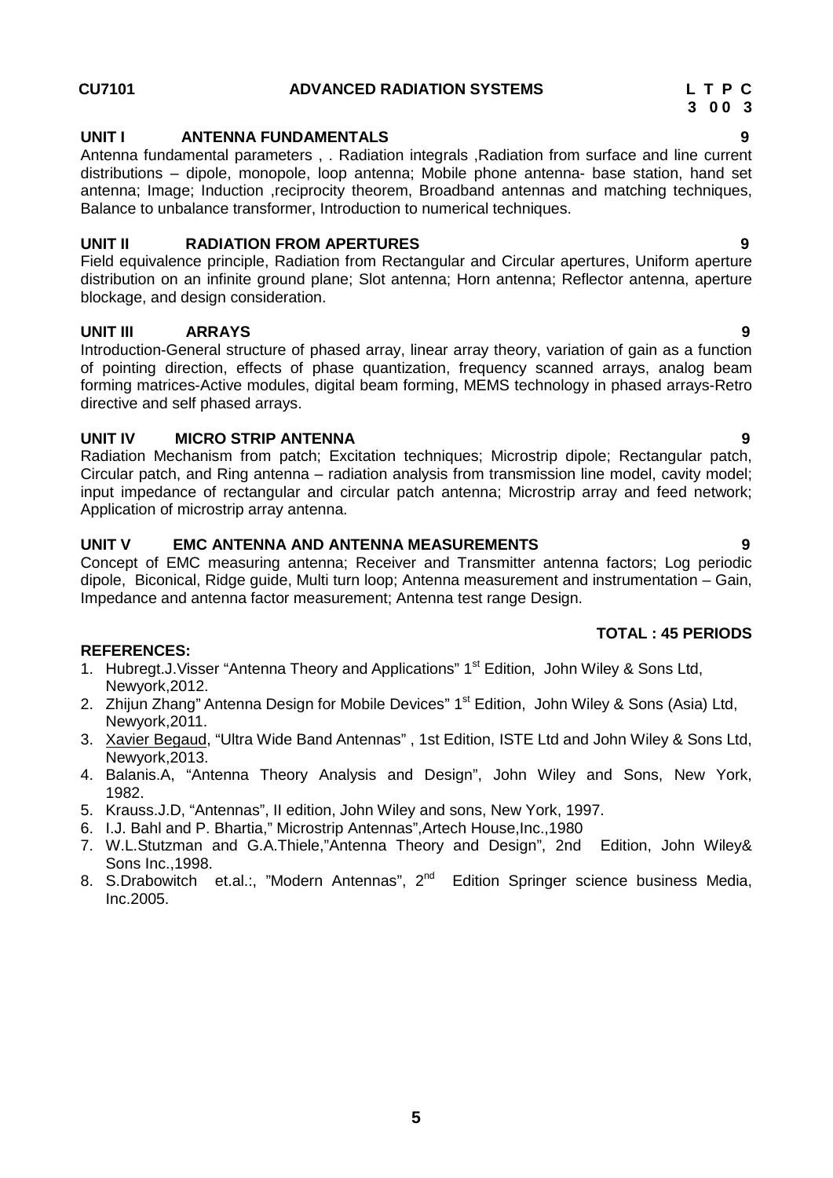**CU7101 ADVANCED RADIATION SYSTEMS**

| L | T | P | C |
|---|---|---|---|
| 3 | 0 | 0 | 3 |

**UNIT I ANTENNA FUNDAMENTALS 9**

Antenna fundamental parameters , . Radiation integrals ,Radiation from surface and line current distributions – dipole, monopole, loop antenna; Mobile phone antenna- base station, hand set antenna; Image; Induction ,reciprocity theorem, Broadband antennas and matching techniques, Balance to unbalance transformer, Introduction to numerical techniques.

**UNIT II RADIATION FROM APERTURES 9**

Field equivalence principle, Radiation from Rectangular and Circular apertures, Uniform aperture distribution on an infinite ground plane; Slot antenna; Horn antenna; Reflector antenna, aperture blockage, and design consideration.

**UNIT III ARRAYS 9**

Introduction-General structure of phased array, linear array theory, variation of gain as a function of pointing direction, effects of phase quantization, frequency scanned arrays, analog beam forming matrices-Active modules, digital beam forming, MEMS technology in phased arrays-Retro directive and self phased arrays.

**UNIT IV MICRO STRIP ANTENNA 9**

Radiation Mechanism from patch; Excitation techniques; Microstrip dipole; Rectangular patch, Circular patch, and Ring antenna – radiation analysis from transmission line model, cavity model; input impedance of rectangular and circular patch antenna; Microstrip array and feed network; Application of microstrip array antenna.

**UNIT V EMC ANTENNA AND ANTENNA MEASUREMENTS 9**

Concept of EMC measuring antenna; Receiver and Transmitter antenna factors; Log periodic dipole, Biconical, Ridge guide, Multi turn loop; Antenna measurement and instrumentation – Gain, Impedance and antenna factor measurement; Antenna test range Design.

**TOTAL : 45 PERIODS**

**REFERENCES:**

1. Hubregt.J.Visser "Antenna Theory and Applications" 1st Edition, John Wiley & Sons Ltd, Newyork,2012.
2. Zhijun Zhang" Antenna Design for Mobile Devices" 1st Edition, John Wiley & Sons (Asia) Ltd, Newyork,2011.
3. Xavier Begaud, "Ultra Wide Band Antennas" , 1st Edition, ISTE Ltd and John Wiley & Sons Ltd, Newyork,2013.
4. Balanis.A, "Antenna Theory Analysis and Design", John Wiley and Sons, New York, 1982.
5. Krauss.J.D, "Antennas", II edition, John Wiley and sons, New York, 1997.
6. I.J. Bahl and P. Bhartia," Microstrip Antennas",Artech House,Inc.,1980
7. W.L.Stutzman and G.A.Thiele,"Antenna Theory and Design", 2nd Edition, John Wiley& Sons Inc.,1998.
8. S.Drabowitch et.al.:, "Modern Antennas", 2nd Edition Springer science business Media, Inc.2005.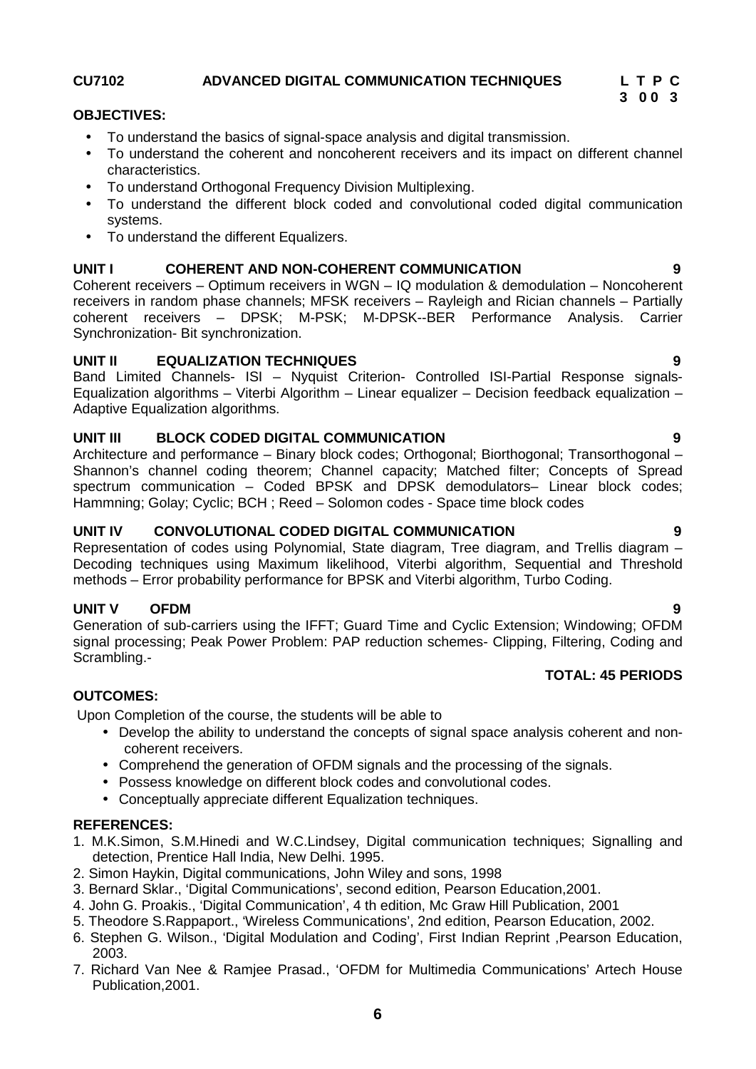**CU7102 ADVANCED DIGITAL COMMUNICATION TECHNIQUES**

| L | T | P | C |
|---|---|---|---|
| 3 | 0 | 0 | 3 |

**OBJECTIVES:**

- To understand the basics of signal-space analysis and digital transmission.
- To understand the coherent and noncoherent receivers and its impact on different channel characteristics.
- To understand Orthogonal Frequency Division Multiplexing.
- To understand the different block coded and convolutional coded digital communication systems.
- To understand the different Equalizers.

**UNIT I COHERENT AND NON-COHERENT COMMUNICATION 9**

Coherent receivers – Optimum receivers in WGN – IQ modulation & demodulation – Noncoherent receivers in random phase channels; MFSK receivers – Rayleigh and Rician channels – Partially coherent receivers – DPSK; M-PSK; M-DPSK--BER Performance Analysis. Carrier Synchronization- Bit synchronization.

**UNIT II EQUALIZATION TECHNIQUES 9**

Band Limited Channels- ISI – Nyquist Criterion- Controlled ISI-Partial Response signals- Equalization algorithms – Viterbi Algorithm – Linear equalizer – Decision feedback equalization – Adaptive Equalization algorithms.

**UNIT III BLOCK CODED DIGITAL COMMUNICATION 9**

Architecture and performance – Binary block codes; Orthogonal; Biorthogonal; Transorthogonal – Shannon's channel coding theorem; Channel capacity; Matched filter; Concepts of Spread spectrum communication – Coded BPSK and DPSK demodulators– Linear block codes; Hammning; Golay; Cyclic; BCH ; Reed – Solomon codes - Space time block codes

**UNIT IV CONVOLUTIONAL CODED DIGITAL COMMUNICATION 9**

Representation of codes using Polynomial, State diagram, Tree diagram, and Trellis diagram – Decoding techniques using Maximum likelihood, Viterbi algorithm, Sequential and Threshold methods – Error probability performance for BPSK and Viterbi algorithm, Turbo Coding.

**UNIT V OFDM 9**

Generation of sub-carriers using the IFFT; Guard Time and Cyclic Extension; Windowing; OFDM signal processing; Peak Power Problem: PAP reduction schemes- Clipping, Filtering, Coding and Scrambling.-

**TOTAL: 45 PERIODS**

**OUTCOMES:**

Upon Completion of the course, the students will be able to

- Develop the ability to understand the concepts of signal space analysis coherent and non-coherent receivers.
- Comprehend the generation of OFDM signals and the processing of the signals.
- Possess knowledge on different block codes and convolutional codes.
- Conceptually appreciate different Equalization techniques.

**REFERENCES:**

1. M.K.Simon, S.M.Hinedi and W.C.Lindsey, Digital communication techniques; Signalling and detection, Prentice Hall India, New Delhi. 1995.
2. Simon Haykin, Digital communications, John Wiley and sons, 1998
3. Bernard Sklar., 'Digital Communications', second edition, Pearson Education,2001.
4. John G. Proakis., 'Digital Communication', 4 th edition, Mc Graw Hill Publication, 2001
5. Theodore S.Rappaport., 'Wireless Communications', 2nd edition, Pearson Education, 2002.
6. Stephen G. Wilson., 'Digital Modulation and Coding', First Indian Reprint ,Pearson Education, 2003.
7. Richard Van Nee & Ramjee Prasad., 'OFDM for Multimedia Communications' Artech House Publication,2001.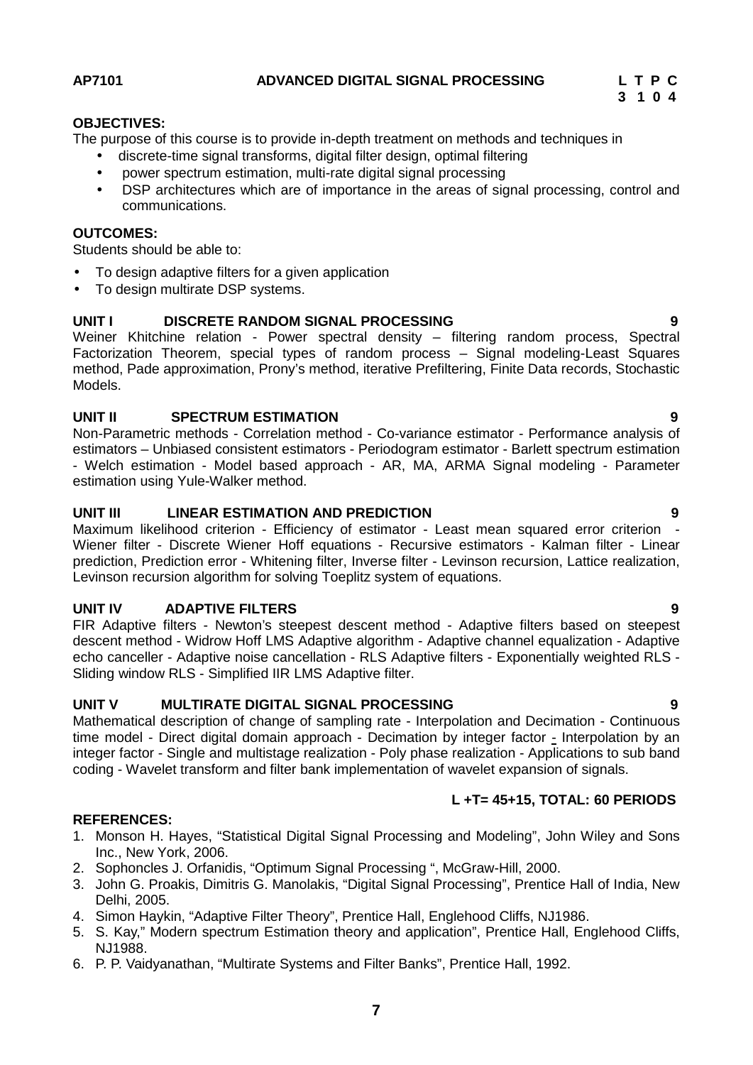**AP7101 ADVANCED DIGITAL SIGNAL PROCESSING**

| L | T | P | C |
|---|---|---|---|
| 3 | 1 | 0 | 4 |

**OBJECTIVES:**

The purpose of this course is to provide in-depth treatment on methods and techniques in

- discrete-time signal transforms, digital filter design, optimal filtering
- power spectrum estimation, multi-rate digital signal processing
- DSP architectures which are of importance in the areas of signal processing, control and communications.

**OUTCOMES:**

Students should be able to:

- To design adaptive filters for a given application
- To design multirate DSP systems.

**UNIT I DISCRETE RANDOM SIGNAL PROCESSING 9**

Weiner Khitchine relation - Power spectral density – filtering random process, Spectral Factorization Theorem, special types of random process – Signal modeling-Least Squares method, Pade approximation, Prony's method, iterative Prefiltering, Finite Data records, Stochastic Models.

**UNIT II SPECTRUM ESTIMATION 9**

Non-Parametric methods - Correlation method - Co-variance estimator - Performance analysis of estimators – Unbiased consistent estimators - Periodogram estimator - Barlett spectrum estimation - Welch estimation - Model based approach - AR, MA, ARMA Signal modeling - Parameter estimation using Yule-Walker method.

**UNIT III LINEAR ESTIMATION AND PREDICTION 9**

Maximum likelihood criterion - Efficiency of estimator - Least mean squared error criterion - Wiener filter - Discrete Wiener Hoff equations - Recursive estimators - Kalman filter - Linear prediction, Prediction error - Whitening filter, Inverse filter - Levinson recursion, Lattice realization, Levinson recursion algorithm for solving Toeplitz system of equations.

**UNIT IV ADAPTIVE FILTERS 9**

FIR Adaptive filters - Newton's steepest descent method - Adaptive filters based on steepest descent method - Widrow Hoff LMS Adaptive algorithm - Adaptive channel equalization - Adaptive echo canceller - Adaptive noise cancellation - RLS Adaptive filters - Exponentially weighted RLS - Sliding window RLS - Simplified IIR LMS Adaptive filter.

**UNIT V MULTIRATE DIGITAL SIGNAL PROCESSING 9**

Mathematical description of change of sampling rate - Interpolation and Decimation - Continuous time model - Direct digital domain approach - Decimation by integer factor - Interpolation by an integer factor - Single and multistage realization - Poly phase realization - Applications to sub band coding - Wavelet transform and filter bank implementation of wavelet expansion of signals.

**L +T= 45+15, TOTAL: 60 PERIODS**

**REFERENCES:**

1. Monson H. Hayes, "Statistical Digital Signal Processing and Modeling", John Wiley and Sons Inc., New York, 2006.
2. Sophoncles J. Orfanidis, "Optimum Signal Processing ", McGraw-Hill, 2000.
3. John G. Proakis, Dimitris G. Manolakis, "Digital Signal Processing", Prentice Hall of India, New Delhi, 2005.
4. Simon Haykin, "Adaptive Filter Theory", Prentice Hall, Englehood Cliffs, NJ1986.
5. S. Kay," Modern spectrum Estimation theory and application", Prentice Hall, Englehood Cliffs, NJ1988.
6. P. P. Vaidyanathan, "Multirate Systems and Filter Banks", Prentice Hall, 1992.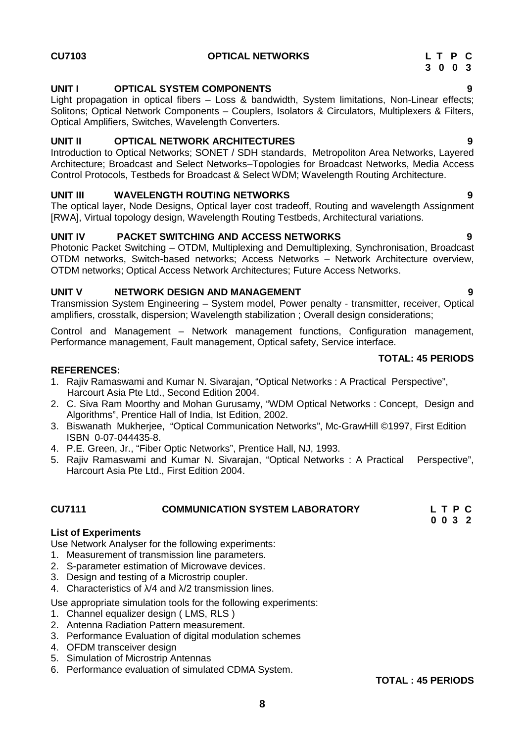## CU7103 OPTICAL NETWORKS

| L | T | P | C |
|---|---|---|---|
| 3 | 0 | 0 | 3 |

### UNIT I OPTICAL SYSTEM COMPONENTS — 9

Light propagation in optical fibers – Loss & bandwidth, System limitations, Non-Linear effects; Solitons; Optical Network Components – Couplers, Isolators & Circulators, Multiplexers & Filters, Optical Amplifiers, Switches, Wavelength Converters.

### UNIT II OPTICAL NETWORK ARCHITECTURES — 9

Introduction to Optical Networks; SONET / SDH standards, Metropolitan Area Networks, Layered Architecture; Broadcast and Select Networks–Topologies for Broadcast Networks, Media Access Control Protocols, Testbeds for Broadcast & Select WDM; Wavelength Routing Architecture.

### UNIT III WAVELENGTH ROUTING NETWORKS — 9

The optical layer, Node Designs, Optical layer cost tradeoff, Routing and wavelength Assignment [RWA], Virtual topology design, Wavelength Routing Testbeds, Architectural variations.

### UNIT IV PACKET SWITCHING AND ACCESS NETWORKS — 9

Photonic Packet Switching – OTDM, Multiplexing and Demultiplexing, Synchronisation, Broadcast OTDM networks, Switch-based networks; Access Networks – Network Architecture overview, OTDM networks; Optical Access Network Architectures; Future Access Networks.

### UNIT V NETWORK DESIGN AND MANAGEMENT — 9

Transmission System Engineering – System model, Power penalty - transmitter, receiver, Optical amplifiers, crosstalk, dispersion; Wavelength stabilization ; Overall design considerations;

Control and Management – Network management functions, Configuration management, Performance management, Fault management, Optical safety, Service interface.

**TOTAL: 45 PERIODS**

**REFERENCES:**

1. Rajiv Ramaswami and Kumar N. Sivarajan, “Optical Networks : A Practical Perspective”, Harcourt Asia Pte Ltd., Second Edition 2004.
2. C. Siva Ram Moorthy and Mohan Gurusamy, “WDM Optical Networks : Concept, Design and Algorithms”, Prentice Hall of India, Ist Edition, 2002.
3. Biswanath Mukherjee, “Optical Communication Networks”, Mc-GrawHill ©1997, First Edition ISBN 0-07-044435-8.
4. P.E. Green, Jr., “Fiber Optic Networks”, Prentice Hall, NJ, 1993.
5. Rajiv Ramaswami and Kumar N. Sivarajan, “Optical Networks : A Practical Perspective”, Harcourt Asia Pte Ltd., First Edition 2004.

## CU7111 COMMUNICATION SYSTEM LABORATORY

| L | T | P | C |
|---|---|---|---|
| 0 | 0 | 3 | 2 |

**List of Experiments**

Use Network Analyser for the following experiments:

1. Measurement of transmission line parameters.
2. S-parameter estimation of Microwave devices.
3. Design and testing of a Microstrip coupler.
4. Characteristics of $\lambda/4$ and $\lambda/2$ transmission lines.

Use appropriate simulation tools for the following experiments:

1. Channel equalizer design ( LMS, RLS )
2. Antenna Radiation Pattern measurement.
3. Performance Evaluation of digital modulation schemes
4. OFDM transceiver design
5. Simulation of Microstrip Antennas
6. Performance evaluation of simulated CDMA System.

**TOTAL : 45 PERIODS**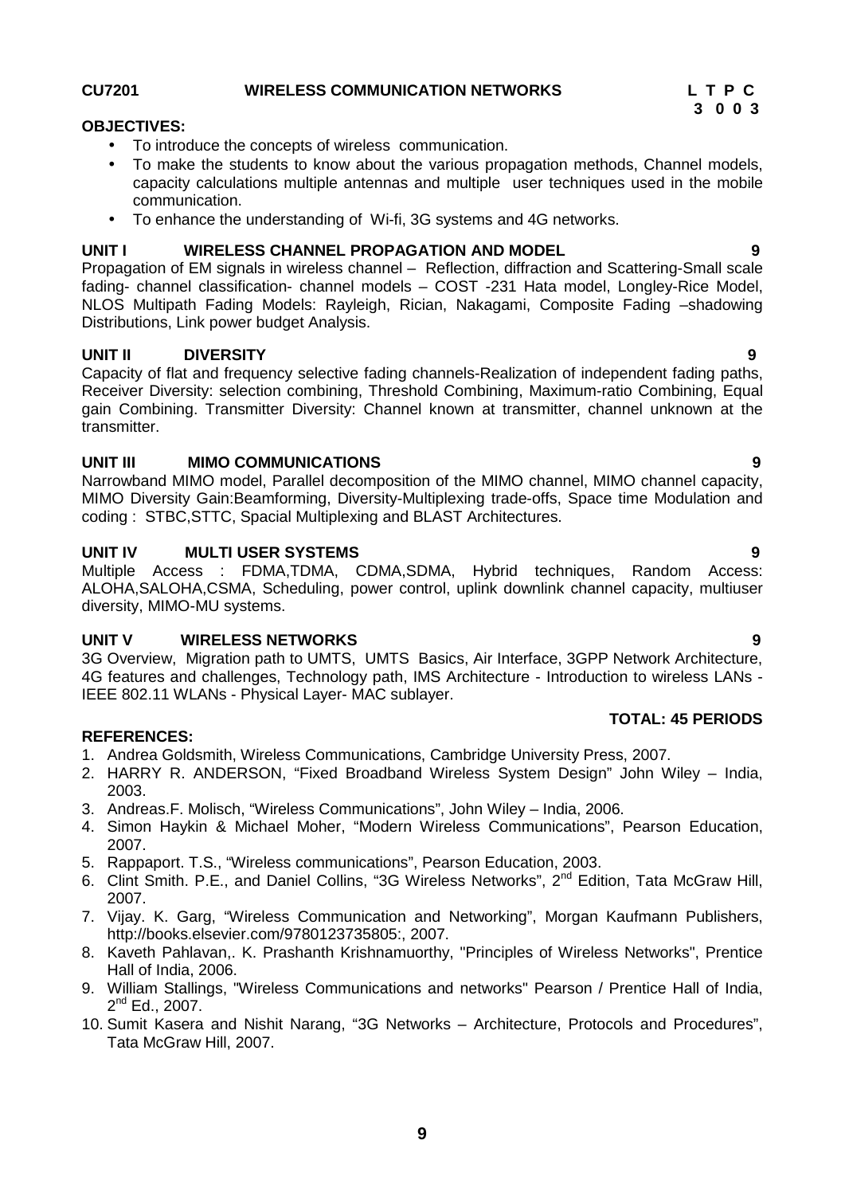**CU7201 WIRELESS COMMUNICATION NETWORKS**

| L | T | P | C |
|---|---|---|---|
| 3 | 0 | 0 | 3 |

**OBJECTIVES:**

- To introduce the concepts of wireless communication.
- To make the students to know about the various propagation methods, Channel models, capacity calculations multiple antennas and multiple user techniques used in the mobile communication.
- To enhance the understanding of Wi-fi, 3G systems and 4G networks.

**UNIT I WIRELESS CHANNEL PROPAGATION AND MODEL 9**

Propagation of EM signals in wireless channel – Reflection, diffraction and Scattering-Small scale fading- channel classification- channel models – COST -231 Hata model, Longley-Rice Model, NLOS Multipath Fading Models: Rayleigh, Rician, Nakagami, Composite Fading –shadowing Distributions, Link power budget Analysis.

**UNIT II DIVERSITY 9**

Capacity of flat and frequency selective fading channels-Realization of independent fading paths, Receiver Diversity: selection combining, Threshold Combining, Maximum-ratio Combining, Equal gain Combining. Transmitter Diversity: Channel known at transmitter, channel unknown at the transmitter.

**UNIT III MIMO COMMUNICATIONS 9**

Narrowband MIMO model, Parallel decomposition of the MIMO channel, MIMO channel capacity, MIMO Diversity Gain:Beamforming, Diversity-Multiplexing trade-offs, Space time Modulation and coding : STBC,STTC, Spacial Multiplexing and BLAST Architectures.

**UNIT IV MULTI USER SYSTEMS 9**

Multiple Access : FDMA,TDMA, CDMA,SDMA, Hybrid techniques, Random Access: ALOHA,SALOHA,CSMA, Scheduling, power control, uplink downlink channel capacity, multiuser diversity, MIMO-MU systems.

**UNIT V WIRELESS NETWORKS 9**

3G Overview, Migration path to UMTS, UMTS Basics, Air Interface, 3GPP Network Architecture, 4G features and challenges, Technology path, IMS Architecture - Introduction to wireless LANs - IEEE 802.11 WLANs - Physical Layer- MAC sublayer.

**TOTAL: 45 PERIODS**

**REFERENCES:**

1. Andrea Goldsmith, Wireless Communications, Cambridge University Press, 2007.
2. HARRY R. ANDERSON, "Fixed Broadband Wireless System Design" John Wiley – India, 2003.
3. Andreas.F. Molisch, "Wireless Communications", John Wiley – India, 2006.
4. Simon Haykin & Michael Moher, "Modern Wireless Communications", Pearson Education, 2007.
5. Rappaport. T.S., "Wireless communications", Pearson Education, 2003.
6. Clint Smith. P.E., and Daniel Collins, "3G Wireless Networks", 2nd Edition, Tata McGraw Hill, 2007.
7. Vijay. K. Garg, "Wireless Communication and Networking", Morgan Kaufmann Publishers, http://books.elsevier.com/9780123735805:, 2007.
8. Kaveth Pahlavan,. K. Prashanth Krishnamuorthy, "Principles of Wireless Networks", Prentice Hall of India, 2006.
9. William Stallings, "Wireless Communications and networks" Pearson / Prentice Hall of India, 2nd Ed., 2007.
10. Sumit Kasera and Nishit Narang, "3G Networks – Architecture, Protocols and Procedures", Tata McGraw Hill, 2007.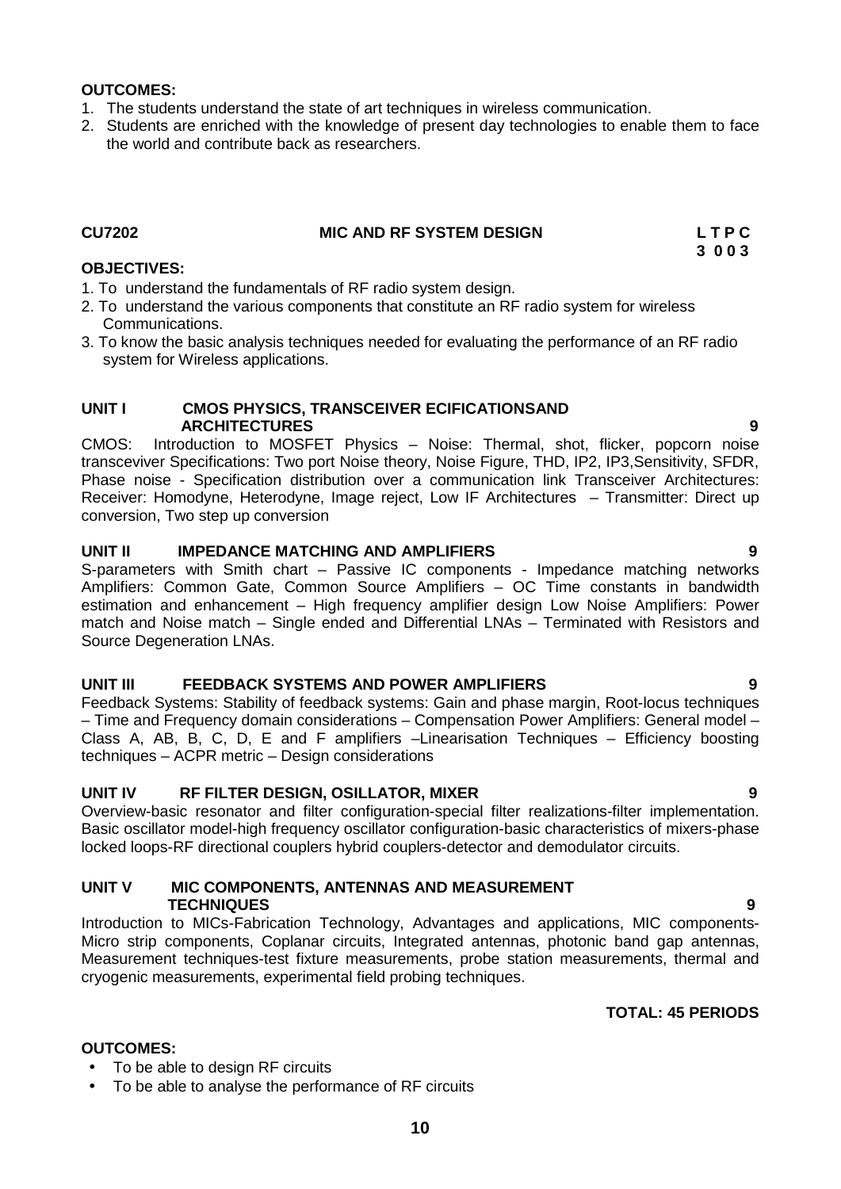**OUTCOMES:**

1. The students understand the state of art techniques in wireless communication.
2. Students are enriched with the knowledge of present day technologies to enable them to face the world and contribute back as researchers.

**CU7202 MIC AND RF SYSTEM DESIGN L T P C**
**3 0 0 3**

**OBJECTIVES:**

1. To understand the fundamentals of RF radio system design.
2. To understand the various components that constitute an RF radio system for wireless Communications.
3. To know the basic analysis techniques needed for evaluating the performance of an RF radio system for Wireless applications.

**UNIT I CMOS PHYSICS, TRANSCEIVER ECIFICATIONSAND ARCHITECTURES 9**

CMOS: Introduction to MOSFET Physics – Noise: Thermal, shot, flicker, popcorn noise transceviver Specifications: Two port Noise theory, Noise Figure, THD, IP2, IP3,Sensitivity, SFDR, Phase noise - Specification distribution over a communication link Transceiver Architectures: Receiver: Homodyne, Heterodyne, Image reject, Low IF Architectures – Transmitter: Direct up conversion, Two step up conversion

**UNIT II IMPEDANCE MATCHING AND AMPLIFIERS 9**

S-parameters with Smith chart – Passive IC components - Impedance matching networks Amplifiers: Common Gate, Common Source Amplifiers – OC Time constants in bandwidth estimation and enhancement – High frequency amplifier design Low Noise Amplifiers: Power match and Noise match – Single ended and Differential LNAs – Terminated with Resistors and Source Degeneration LNAs.

**UNIT III FEEDBACK SYSTEMS AND POWER AMPLIFIERS 9**

Feedback Systems: Stability of feedback systems: Gain and phase margin, Root-locus techniques – Time and Frequency domain considerations – Compensation Power Amplifiers: General model – Class A, AB, B, C, D, E and F amplifiers –Linearisation Techniques – Efficiency boosting techniques – ACPR metric – Design considerations

**UNIT IV RF FILTER DESIGN, OSILLATOR, MIXER 9**

Overview-basic resonator and filter configuration-special filter realizations-filter implementation. Basic oscillator model-high frequency oscillator configuration-basic characteristics of mixers-phase locked loops-RF directional couplers hybrid couplers-detector and demodulator circuits.

**UNIT V MIC COMPONENTS, ANTENNAS AND MEASUREMENT TECHNIQUES 9**

Introduction to MICs-Fabrication Technology, Advantages and applications, MIC components-Micro strip components, Coplanar circuits, Integrated antennas, photonic band gap antennas, Measurement techniques-test fixture measurements, probe station measurements, thermal and cryogenic measurements, experimental field probing techniques.

**TOTAL: 45 PERIODS**

**OUTCOMES:**

- To be able to design RF circuits
- To be able to analyse the performance of RF circuits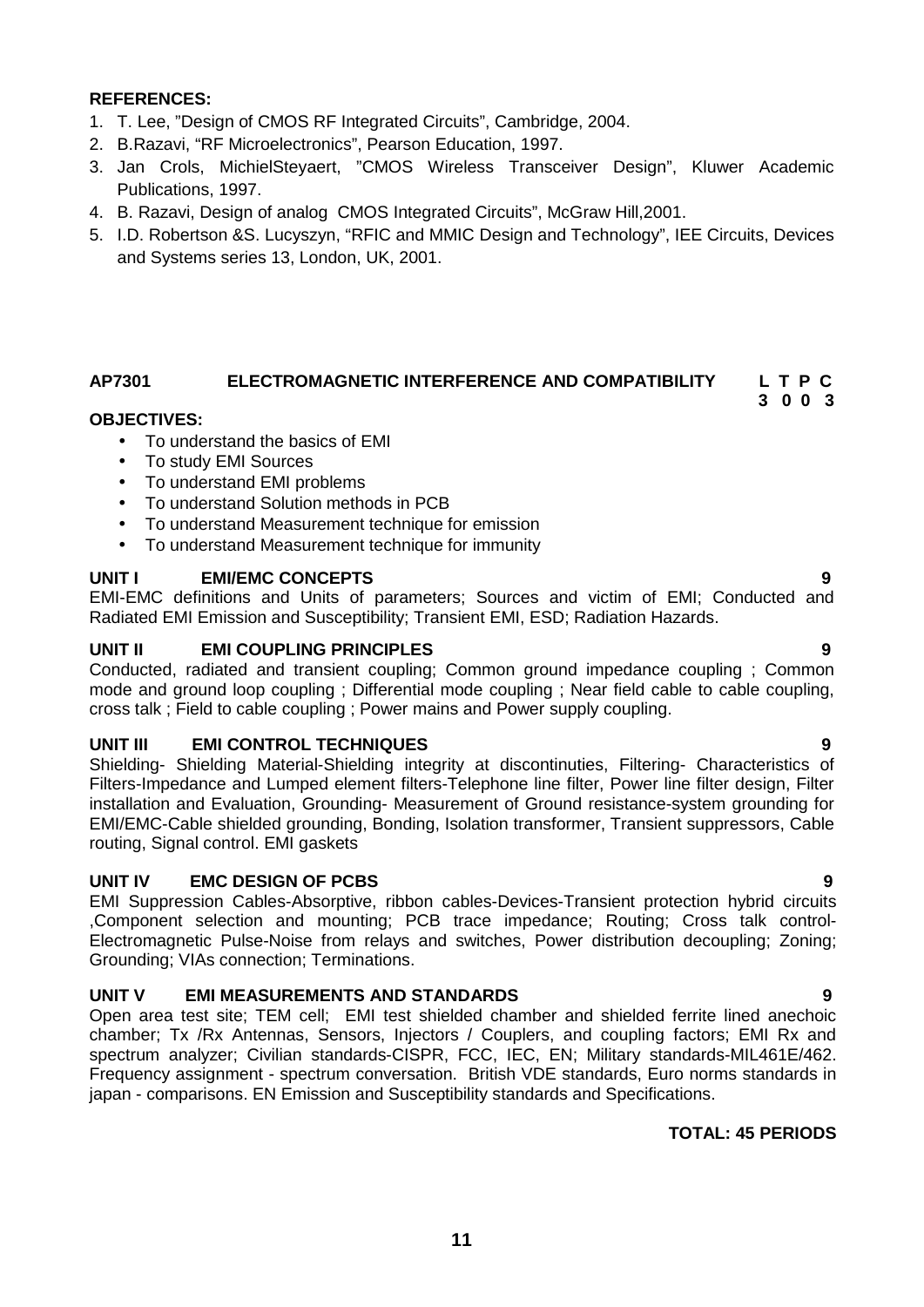**REFERENCES:**

1. T. Lee, "Design of CMOS RF Integrated Circuits", Cambridge, 2004.
2. B.Razavi, "RF Microelectronics", Pearson Education, 1997.
3. Jan Crols, MichielSteyaert, "CMOS Wireless Transceiver Design", Kluwer Academic Publications, 1997.
4. B. Razavi, Design of analog CMOS Integrated Circuits", McGraw Hill,2001.
5. I.D. Robertson &S. Lucyszyn, "RFIC and MMIC Design and Technology", IEE Circuits, Devices and Systems series 13, London, UK, 2001.

## AP7301 ELECTROMAGNETIC INTERFERENCE AND COMPATIBILITY

| L | T | P | C |
|---|---|---|---|
| 3 | 0 | 0 | 3 |

**OBJECTIVES:**

- To understand the basics of EMI
- To study EMI Sources
- To understand EMI problems
- To understand Solution methods in PCB
- To understand Measurement technique for emission
- To understand Measurement technique for immunity

**UNIT I EMI/EMC CONCEPTS** **9**

EMI-EMC definitions and Units of parameters; Sources and victim of EMI; Conducted and Radiated EMI Emission and Susceptibility; Transient EMI, ESD; Radiation Hazards.

**UNIT II EMI COUPLING PRINCIPLES** **9**

Conducted, radiated and transient coupling; Common ground impedance coupling ; Common mode and ground loop coupling ; Differential mode coupling ; Near field cable to cable coupling, cross talk ; Field to cable coupling ; Power mains and Power supply coupling.

**UNIT III EMI CONTROL TECHNIQUES** **9**

Shielding- Shielding Material-Shielding integrity at discontinuties, Filtering- Characteristics of Filters-Impedance and Lumped element filters-Telephone line filter, Power line filter design, Filter installation and Evaluation, Grounding- Measurement of Ground resistance-system grounding for EMI/EMC-Cable shielded grounding, Bonding, Isolation transformer, Transient suppressors, Cable routing, Signal control. EMI gaskets

**UNIT IV EMC DESIGN OF PCBS** **9**

EMI Suppression Cables-Absorptive, ribbon cables-Devices-Transient protection hybrid circuits ,Component selection and mounting; PCB trace impedance; Routing; Cross talk control-Electromagnetic Pulse-Noise from relays and switches, Power distribution decoupling; Zoning; Grounding; VIAs connection; Terminations.

**UNIT V EMI MEASUREMENTS AND STANDARDS** **9**

Open area test site; TEM cell; EMI test shielded chamber and shielded ferrite lined anechoic chamber; Tx /Rx Antennas, Sensors, Injectors / Couplers, and coupling factors; EMI Rx and spectrum analyzer; Civilian standards-CISPR, FCC, IEC, EN; Military standards-MIL461E/462. Frequency assignment - spectrum conversation. British VDE standards, Euro norms standards in japan - comparisons. EN Emission and Susceptibility standards and Specifications.

**TOTAL: 45 PERIODS**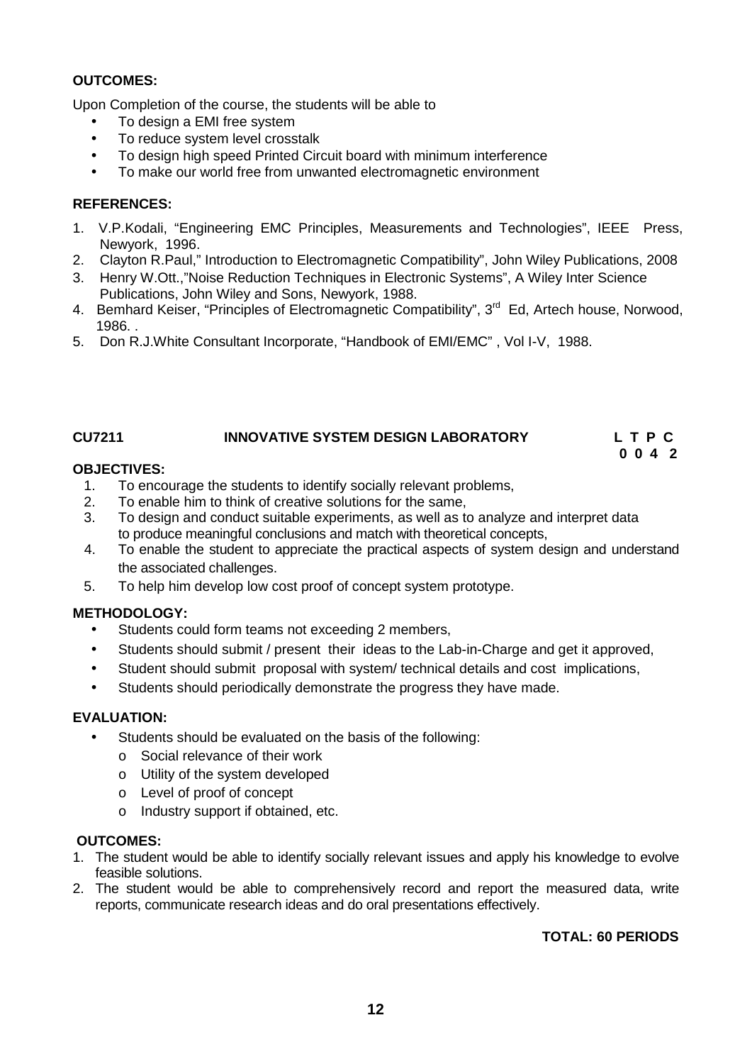**OUTCOMES:**

Upon Completion of the course, the students will be able to

- To design a EMI free system
- To reduce system level crosstalk
- To design high speed Printed Circuit board with minimum interference
- To make our world free from unwanted electromagnetic environment

**REFERENCES:**

1. V.P.Kodali, "Engineering EMC Principles, Measurements and Technologies", IEEE Press, Newyork, 1996.
2. Clayton R.Paul," Introduction to Electromagnetic Compatibility", John Wiley Publications, 2008
3. Henry W.Ott.,"Noise Reduction Techniques in Electronic Systems", A Wiley Inter Science Publications, John Wiley and Sons, Newyork, 1988.
4. Bemhard Keiser, "Principles of Electromagnetic Compatibility", 3rd Ed, Artech house, Norwood, 1986. .
5. Don R.J.White Consultant Incorporate, "Handbook of EMI/EMC" , Vol I-V, 1988.

**CU7211 INNOVATIVE SYSTEM DESIGN LABORATORY**

| L | T | P | C |
|---|---|---|---|
| 0 | 0 | 4 | 2 |

**OBJECTIVES:**

1. To encourage the students to identify socially relevant problems,
2. To enable him to think of creative solutions for the same,
3. To design and conduct suitable experiments, as well as to analyze and interpret data to produce meaningful conclusions and match with theoretical concepts,
4. To enable the student to appreciate the practical aspects of system design and understand the associated challenges.
5. To help him develop low cost proof of concept system prototype.

**METHODOLOGY:**

- Students could form teams not exceeding 2 members,
- Students should submit / present their ideas to the Lab-in-Charge and get it approved,
- Student should submit proposal with system/ technical details and cost implications,
- Students should periodically demonstrate the progress they have made.

**EVALUATION:**

- Students should be evaluated on the basis of the following:
  - Social relevance of their work
  - Utility of the system developed
  - Level of proof of concept
  - Industry support if obtained, etc.

**OUTCOMES:**

1. The student would be able to identify socially relevant issues and apply his knowledge to evolve feasible solutions.
2. The student would be able to comprehensively record and report the measured data, write reports, communicate research ideas and do oral presentations effectively.

**TOTAL: 60 PERIODS**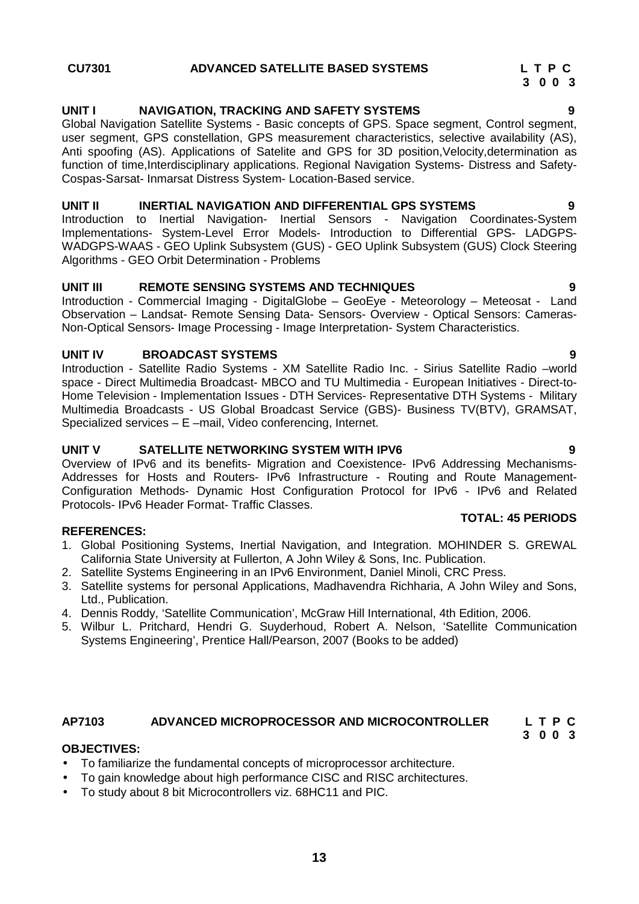**CU7301 ADVANCED SATELLITE BASED SYSTEMS**

**L T P C**
**3 0 0 3**

**UNIT I NAVIGATION, TRACKING AND SAFETY SYSTEMS 9**

Global Navigation Satellite Systems - Basic concepts of GPS. Space segment, Control segment, user segment, GPS constellation, GPS measurement characteristics, selective availability (AS), Anti spoofing (AS). Applications of Satelite and GPS for 3D position,Velocity,determination as function of time,Interdisciplinary applications. Regional Navigation Systems- Distress and Safety- Cospas-Sarsat- Inmarsat Distress System- Location-Based service.

**UNIT II INERTIAL NAVIGATION AND DIFFERENTIAL GPS SYSTEMS 9**

Introduction to Inertial Navigation- Inertial Sensors - Navigation Coordinates-System Implementations- System-Level Error Models- Introduction to Differential GPS- LADGPS- WADGPS-WAAS - GEO Uplink Subsystem (GUS) - GEO Uplink Subsystem (GUS) Clock Steering Algorithms - GEO Orbit Determination - Problems

**UNIT III REMOTE SENSING SYSTEMS AND TECHNIQUES 9**

Introduction - Commercial Imaging - DigitalGlobe – GeoEye - Meteorology – Meteosat - Land Observation – Landsat- Remote Sensing Data- Sensors- Overview - Optical Sensors: Cameras- Non-Optical Sensors- Image Processing - Image Interpretation- System Characteristics.

**UNIT IV BROADCAST SYSTEMS 9**

Introduction - Satellite Radio Systems - XM Satellite Radio Inc. - Sirius Satellite Radio –world space - Direct Multimedia Broadcast- MBCO and TU Multimedia - European Initiatives - Direct-to-Home Television - Implementation Issues - DTH Services- Representative DTH Systems - Military Multimedia Broadcasts - US Global Broadcast Service (GBS)- Business TV(BTV), GRAMSAT, Specialized services – E –mail, Video conferencing, Internet.

**UNIT V SATELLITE NETWORKING SYSTEM WITH IPV6 9**

Overview of IPv6 and its benefits- Migration and Coexistence- IPv6 Addressing Mechanisms- Addresses for Hosts and Routers- IPv6 Infrastructure - Routing and Route Management- Configuration Methods- Dynamic Host Configuration Protocol for IPv6 - IPv6 and Related Protocols- IPv6 Header Format- Traffic Classes.

**TOTAL: 45 PERIODS**

**REFERENCES:**

1. Global Positioning Systems, Inertial Navigation, and Integration. MOHINDER S. GREWAL California State University at Fullerton, A John Wiley & Sons, Inc. Publication.
2. Satellite Systems Engineering in an IPv6 Environment, Daniel Minoli, CRC Press.
3. Satellite systems for personal Applications, Madhavendra Richharia, A John Wiley and Sons, Ltd., Publication.
4. Dennis Roddy, 'Satellite Communication', McGraw Hill International, 4th Edition, 2006.
5. Wilbur L. Pritchard, Hendri G. Suyderhoud, Robert A. Nelson, 'Satellite Communication Systems Engineering', Prentice Hall/Pearson, 2007 (Books to be added)

**AP7103 ADVANCED MICROPROCESSOR AND MICROCONTROLLER**

**L T P C**
**3 0 0 3**

**OBJECTIVES:**

- To familiarize the fundamental concepts of microprocessor architecture.
- To gain knowledge about high performance CISC and RISC architectures.
- To study about 8 bit Microcontrollers viz. 68HC11 and PIC.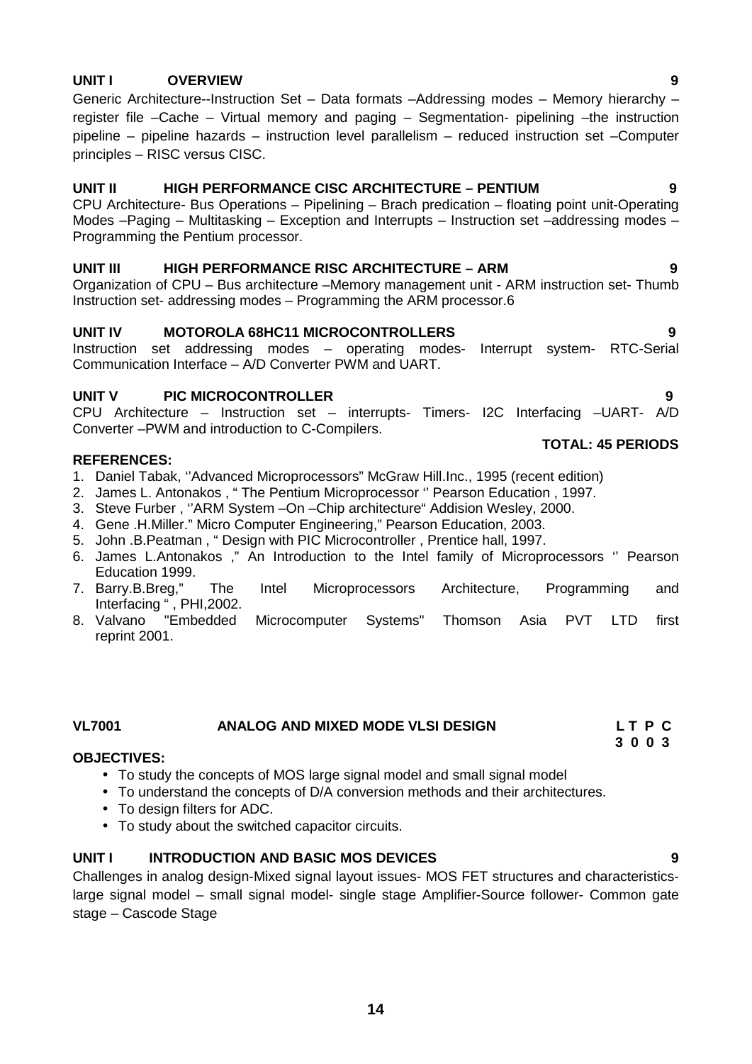**UNIT I OVERVIEW 9**

Generic Architecture--Instruction Set – Data formats –Addressing modes – Memory hierarchy – register file –Cache – Virtual memory and paging – Segmentation- pipelining –the instruction pipeline – pipeline hazards – instruction level parallelism – reduced instruction set –Computer principles – RISC versus CISC.

**UNIT II HIGH PERFORMANCE CISC ARCHITECTURE – PENTIUM 9**

CPU Architecture- Bus Operations – Pipelining – Brach predication – floating point unit-Operating Modes –Paging – Multitasking – Exception and Interrupts – Instruction set –addressing modes – Programming the Pentium processor.

**UNIT III HIGH PERFORMANCE RISC ARCHITECTURE – ARM 9**

Organization of CPU – Bus architecture –Memory management unit - ARM instruction set- Thumb Instruction set- addressing modes – Programming the ARM processor.6

**UNIT IV MOTOROLA 68HC11 MICROCONTROLLERS 9**

Instruction set addressing modes – operating modes- Interrupt system- RTC-Serial Communication Interface – A/D Converter PWM and UART.

**UNIT V PIC MICROCONTROLLER 9**

CPU Architecture – Instruction set – interrupts- Timers- I2C Interfacing –UART- A/D Converter –PWM and introduction to C-Compilers.

**TOTAL: 45 PERIODS**

**REFERENCES:**

1. Daniel Tabak, ''Advanced Microprocessors" McGraw Hill.Inc., 1995 (recent edition)
2. James L. Antonakos , " The Pentium Microprocessor '' Pearson Education , 1997.
3. Steve Furber , ''ARM System –On –Chip architecture" Addision Wesley, 2000.
4. Gene .H.Miller." Micro Computer Engineering," Pearson Education, 2003.
5. John .B.Peatman , " Design with PIC Microcontroller , Prentice hall, 1997.
6. James L.Antonakos ," An Introduction to the Intel family of Microprocessors '' Pearson Education 1999.
7. Barry.B.Breg," The Intel Microprocessors Architecture, Programming and Interfacing " , PHI,2002.
8. Valvano "Embedded Microcomputer Systems" Thomson Asia PVT LTD first reprint 2001.

**VL7001 ANALOG AND MIXED MODE VLSI DESIGN**

| L | T | P | C |
|---|---|---|---|
| 3 | 0 | 0 | 3 |

**OBJECTIVES:**

- To study the concepts of MOS large signal model and small signal model
- To understand the concepts of D/A conversion methods and their architectures.
- To design filters for ADC.
- To study about the switched capacitor circuits.

**UNIT I INTRODUCTION AND BASIC MOS DEVICES 9**

Challenges in analog design-Mixed signal layout issues- MOS FET structures and characteristics- large signal model – small signal model- single stage Amplifier-Source follower- Common gate stage – Cascode Stage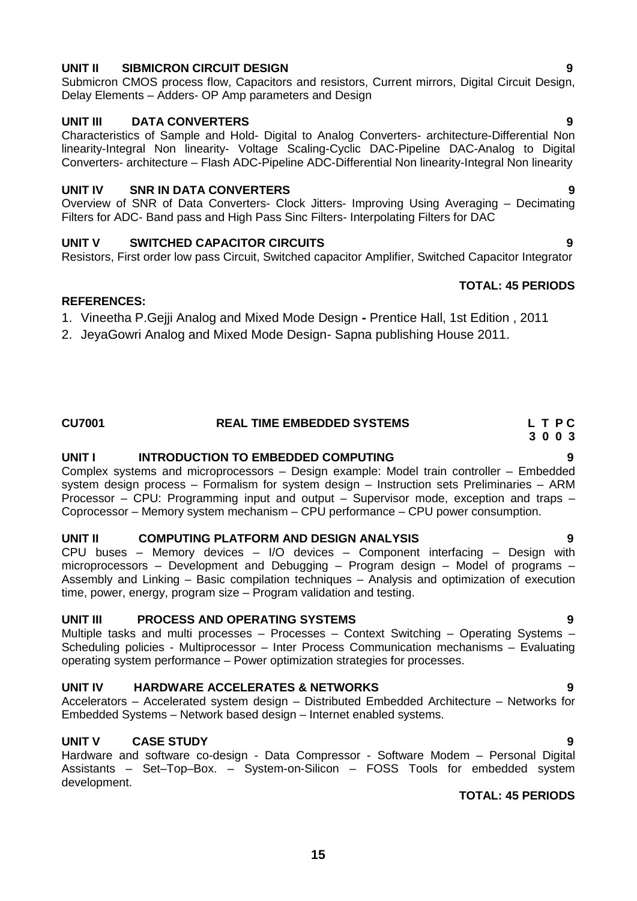**UNIT II SIBMICRON CIRCUIT DESIGN 9**

Submicron CMOS process flow, Capacitors and resistors, Current mirrors, Digital Circuit Design, Delay Elements – Adders- OP Amp parameters and Design

**UNIT III DATA CONVERTERS 9**

Characteristics of Sample and Hold- Digital to Analog Converters- architecture-Differential Non linearity-Integral Non linearity- Voltage Scaling-Cyclic DAC-Pipeline DAC-Analog to Digital Converters- architecture – Flash ADC-Pipeline ADC-Differential Non linearity-Integral Non linearity

**UNIT IV SNR IN DATA CONVERTERS 9**

Overview of SNR of Data Converters- Clock Jitters- Improving Using Averaging – Decimating Filters for ADC- Band pass and High Pass Sinc Filters- Interpolating Filters for DAC

**UNIT V SWITCHED CAPACITOR CIRCUITS 9**

Resistors, First order low pass Circuit, Switched capacitor Amplifier, Switched Capacitor Integrator

**TOTAL: 45 PERIODS**

**REFERENCES:**

1. Vineetha P.Gejji Analog and Mixed Mode Design **-** Prentice Hall, 1st Edition , 2011
2. JeyaGowri Analog and Mixed Mode Design- Sapna publishing House 2011.

## CU7001 REAL TIME EMBEDDED SYSTEMS

| L | T | P | C |
|---|---|---|---|
| 3 | 0 | 0 | 3 |

**UNIT I INTRODUCTION TO EMBEDDED COMPUTING 9**

Complex systems and microprocessors – Design example: Model train controller – Embedded system design process – Formalism for system design – Instruction sets Preliminaries – ARM Processor – CPU: Programming input and output – Supervisor mode, exception and traps – Coprocessor – Memory system mechanism – CPU performance – CPU power consumption.

**UNIT II COMPUTING PLATFORM AND DESIGN ANALYSIS 9**

CPU buses – Memory devices – I/O devices – Component interfacing – Design with microprocessors – Development and Debugging – Program design – Model of programs – Assembly and Linking – Basic compilation techniques – Analysis and optimization of execution time, power, energy, program size – Program validation and testing.

**UNIT III PROCESS AND OPERATING SYSTEMS 9**

Multiple tasks and multi processes – Processes – Context Switching – Operating Systems – Scheduling policies - Multiprocessor – Inter Process Communication mechanisms – Evaluating operating system performance – Power optimization strategies for processes.

**UNIT IV HARDWARE ACCELERATES & NETWORKS 9**

Accelerators – Accelerated system design – Distributed Embedded Architecture – Networks for Embedded Systems – Network based design – Internet enabled systems.

**UNIT V CASE STUDY 9**

Hardware and software co-design - Data Compressor - Software Modem – Personal Digital Assistants – Set–Top–Box. – System-on-Silicon – FOSS Tools for embedded system development.

**TOTAL: 45 PERIODS**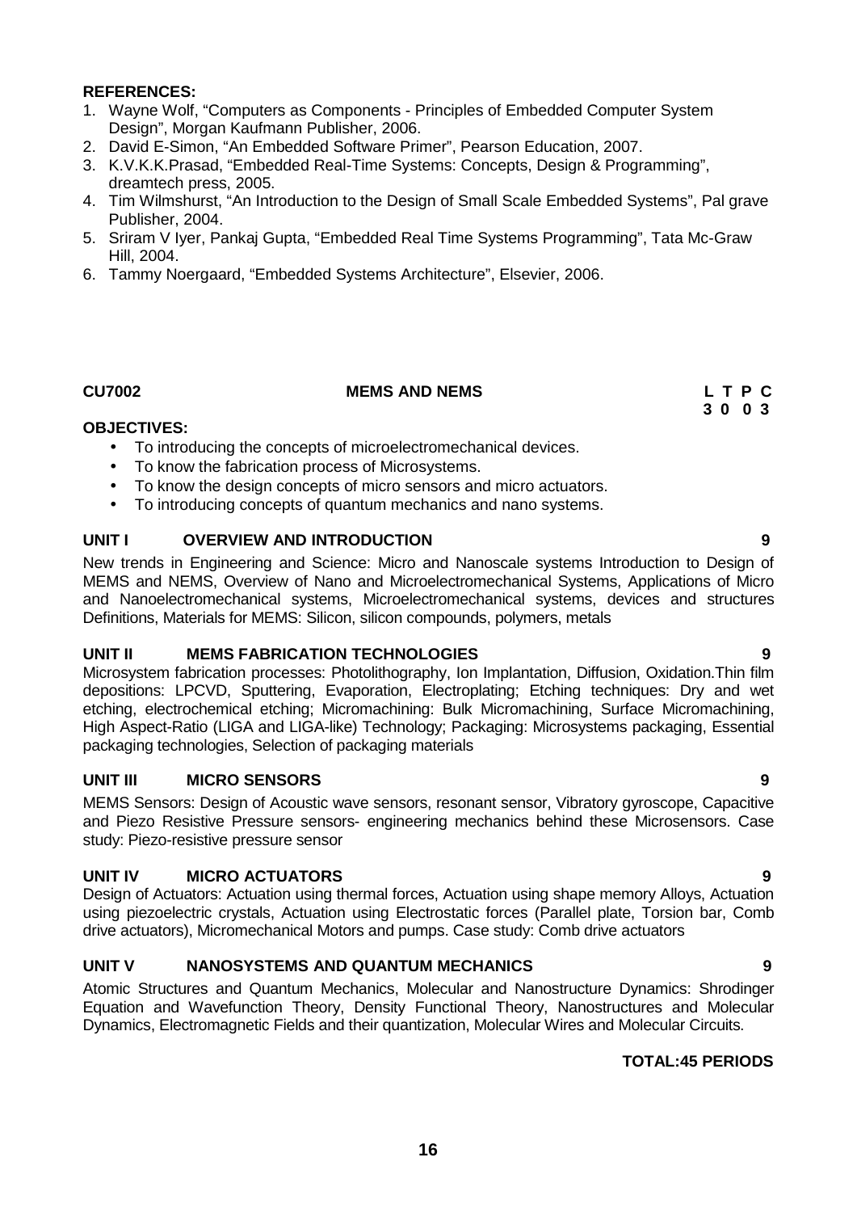**REFERENCES:**

1. Wayne Wolf, "Computers as Components - Principles of Embedded Computer System Design", Morgan Kaufmann Publisher, 2006.
2. David E-Simon, "An Embedded Software Primer", Pearson Education, 2007.
3. K.V.K.K.Prasad, "Embedded Real-Time Systems: Concepts, Design & Programming", dreamtech press, 2005.
4. Tim Wilmshurst, "An Introduction to the Design of Small Scale Embedded Systems", Pal grave Publisher, 2004.
5. Sriram V Iyer, Pankaj Gupta, "Embedded Real Time Systems Programming", Tata Mc-Graw Hill, 2004.
6. Tammy Noergaard, "Embedded Systems Architecture", Elsevier, 2006.

## CU7002 MEMS AND NEMS

| L | T | P | C |
|---|---|---|---|
| 3 | 0 | 0 | 3 |

**OBJECTIVES:**

- To introducing the concepts of microelectromechanical devices.
- To know the fabrication process of Microsystems.
- To know the design concepts of micro sensors and micro actuators.
- To introducing concepts of quantum mechanics and nano systems.

### UNIT I OVERVIEW AND INTRODUCTION 9

New trends in Engineering and Science: Micro and Nanoscale systems Introduction to Design of MEMS and NEMS, Overview of Nano and Microelectromechanical Systems, Applications of Micro and Nanoelectromechanical systems, Microelectromechanical systems, devices and structures Definitions, Materials for MEMS: Silicon, silicon compounds, polymers, metals

### UNIT II MEMS FABRICATION TECHNOLOGIES 9

Microsystem fabrication processes: Photolithography, Ion Implantation, Diffusion, Oxidation.Thin film depositions: LPCVD, Sputtering, Evaporation, Electroplating; Etching techniques: Dry and wet etching, electrochemical etching; Micromachining: Bulk Micromachining, Surface Micromachining, High Aspect-Ratio (LIGA and LIGA-like) Technology; Packaging: Microsystems packaging, Essential packaging technologies, Selection of packaging materials

### UNIT III MICRO SENSORS 9

MEMS Sensors: Design of Acoustic wave sensors, resonant sensor, Vibratory gyroscope, Capacitive and Piezo Resistive Pressure sensors- engineering mechanics behind these Microsensors. Case study: Piezo-resistive pressure sensor

### UNIT IV MICRO ACTUATORS 9

Design of Actuators: Actuation using thermal forces, Actuation using shape memory Alloys, Actuation using piezoelectric crystals, Actuation using Electrostatic forces (Parallel plate, Torsion bar, Comb drive actuators), Micromechanical Motors and pumps. Case study: Comb drive actuators

### UNIT V NANOSYSTEMS AND QUANTUM MECHANICS 9

Atomic Structures and Quantum Mechanics, Molecular and Nanostructure Dynamics: Shrodinger Equation and Wavefunction Theory, Density Functional Theory, Nanostructures and Molecular Dynamics, Electromagnetic Fields and their quantization, Molecular Wires and Molecular Circuits.

**TOTAL:45 PERIODS**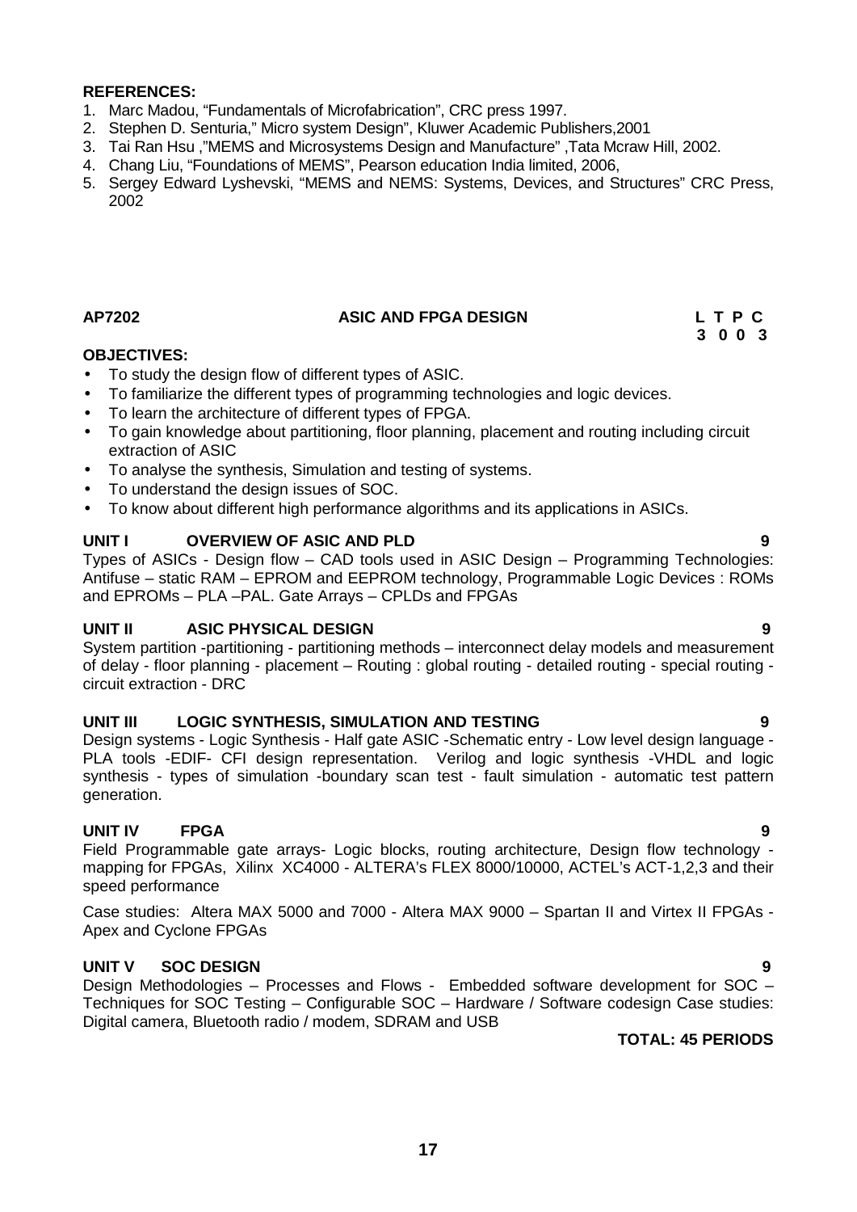**REFERENCES:**

1. Marc Madou, “Fundamentals of Microfabrication”, CRC press 1997.
2. Stephen D. Senturia,” Micro system Design”, Kluwer Academic Publishers,2001
3. Tai Ran Hsu ,”MEMS and Microsystems Design and Manufacture” ,Tata Mcraw Hill, 2002.
4. Chang Liu, “Foundations of MEMS”, Pearson education India limited, 2006,
5. Sergey Edward Lyshevski, “MEMS and NEMS: Systems, Devices, and Structures” CRC Press, 2002

**AP7202 ASIC AND FPGA DESIGN L T P C**
**3 0 0 3**

**OBJECTIVES:**

- To study the design flow of different types of ASIC.
- To familiarize the different types of programming technologies and logic devices.
- To learn the architecture of different types of FPGA.
- To gain knowledge about partitioning, floor planning, placement and routing including circuit extraction of ASIC
- To analyse the synthesis, Simulation and testing of systems.
- To understand the design issues of SOC.
- To know about different high performance algorithms and its applications in ASICs.

**UNIT I OVERVIEW OF ASIC AND PLD 9**

Types of ASICs - Design flow – CAD tools used in ASIC Design – Programming Technologies: Antifuse – static RAM – EPROM and EEPROM technology, Programmable Logic Devices : ROMs and EPROMs – PLA –PAL. Gate Arrays – CPLDs and FPGAs

**UNIT II ASIC PHYSICAL DESIGN 9**

System partition -partitioning - partitioning methods – interconnect delay models and measurement of delay - floor planning - placement – Routing : global routing - detailed routing - special routing - circuit extraction - DRC

**UNIT III LOGIC SYNTHESIS, SIMULATION AND TESTING 9**

Design systems - Logic Synthesis - Half gate ASIC -Schematic entry - Low level design language - PLA tools -EDIF- CFI design representation. Verilog and logic synthesis -VHDL and logic synthesis - types of simulation -boundary scan test - fault simulation - automatic test pattern generation.

**UNIT IV FPGA 9**

Field Programmable gate arrays- Logic blocks, routing architecture, Design flow technology - mapping for FPGAs, Xilinx XC4000 - ALTERA’s FLEX 8000/10000, ACTEL’s ACT-1,2,3 and their speed performance

Case studies: Altera MAX 5000 and 7000 - Altera MAX 9000 – Spartan II and Virtex II FPGAs - Apex and Cyclone FPGAs

**UNIT V SOC DESIGN 9**

Design Methodologies – Processes and Flows - Embedded software development for SOC – Techniques for SOC Testing – Configurable SOC – Hardware / Software codesign Case studies: Digital camera, Bluetooth radio / modem, SDRAM and USB

**TOTAL: 45 PERIODS**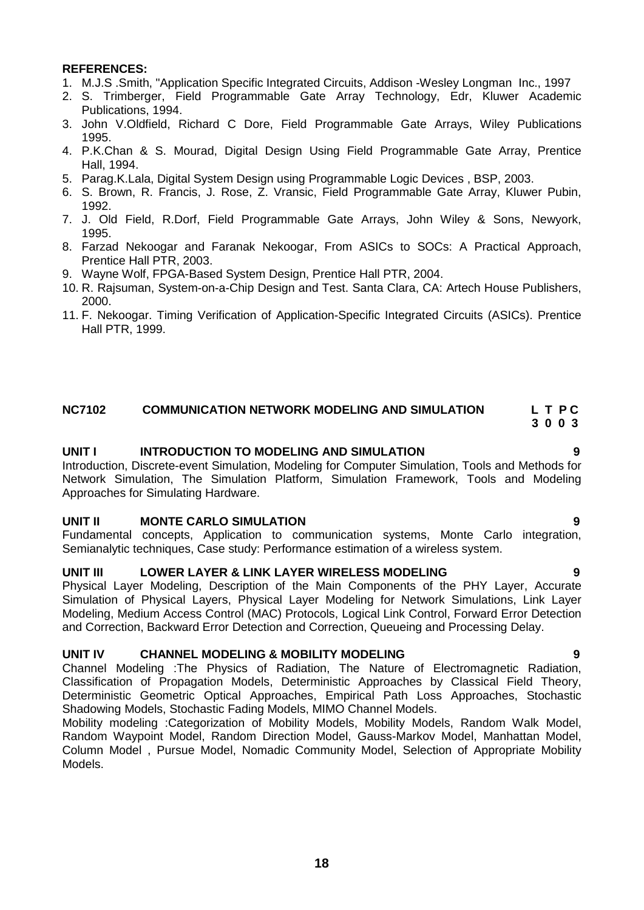**REFERENCES:**

1. M.J.S .Smith, "Application Specific Integrated Circuits, Addison -Wesley Longman Inc., 1997
2. S. Trimberger, Field Programmable Gate Array Technology, Edr, Kluwer Academic Publications, 1994.
3. John V.Oldfield, Richard C Dore, Field Programmable Gate Arrays, Wiley Publications 1995.
4. P.K.Chan & S. Mourad, Digital Design Using Field Programmable Gate Array, Prentice Hall, 1994.
5. Parag.K.Lala, Digital System Design using Programmable Logic Devices , BSP, 2003.
6. S. Brown, R. Francis, J. Rose, Z. Vransic, Field Programmable Gate Array, Kluwer Pubin, 1992.
7. J. Old Field, R.Dorf, Field Programmable Gate Arrays, John Wiley & Sons, Newyork, 1995.
8. Farzad Nekoogar and Faranak Nekoogar, From ASICs to SOCs: A Practical Approach, Prentice Hall PTR, 2003.
9. Wayne Wolf, FPGA-Based System Design, Prentice Hall PTR, 2004.
10. R. Rajsuman, System-on-a-Chip Design and Test. Santa Clara, CA: Artech House Publishers, 2000.
11. F. Nekoogar. Timing Verification of Application-Specific Integrated Circuits (ASICs). Prentice Hall PTR, 1999.

## NC7102 COMMUNICATION NETWORK MODELING AND SIMULATION

**L T P C**
**3 0 0 3**

### UNIT I INTRODUCTION TO MODELING AND SIMULATION 9

Introduction, Discrete-event Simulation, Modeling for Computer Simulation, Tools and Methods for Network Simulation, The Simulation Platform, Simulation Framework, Tools and Modeling Approaches for Simulating Hardware.

### UNIT II MONTE CARLO SIMULATION 9

Fundamental concepts, Application to communication systems, Monte Carlo integration, Semianalytic techniques, Case study: Performance estimation of a wireless system.

### UNIT III LOWER LAYER & LINK LAYER WIRELESS MODELING 9

Physical Layer Modeling, Description of the Main Components of the PHY Layer, Accurate Simulation of Physical Layers, Physical Layer Modeling for Network Simulations, Link Layer Modeling, Medium Access Control (MAC) Protocols, Logical Link Control, Forward Error Detection and Correction, Backward Error Detection and Correction, Queueing and Processing Delay.

### UNIT IV CHANNEL MODELING & MOBILITY MODELING 9

Channel Modeling :The Physics of Radiation, The Nature of Electromagnetic Radiation, Classification of Propagation Models, Deterministic Approaches by Classical Field Theory, Deterministic Geometric Optical Approaches, Empirical Path Loss Approaches, Stochastic Shadowing Models, Stochastic Fading Models, MIMO Channel Models.

Mobility modeling :Categorization of Mobility Models, Mobility Models, Random Walk Model, Random Waypoint Model, Random Direction Model, Gauss-Markov Model, Manhattan Model, Column Model , Pursue Model, Nomadic Community Model, Selection of Appropriate Mobility Models.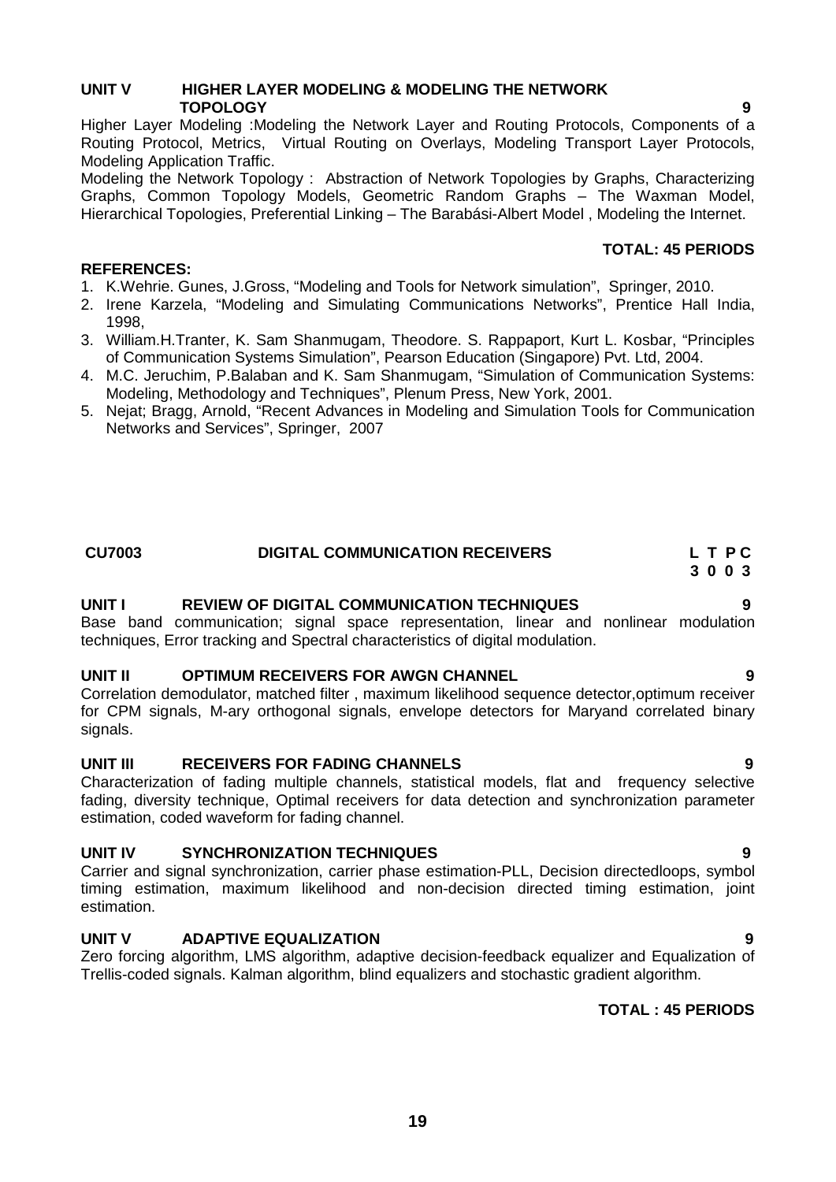### UNIT V HIGHER LAYER MODELING & MODELING THE NETWORK TOPOLOGY 9

Higher Layer Modeling :Modeling the Network Layer and Routing Protocols, Components of a Routing Protocol, Metrics, Virtual Routing on Overlays, Modeling Transport Layer Protocols, Modeling Application Traffic.

Modeling the Network Topology : Abstraction of Network Topologies by Graphs, Characterizing Graphs, Common Topology Models, Geometric Random Graphs – The Waxman Model, Hierarchical Topologies, Preferential Linking – The Barabási-Albert Model , Modeling the Internet.

**TOTAL: 45 PERIODS**

**REFERENCES:**

1. K.Wehrie. Gunes, J.Gross, "Modeling and Tools for Network simulation", Springer, 2010.
2. Irene Karzela, "Modeling and Simulating Communications Networks", Prentice Hall India, 1998,
3. William.H.Tranter, K. Sam Shanmugam, Theodore. S. Rappaport, Kurt L. Kosbar, "Principles of Communication Systems Simulation", Pearson Education (Singapore) Pvt. Ltd, 2004.
4. M.C. Jeruchim, P.Balaban and K. Sam Shanmugam, "Simulation of Communication Systems: Modeling, Methodology and Techniques", Plenum Press, New York, 2001.
5. Nejat; Bragg, Arnold, "Recent Advances in Modeling and Simulation Tools for Communication Networks and Services", Springer, 2007

## CU7003 DIGITAL COMMUNICATION RECEIVERS

| L | T | P | C |
|---|---|---|---|
| 3 | 0 | 0 | 3 |

### UNIT I REVIEW OF DIGITAL COMMUNICATION TECHNIQUES 9

Base band communication; signal space representation, linear and nonlinear modulation techniques, Error tracking and Spectral characteristics of digital modulation.

### UNIT II OPTIMUM RECEIVERS FOR AWGN CHANNEL 9

Correlation demodulator, matched filter , maximum likelihood sequence detector,optimum receiver for CPM signals, M-ary orthogonal signals, envelope detectors for Maryand correlated binary signals.

### UNIT III RECEIVERS FOR FADING CHANNELS 9

Characterization of fading multiple channels, statistical models, flat and frequency selective fading, diversity technique, Optimal receivers for data detection and synchronization parameter estimation, coded waveform for fading channel.

### UNIT IV SYNCHRONIZATION TECHNIQUES 9

Carrier and signal synchronization, carrier phase estimation-PLL, Decision directedloops, symbol timing estimation, maximum likelihood and non-decision directed timing estimation, joint estimation.

### UNIT V ADAPTIVE EQUALIZATION 9

Zero forcing algorithm, LMS algorithm, adaptive decision-feedback equalizer and Equalization of Trellis-coded signals. Kalman algorithm, blind equalizers and stochastic gradient algorithm.

**TOTAL : 45 PERIODS**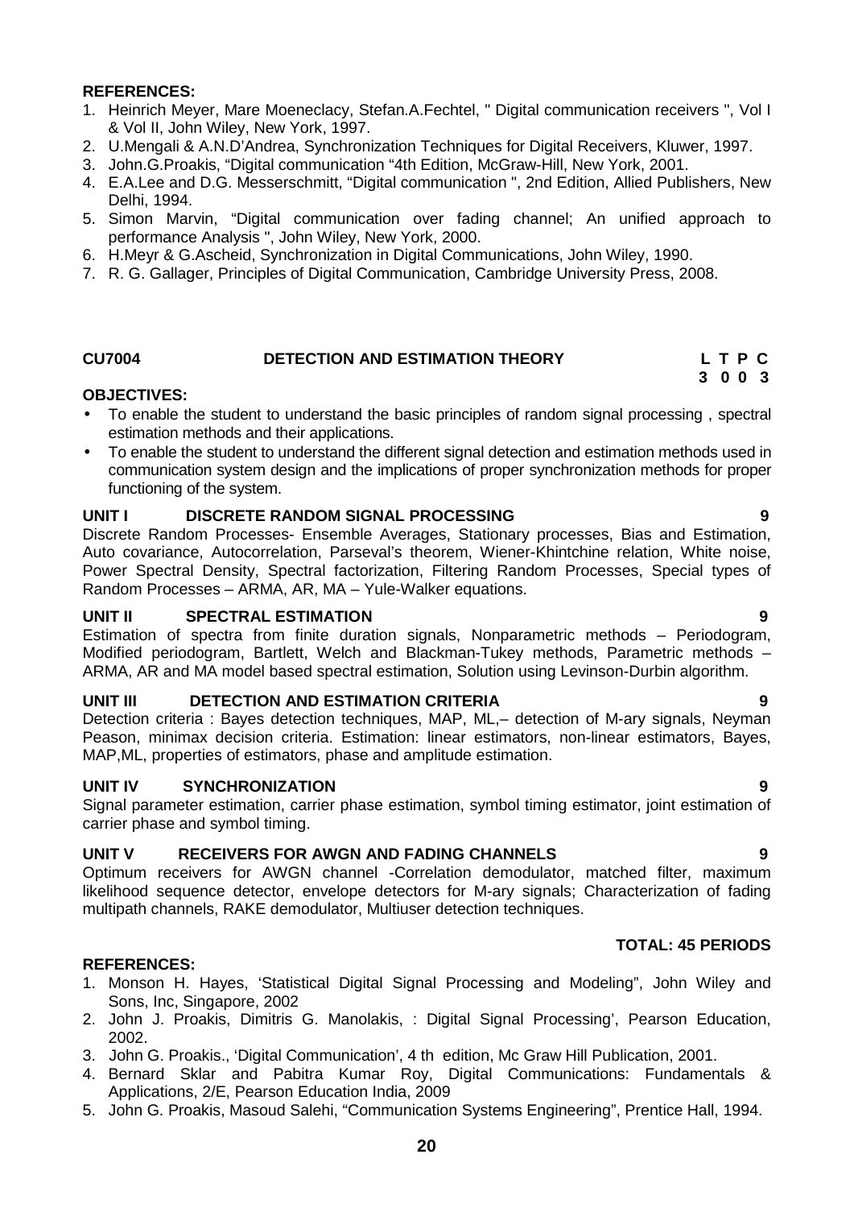**REFERENCES:**

1. Heinrich Meyer, Mare Moeneclaey, Stefan.A.Fechtel, " Digital communication receivers ", Vol I & Vol II, John Wiley, New York, 1997.
2. U.Mengali & A.N.D'Andrea, Synchronization Techniques for Digital Receivers, Kluwer, 1997.
3. John.G.Proakis, "Digital communication "4th Edition, McGraw-Hill, New York, 2001.
4. E.A.Lee and D.G. Messerschmitt, "Digital communication ", 2nd Edition, Allied Publishers, New Delhi, 1994.
5. Simon Marvin, "Digital communication over fading channel; An unified approach to performance Analysis ", John Wiley, New York, 2000.
6. H.Meyr & G.Ascheid, Synchronization in Digital Communications, John Wiley, 1990.
7. R. G. Gallager, Principles of Digital Communication, Cambridge University Press, 2008.

## CU7004 DETECTION AND ESTIMATION THEORY

| L | T | P | C |
|---|---|---|---|
| 3 | 0 | 0 | 3 |

**OBJECTIVES:**

- To enable the student to understand the basic principles of random signal processing , spectral estimation methods and their applications.
- To enable the student to understand the different signal detection and estimation methods used in communication system design and the implications of proper synchronization methods for proper functioning of the system.

**UNIT I DISCRETE RANDOM SIGNAL PROCESSING 9**

Discrete Random Processes- Ensemble Averages, Stationary processes, Bias and Estimation, Auto covariance, Autocorrelation, Parseval's theorem, Wiener-Khintchine relation, White noise, Power Spectral Density, Spectral factorization, Filtering Random Processes, Special types of Random Processes – ARMA, AR, MA – Yule-Walker equations.

**UNIT II SPECTRAL ESTIMATION 9**

Estimation of spectra from finite duration signals, Nonparametric methods – Periodogram, Modified periodogram, Bartlett, Welch and Blackman-Tukey methods, Parametric methods – ARMA, AR and MA model based spectral estimation, Solution using Levinson-Durbin algorithm.

**UNIT III DETECTION AND ESTIMATION CRITERIA 9**

Detection criteria : Bayes detection techniques, MAP, ML,– detection of M-ary signals, Neyman Peason, minimax decision criteria. Estimation: linear estimators, non-linear estimators, Bayes, MAP,ML, properties of estimators, phase and amplitude estimation.

**UNIT IV SYNCHRONIZATION 9**

Signal parameter estimation, carrier phase estimation, symbol timing estimator, joint estimation of carrier phase and symbol timing.

**UNIT V RECEIVERS FOR AWGN AND FADING CHANNELS 9**

Optimum receivers for AWGN channel -Correlation demodulator, matched filter, maximum likelihood sequence detector, envelope detectors for M-ary signals; Characterization of fading multipath channels, RAKE demodulator, Multiuser detection techniques.

**TOTAL: 45 PERIODS**

**REFERENCES:**

1. Monson H. Hayes, 'Statistical Digital Signal Processing and Modeling", John Wiley and Sons, Inc, Singapore, 2002
2. John J. Proakis, Dimitris G. Manolakis, : Digital Signal Processing', Pearson Education, 2002.
3. John G. Proakis., 'Digital Communication', 4 th edition, Mc Graw Hill Publication, 2001.
4. Bernard Sklar and Pabitra Kumar Roy, Digital Communications: Fundamentals & Applications, 2/E, Pearson Education India, 2009
5. John G. Proakis, Masoud Salehi, "Communication Systems Engineering", Prentice Hall, 1994.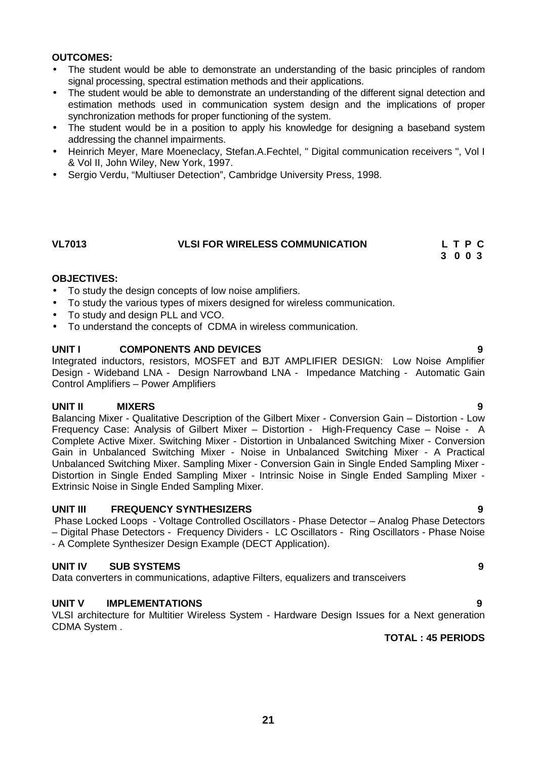**OUTCOMES:**

- The student would be able to demonstrate an understanding of the basic principles of random signal processing, spectral estimation methods and their applications.
- The student would be able to demonstrate an understanding of the different signal detection and estimation methods used in communication system design and the implications of proper synchronization methods for proper functioning of the system.
- The student would be in a position to apply his knowledge for designing a baseband system addressing the channel impairments.
- Heinrich Meyer, Mare Moeneclaey, Stefan.A.Fechtel, " Digital communication receivers ", Vol I & Vol II, John Wiley, New York, 1997.
- Sergio Verdu, "Multiuser Detection", Cambridge University Press, 1998.

## VL7013 VLSI FOR WIRELESS COMMUNICATION

| L | T | P | C |
|---|---|---|---|
| 3 | 0 | 0 | 3 |

**OBJECTIVES:**

- To study the design concepts of low noise amplifiers.
- To study the various types of mixers designed for wireless communication.
- To study and design PLL and VCO.
- To understand the concepts of CDMA in wireless communication.

**UNIT I COMPONENTS AND DEVICES** **9**

Integrated inductors, resistors, MOSFET and BJT AMPLIFIER DESIGN: Low Noise Amplifier Design - Wideband LNA - Design Narrowband LNA - Impedance Matching - Automatic Gain Control Amplifiers – Power Amplifiers

**UNIT II MIXERS** **9**

Balancing Mixer - Qualitative Description of the Gilbert Mixer - Conversion Gain – Distortion - Low Frequency Case: Analysis of Gilbert Mixer – Distortion - High-Frequency Case – Noise - A Complete Active Mixer. Switching Mixer - Distortion in Unbalanced Switching Mixer - Conversion Gain in Unbalanced Switching Mixer - Noise in Unbalanced Switching Mixer - A Practical Unbalanced Switching Mixer. Sampling Mixer - Conversion Gain in Single Ended Sampling Mixer - Distortion in Single Ended Sampling Mixer - Intrinsic Noise in Single Ended Sampling Mixer - Extrinsic Noise in Single Ended Sampling Mixer.

**UNIT III FREQUENCY SYNTHESIZERS** **9**

Phase Locked Loops - Voltage Controlled Oscillators - Phase Detector – Analog Phase Detectors – Digital Phase Detectors - Frequency Dividers - LC Oscillators - Ring Oscillators - Phase Noise - A Complete Synthesizer Design Example (DECT Application).

**UNIT IV SUB SYSTEMS** **9**

Data converters in communications, adaptive Filters, equalizers and transceivers

**UNIT V IMPLEMENTATIONS** **9**

VLSI architecture for Multitier Wireless System - Hardware Design Issues for a Next generation CDMA System .

**TOTAL : 45 PERIODS**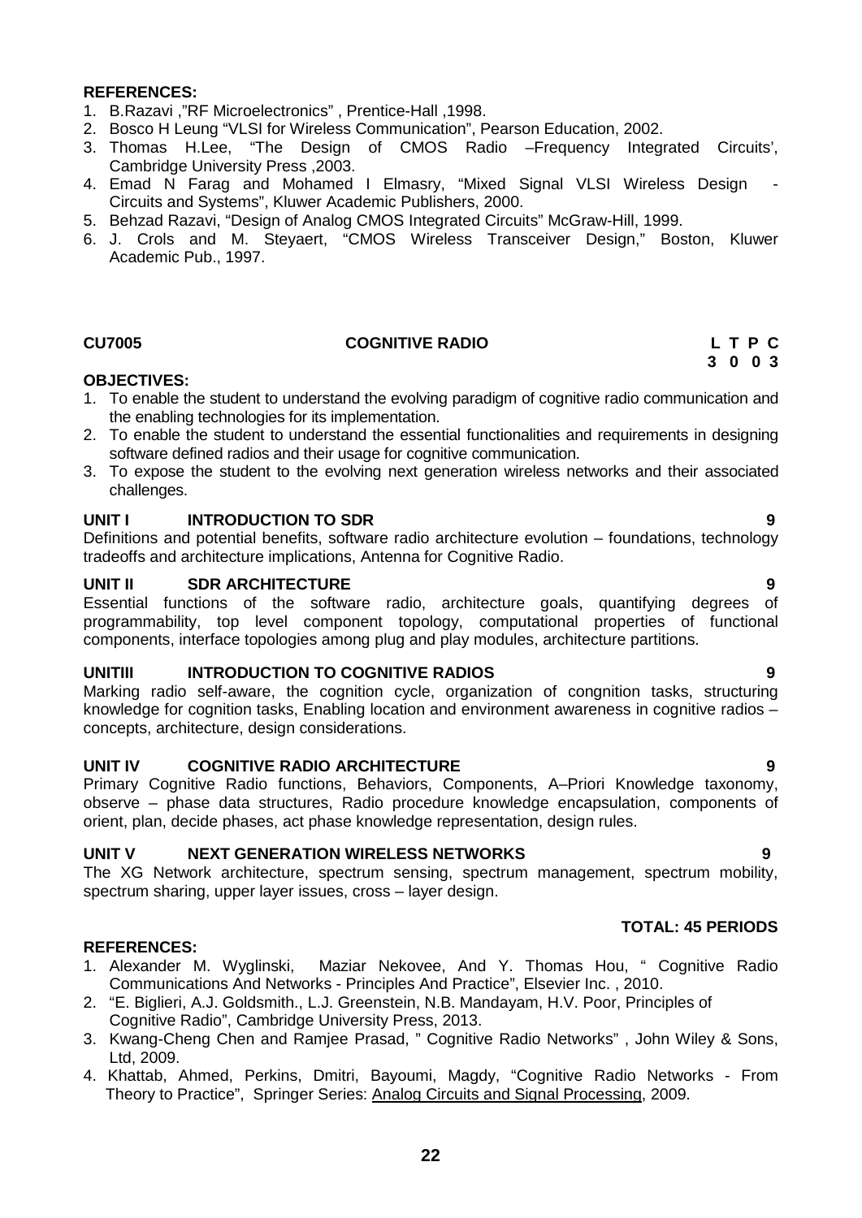**REFERENCES:**

1. B.Razavi ,"RF Microelectronics" , Prentice-Hall ,1998.
2. Bosco H Leung "VLSI for Wireless Communication", Pearson Education, 2002.
3. Thomas H.Lee, "The Design of CMOS Radio –Frequency Integrated Circuits', Cambridge University Press ,2003.
4. Emad N Farag and Mohamed I Elmasry, "Mixed Signal VLSI Wireless Design - Circuits and Systems", Kluwer Academic Publishers, 2000.
5. Behzad Razavi, "Design of Analog CMOS Integrated Circuits" McGraw-Hill, 1999.
6. J. Crols and M. Steyaert, "CMOS Wireless Transceiver Design," Boston, Kluwer Academic Pub., 1997.

## CU7005 COGNITIVE RADIO

| L | T | P | C |
|---|---|---|---|
| 3 | 0 | 0 | 3 |

**OBJECTIVES:**

1. To enable the student to understand the evolving paradigm of cognitive radio communication and the enabling technologies for its implementation.
2. To enable the student to understand the essential functionalities and requirements in designing software defined radios and their usage for cognitive communication.
3. To expose the student to the evolving next generation wireless networks and their associated challenges.

**UNIT I INTRODUCTION TO SDR 9**

Definitions and potential benefits, software radio architecture evolution – foundations, technology tradeoffs and architecture implications, Antenna for Cognitive Radio.

**UNIT II SDR ARCHITECTURE 9**

Essential functions of the software radio, architecture goals, quantifying degrees of programmability, top level component topology, computational properties of functional components, interface topologies among plug and play modules, architecture partitions.

**UNITIII INTRODUCTION TO COGNITIVE RADIOS 9**

Marking radio self-aware, the cognition cycle, organization of congnition tasks, structuring knowledge for cognition tasks, Enabling location and environment awareness in cognitive radios – concepts, architecture, design considerations.

**UNIT IV COGNITIVE RADIO ARCHITECTURE 9**

Primary Cognitive Radio functions, Behaviors, Components, A–Priori Knowledge taxonomy, observe – phase data structures, Radio procedure knowledge encapsulation, components of orient, plan, decide phases, act phase knowledge representation, design rules.

**UNIT V NEXT GENERATION WIRELESS NETWORKS 9**

The XG Network architecture, spectrum sensing, spectrum management, spectrum mobility, spectrum sharing, upper layer issues, cross – layer design.

**TOTAL: 45 PERIODS**

**REFERENCES:**

1. Alexander M. Wyglinski, Maziar Nekovee, And Y. Thomas Hou, " Cognitive Radio Communications And Networks - Principles And Practice", Elsevier Inc. , 2010.
2. "E. Biglieri, A.J. Goldsmith., L.J. Greenstein, N.B. Mandayam, H.V. Poor, Principles of Cognitive Radio", Cambridge University Press, 2013.
3. Kwang-Cheng Chen and Ramjee Prasad, " Cognitive Radio Networks" , John Wiley & Sons, Ltd, 2009.
4. Khattab, Ahmed, Perkins, Dmitri, Bayoumi, Magdy, "Cognitive Radio Networks - From Theory to Practice", Springer Series: Analog Circuits and Signal Processing, 2009.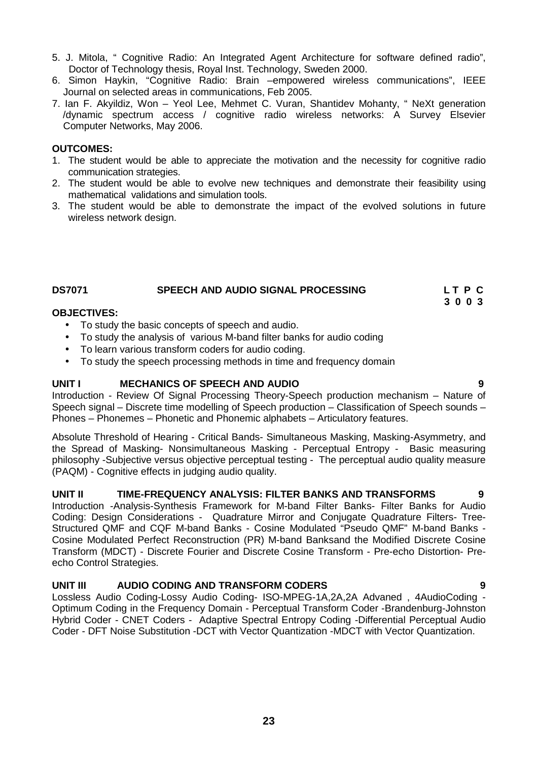5. J. Mitola, " Cognitive Radio: An Integrated Agent Architecture for software defined radio", Doctor of Technology thesis, Royal Inst. Technology, Sweden 2000.
6. Simon Haykin, "Cognitive Radio: Brain –empowered wireless communications", IEEE Journal on selected areas in communications, Feb 2005.
7. Ian F. Akyildiz, Won – Yeol Lee, Mehmet C. Vuran, Shantidev Mohanty, " NeXt generation /dynamic spectrum access / cognitive radio wireless networks: A Survey Elsevier Computer Networks, May 2006.

**OUTCOMES:**

1. The student would be able to appreciate the motivation and the necessity for cognitive radio communication strategies.
2. The student would be able to evolve new techniques and demonstrate their feasibility using mathematical validations and simulation tools.
3. The student would be able to demonstrate the impact of the evolved solutions in future wireless network design.

## DS7071 SPEECH AND AUDIO SIGNAL PROCESSING

**L T P C**
**3 0 0 3**

**OBJECTIVES:**

- To study the basic concepts of speech and audio.
- To study the analysis of various M-band filter banks for audio coding
- To learn various transform coders for audio coding.
- To study the speech processing methods in time and frequency domain

### UNIT I MECHANICS OF SPEECH AND AUDIO 9

Introduction - Review Of Signal Processing Theory-Speech production mechanism – Nature of Speech signal – Discrete time modelling of Speech production – Classification of Speech sounds – Phones – Phonemes – Phonetic and Phonemic alphabets – Articulatory features.

Absolute Threshold of Hearing - Critical Bands- Simultaneous Masking, Masking-Asymmetry, and the Spread of Masking- Nonsimultaneous Masking - Perceptual Entropy - Basic measuring philosophy -Subjective versus objective perceptual testing - The perceptual audio quality measure (PAQM) - Cognitive effects in judging audio quality.

### UNIT II TIME-FREQUENCY ANALYSIS: FILTER BANKS AND TRANSFORMS 9

Introduction -Analysis-Synthesis Framework for M-band Filter Banks- Filter Banks for Audio Coding: Design Considerations - Quadrature Mirror and Conjugate Quadrature Filters- Tree-Structured QMF and CQF M-band Banks - Cosine Modulated "Pseudo QMF" M-band Banks - Cosine Modulated Perfect Reconstruction (PR) M-band Banksand the Modified Discrete Cosine Transform (MDCT) - Discrete Fourier and Discrete Cosine Transform - Pre-echo Distortion- Pre-echo Control Strategies.

### UNIT III AUDIO CODING AND TRANSFORM CODERS 9

Lossless Audio Coding-Lossy Audio Coding- ISO-MPEG-1A,2A,2A Advaned , 4AudioCoding - Optimum Coding in the Frequency Domain - Perceptual Transform Coder -Brandenburg-Johnston Hybrid Coder - CNET Coders - Adaptive Spectral Entropy Coding -Differential Perceptual Audio Coder - DFT Noise Substitution -DCT with Vector Quantization -MDCT with Vector Quantization.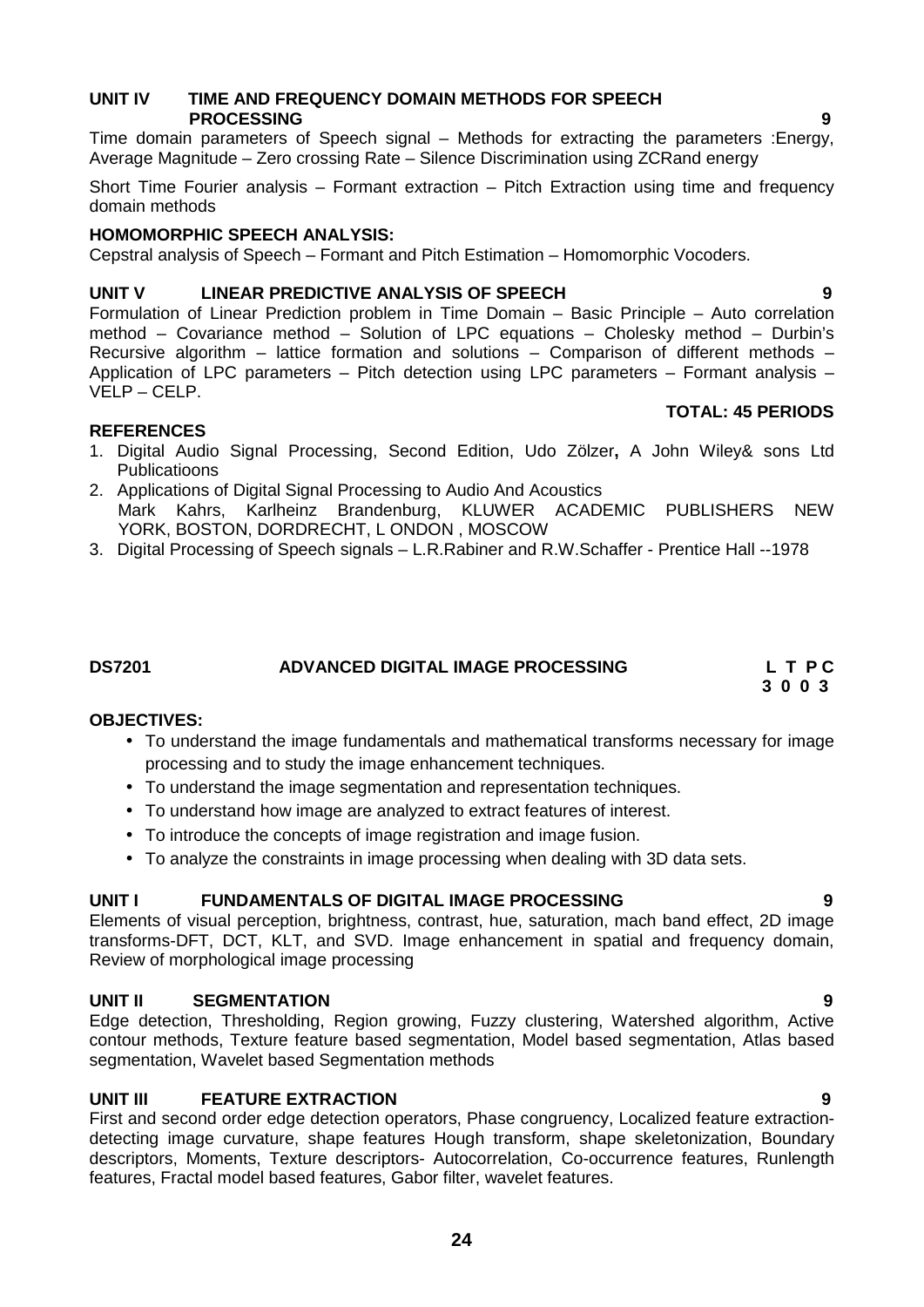### UNIT IV TIME AND FREQUENCY DOMAIN METHODS FOR SPEECH PROCESSING 9

Time domain parameters of Speech signal – Methods for extracting the parameters :Energy, Average Magnitude – Zero crossing Rate – Silence Discrimination using ZCRand energy

Short Time Fourier analysis – Formant extraction – Pitch Extraction using time and frequency domain methods

**HOMOMORPHIC SPEECH ANALYSIS:**

Cepstral analysis of Speech – Formant and Pitch Estimation – Homomorphic Vocoders.

### UNIT V LINEAR PREDICTIVE ANALYSIS OF SPEECH 9

Formulation of Linear Prediction problem in Time Domain – Basic Principle – Auto correlation method – Covariance method – Solution of LPC equations – Cholesky method – Durbin's Recursive algorithm – lattice formation and solutions – Comparison of different methods – Application of LPC parameters – Pitch detection using LPC parameters – Formant analysis – VELP – CELP.

**TOTAL: 45 PERIODS**

**REFERENCES**

1. Digital Audio Signal Processing, Second Edition, Udo Zölzer**,** A John Wiley& sons Ltd Publicatioons
2. Applications of Digital Signal Processing to Audio And Acoustics
   Mark Kahrs, Karlheinz Brandenburg, KLUWER ACADEMIC PUBLISHERS NEW YORK, BOSTON, DORDRECHT, L ONDON , MOSCOW
3. Digital Processing of Speech signals – L.R.Rabiner and R.W.Schaffer - Prentice Hall --1978

## DS7201 ADVANCED DIGITAL IMAGE PROCESSING

| L | T | P | C |
|---|---|---|---|
| 3 | 0 | 0 | 3 |

**OBJECTIVES:**

- To understand the image fundamentals and mathematical transforms necessary for image processing and to study the image enhancement techniques.
- To understand the image segmentation and representation techniques.
- To understand how image are analyzed to extract features of interest.
- To introduce the concepts of image registration and image fusion.
- To analyze the constraints in image processing when dealing with 3D data sets.

### UNIT I FUNDAMENTALS OF DIGITAL IMAGE PROCESSING 9

Elements of visual perception, brightness, contrast, hue, saturation, mach band effect, 2D image transforms-DFT, DCT, KLT, and SVD. Image enhancement in spatial and frequency domain, Review of morphological image processing

### UNIT II SEGMENTATION 9

Edge detection, Thresholding, Region growing, Fuzzy clustering, Watershed algorithm, Active contour methods, Texture feature based segmentation, Model based segmentation, Atlas based segmentation, Wavelet based Segmentation methods

### UNIT III FEATURE EXTRACTION 9

First and second order edge detection operators, Phase congruency, Localized feature extraction-detecting image curvature, shape features Hough transform, shape skeletonization, Boundary descriptors, Moments, Texture descriptors- Autocorrelation, Co-occurrence features, Runlength features, Fractal model based features, Gabor filter, wavelet features.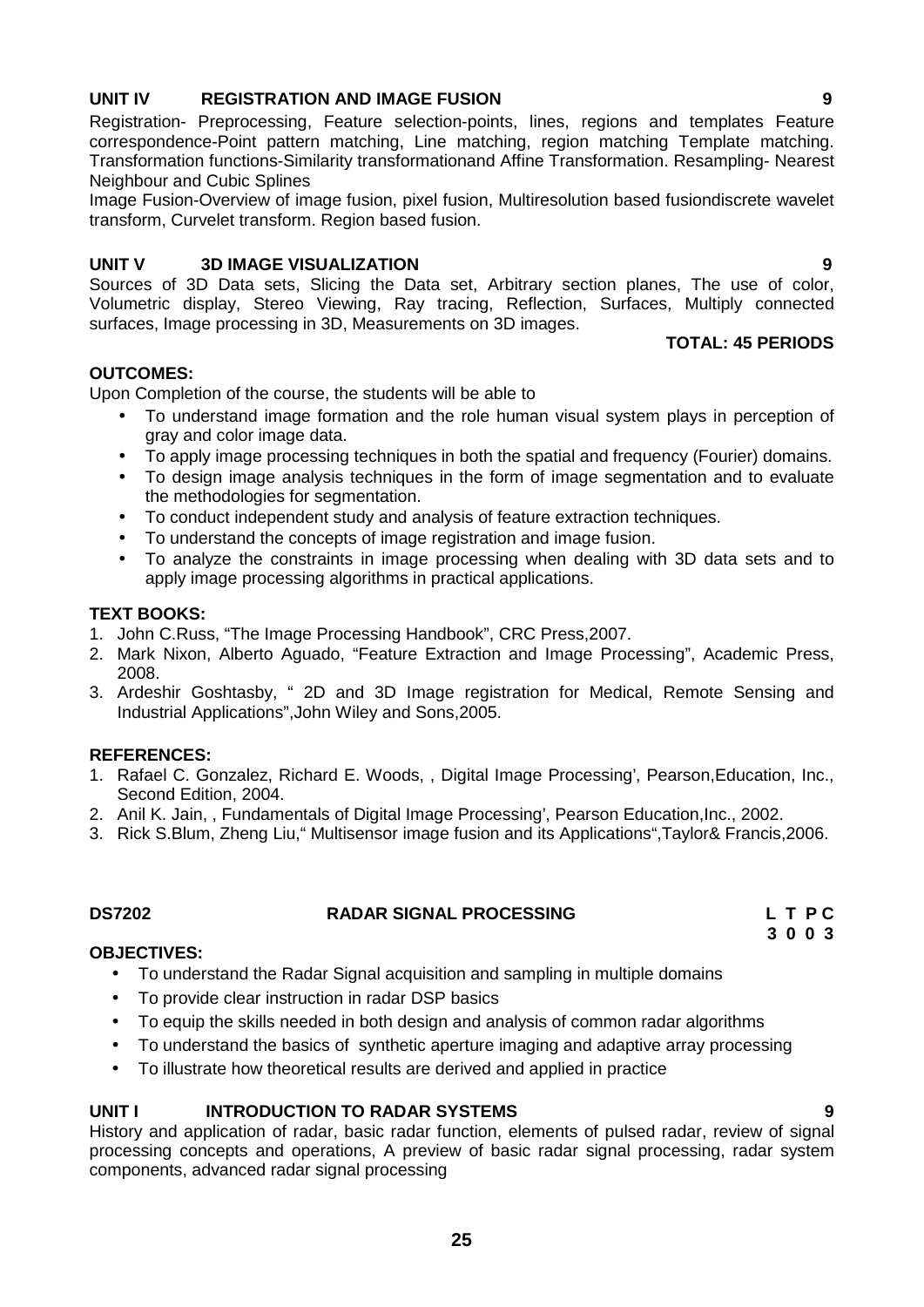**UNIT IV REGISTRATION AND IMAGE FUSION 9**

Registration- Preprocessing, Feature selection-points, lines, regions and templates Feature correspondence-Point pattern matching, Line matching, region matching Template matching. Transformation functions-Similarity transformationand Affine Transformation. Resampling- Nearest Neighbour and Cubic Splines

Image Fusion-Overview of image fusion, pixel fusion, Multiresolution based fusiondiscrete wavelet transform, Curvelet transform. Region based fusion.

**UNIT V 3D IMAGE VISUALIZATION 9**

Sources of 3D Data sets, Slicing the Data set, Arbitrary section planes, The use of color, Volumetric display, Stereo Viewing, Ray tracing, Reflection, Surfaces, Multiply connected surfaces, Image processing in 3D, Measurements on 3D images.

**TOTAL: 45 PERIODS**

**OUTCOMES:**

Upon Completion of the course, the students will be able to

- To understand image formation and the role human visual system plays in perception of gray and color image data.
- To apply image processing techniques in both the spatial and frequency (Fourier) domains.
- To design image analysis techniques in the form of image segmentation and to evaluate the methodologies for segmentation.
- To conduct independent study and analysis of feature extraction techniques.
- To understand the concepts of image registration and image fusion.
- To analyze the constraints in image processing when dealing with 3D data sets and to apply image processing algorithms in practical applications.

**TEXT BOOKS:**

1. John C.Russ, "The Image Processing Handbook", CRC Press,2007.
2. Mark Nixon, Alberto Aguado, "Feature Extraction and Image Processing", Academic Press, 2008.
3. Ardeshir Goshtasby, " 2D and 3D Image registration for Medical, Remote Sensing and Industrial Applications",John Wiley and Sons,2005.

**REFERENCES:**

1. Rafael C. Gonzalez, Richard E. Woods, , Digital Image Processing', Pearson,Education, Inc., Second Edition, 2004.
2. Anil K. Jain, , Fundamentals of Digital Image Processing', Pearson Education,Inc., 2002.
3. Rick S.Blum, Zheng Liu," Multisensor image fusion and its Applications",Taylor& Francis,2006.

**DS7202 RADAR SIGNAL PROCESSING L T P C**
**3 0 0 3**

**OBJECTIVES:**

- To understand the Radar Signal acquisition and sampling in multiple domains
- To provide clear instruction in radar DSP basics
- To equip the skills needed in both design and analysis of common radar algorithms
- To understand the basics of synthetic aperture imaging and adaptive array processing
- To illustrate how theoretical results are derived and applied in practice

**UNIT I INTRODUCTION TO RADAR SYSTEMS 9**

History and application of radar, basic radar function, elements of pulsed radar, review of signal processing concepts and operations, A preview of basic radar signal processing, radar system components, advanced radar signal processing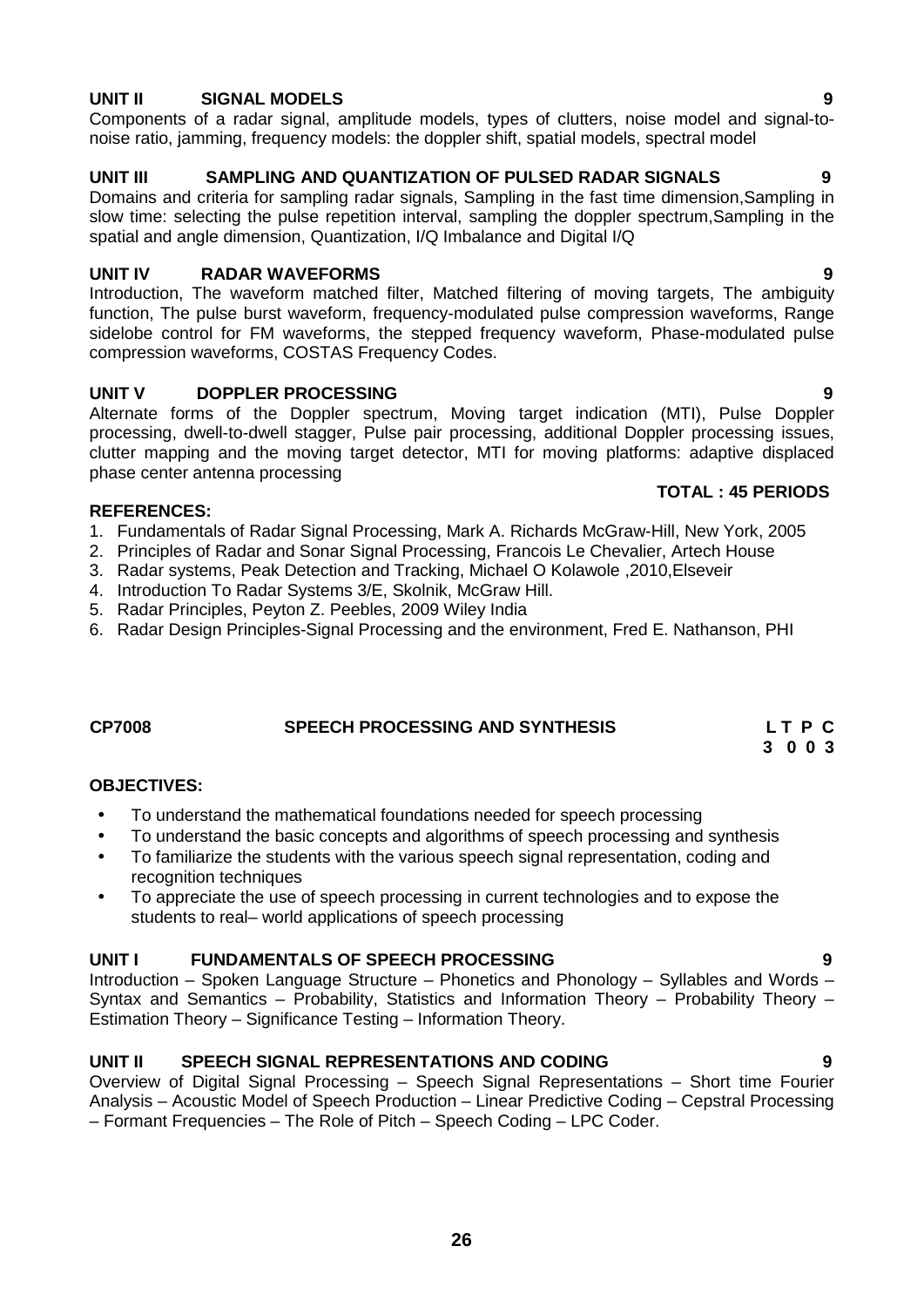**UNIT II SIGNAL MODELS** **9**

Components of a radar signal, amplitude models, types of clutters, noise model and signal-to-noise ratio, jamming, frequency models: the doppler shift, spatial models, spectral model

**UNIT III SAMPLING AND QUANTIZATION OF PULSED RADAR SIGNALS** **9**

Domains and criteria for sampling radar signals, Sampling in the fast time dimension,Sampling in slow time: selecting the pulse repetition interval, sampling the doppler spectrum,Sampling in the spatial and angle dimension, Quantization, I/Q Imbalance and Digital I/Q

**UNIT IV RADAR WAVEFORMS** **9**

Introduction, The waveform matched filter, Matched filtering of moving targets, The ambiguity function, The pulse burst waveform, frequency-modulated pulse compression waveforms, Range sidelobe control for FM waveforms, the stepped frequency waveform, Phase-modulated pulse compression waveforms, COSTAS Frequency Codes.

**UNIT V DOPPLER PROCESSING** **9**

Alternate forms of the Doppler spectrum, Moving target indication (MTI), Pulse Doppler processing, dwell-to-dwell stagger, Pulse pair processing, additional Doppler processing issues, clutter mapping and the moving target detector, MTI for moving platforms: adaptive displaced phase center antenna processing

**TOTAL : 45 PERIODS**

**REFERENCES:**

1. Fundamentals of Radar Signal Processing, Mark A. Richards McGraw-Hill, New York, 2005
2. Principles of Radar and Sonar Signal Processing, Francois Le Chevalier, Artech House
3. Radar systems, Peak Detection and Tracking, Michael O Kolawole ,2010,Elseveir
4. Introduction To Radar Systems 3/E, Skolnik, McGraw Hill.
5. Radar Principles, Peyton Z. Peebles, 2009 Wiley India
6. Radar Design Principles-Signal Processing and the environment, Fred E. Nathanson, PHI

## CP7008 SPEECH PROCESSING AND SYNTHESIS

| L | T | P | C |
|---|---|---|---|
| 3 | 0 | 0 | 3 |

**OBJECTIVES:**

- To understand the mathematical foundations needed for speech processing
- To understand the basic concepts and algorithms of speech processing and synthesis
- To familiarize the students with the various speech signal representation, coding and recognition techniques
- To appreciate the use of speech processing in current technologies and to expose the students to real– world applications of speech processing

**UNIT I FUNDAMENTALS OF SPEECH PROCESSING** **9**

Introduction – Spoken Language Structure – Phonetics and Phonology – Syllables and Words – Syntax and Semantics – Probability, Statistics and Information Theory – Probability Theory – Estimation Theory – Significance Testing – Information Theory.

**UNIT II SPEECH SIGNAL REPRESENTATIONS AND CODING** **9**

Overview of Digital Signal Processing – Speech Signal Representations – Short time Fourier Analysis – Acoustic Model of Speech Production – Linear Predictive Coding – Cepstral Processing – Formant Frequencies – The Role of Pitch – Speech Coding – LPC Coder.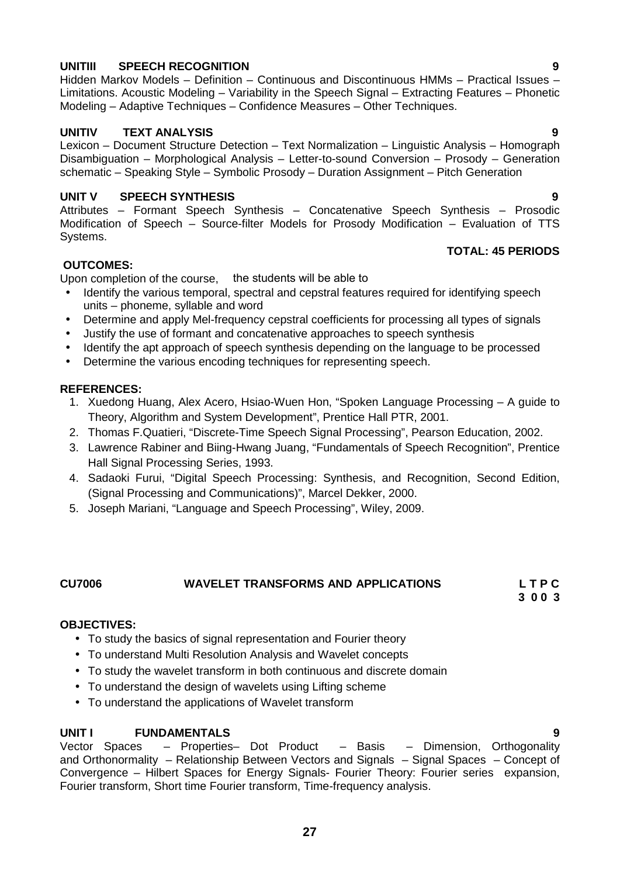**UNITIII SPEECH RECOGNITION** **9**

Hidden Markov Models – Definition – Continuous and Discontinuous HMMs – Practical Issues – Limitations. Acoustic Modeling – Variability in the Speech Signal – Extracting Features – Phonetic Modeling – Adaptive Techniques – Confidence Measures – Other Techniques.

**UNITIV TEXT ANALYSIS** **9**

Lexicon – Document Structure Detection – Text Normalization – Linguistic Analysis – Homograph Disambiguation – Morphological Analysis – Letter-to-sound Conversion – Prosody – Generation schematic – Speaking Style – Symbolic Prosody – Duration Assignment – Pitch Generation

**UNIT V SPEECH SYNTHESIS** **9**

Attributes – Formant Speech Synthesis – Concatenative Speech Synthesis – Prosodic Modification of Speech – Source-filter Models for Prosody Modification – Evaluation of TTS Systems.

**TOTAL: 45 PERIODS**

**OUTCOMES:**

Upon completion of the course, the students will be able to

- Identify the various temporal, spectral and cepstral features required for identifying speech units – phoneme, syllable and word
- Determine and apply Mel-frequency cepstral coefficients for processing all types of signals
- Justify the use of formant and concatenative approaches to speech synthesis
- Identify the apt approach of speech synthesis depending on the language to be processed
- Determine the various encoding techniques for representing speech.

**REFERENCES:**

1. Xuedong Huang, Alex Acero, Hsiao-Wuen Hon, "Spoken Language Processing – A guide to Theory, Algorithm and System Development", Prentice Hall PTR, 2001.
2. Thomas F.Quatieri, "Discrete-Time Speech Signal Processing", Pearson Education, 2002.
3. Lawrence Rabiner and Biing-Hwang Juang, "Fundamentals of Speech Recognition", Prentice Hall Signal Processing Series, 1993.
4. Sadaoki Furui, "Digital Speech Processing: Synthesis, and Recognition, Second Edition, (Signal Processing and Communications)", Marcel Dekker, 2000.
5. Joseph Mariani, "Language and Speech Processing", Wiley, 2009.

**CU7006 WAVELET TRANSFORMS AND APPLICATIONS** **L T P C**
**3 0 0 3**

**OBJECTIVES:**

- To study the basics of signal representation and Fourier theory
- To understand Multi Resolution Analysis and Wavelet concepts
- To study the wavelet transform in both continuous and discrete domain
- To understand the design of wavelets using Lifting scheme
- To understand the applications of Wavelet transform

**UNIT I FUNDAMENTALS** **9**

Vector Spaces – Properties– Dot Product – Basis – Dimension, Orthogonality and Orthonormality – Relationship Between Vectors and Signals – Signal Spaces – Concept of Convergence – Hilbert Spaces for Energy Signals- Fourier Theory: Fourier series expansion, Fourier transform, Short time Fourier transform, Time-frequency analysis.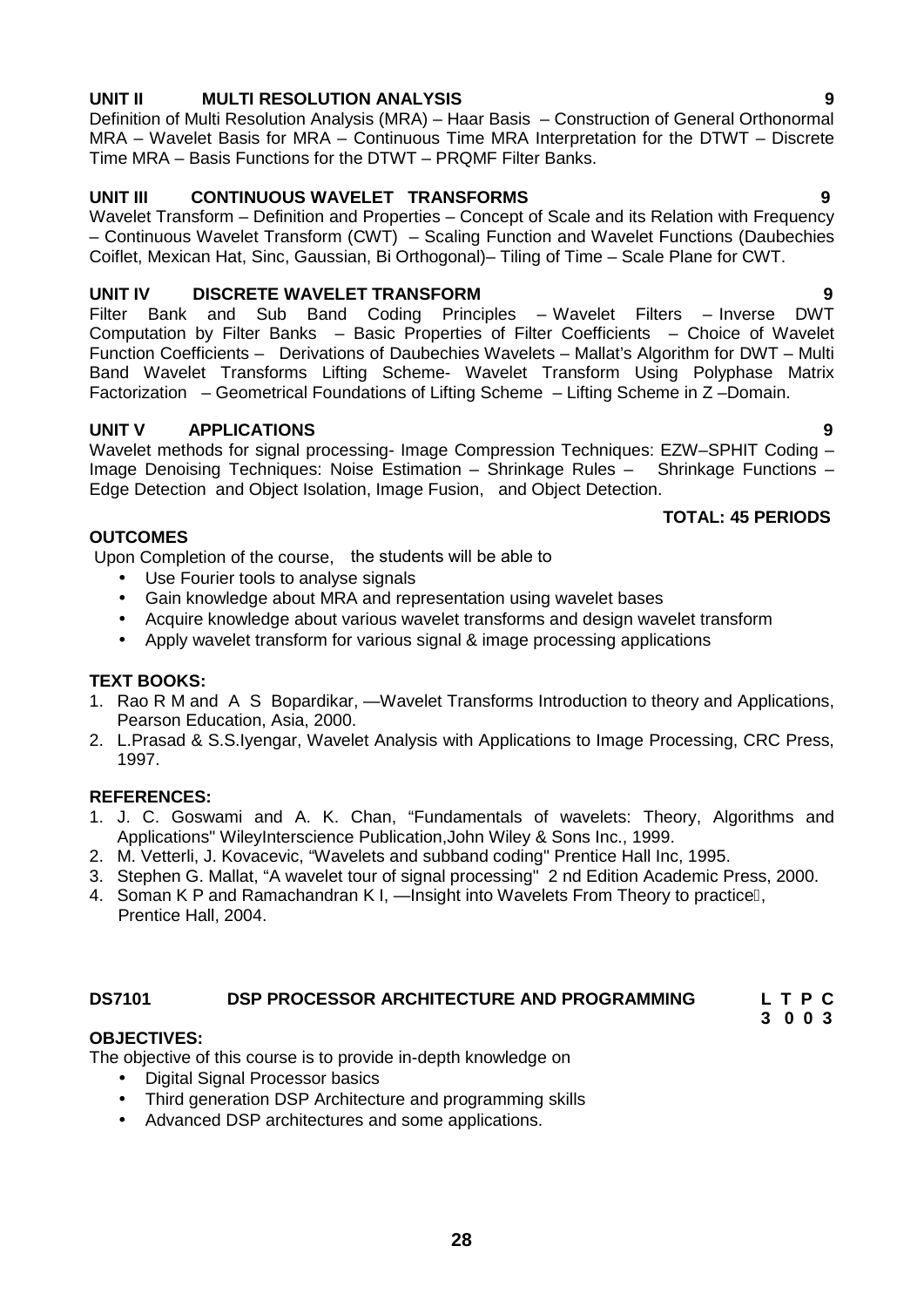**UNIT II MULTI RESOLUTION ANALYSIS 9**

Definition of Multi Resolution Analysis (MRA) – Haar Basis – Construction of General Orthonormal MRA – Wavelet Basis for MRA – Continuous Time MRA Interpretation for the DTWT – Discrete Time MRA – Basis Functions for the DTWT – PRQMF Filter Banks.

**UNIT III CONTINUOUS WAVELET TRANSFORMS 9**

Wavelet Transform – Definition and Properties – Concept of Scale and its Relation with Frequency – Continuous Wavelet Transform (CWT) – Scaling Function and Wavelet Functions (Daubechies Coiflet, Mexican Hat, Sinc, Gaussian, Bi Orthogonal)– Tiling of Time – Scale Plane for CWT.

**UNIT IV DISCRETE WAVELET TRANSFORM 9**

Filter Bank and Sub Band Coding Principles – Wavelet Filters – Inverse DWT Computation by Filter Banks – Basic Properties of Filter Coefficients – Choice of Wavelet Function Coefficients – Derivations of Daubechies Wavelets – Mallat's Algorithm for DWT – Multi Band Wavelet Transforms Lifting Scheme- Wavelet Transform Using Polyphase Matrix Factorization – Geometrical Foundations of Lifting Scheme – Lifting Scheme in Z –Domain.

**UNIT V APPLICATIONS 9**

Wavelet methods for signal processing- Image Compression Techniques: EZW–SPHIT Coding – Image Denoising Techniques: Noise Estimation – Shrinkage Rules – Shrinkage Functions – Edge Detection and Object Isolation, Image Fusion, and Object Detection.

**TOTAL: 45 PERIODS**

**OUTCOMES**

Upon Completion of the course, the students will be able to

- Use Fourier tools to analyse signals
- Gain knowledge about MRA and representation using wavelet bases
- Acquire knowledge about various wavelet transforms and design wavelet transform
- Apply wavelet transform for various signal & image processing applications

**TEXT BOOKS:**

1. Rao R M and A S Bopardikar, ―Wavelet Transforms Introduction to theory and Applications, Pearson Education, Asia, 2000.
2. L.Prasad & S.S.Iyengar, Wavelet Analysis with Applications to Image Processing, CRC Press, 1997.

**REFERENCES:**

1. J. C. Goswami and A. K. Chan, "Fundamentals of wavelets: Theory, Algorithms and Applications" WileyInterscience Publication,John Wiley & Sons Inc., 1999.
2. M. Vetterli, J. Kovacevic, "Wavelets and subband coding" Prentice Hall Inc, 1995.
3. Stephen G. Mallat, "A wavelet tour of signal processing" 2 nd Edition Academic Press, 2000.
4. Soman K P and Ramachandran K I, ―Insight into Wavelets From Theory to practice, Prentice Hall, 2004.

**DS7101 DSP PROCESSOR ARCHITECTURE AND PROGRAMMING**

| L | T | P | C |
|---|---|---|---|
| 3 | 0 | 0 | 3 |

**OBJECTIVES:**

The objective of this course is to provide in-depth knowledge on

- Digital Signal Processor basics
- Third generation DSP Architecture and programming skills
- Advanced DSP architectures and some applications.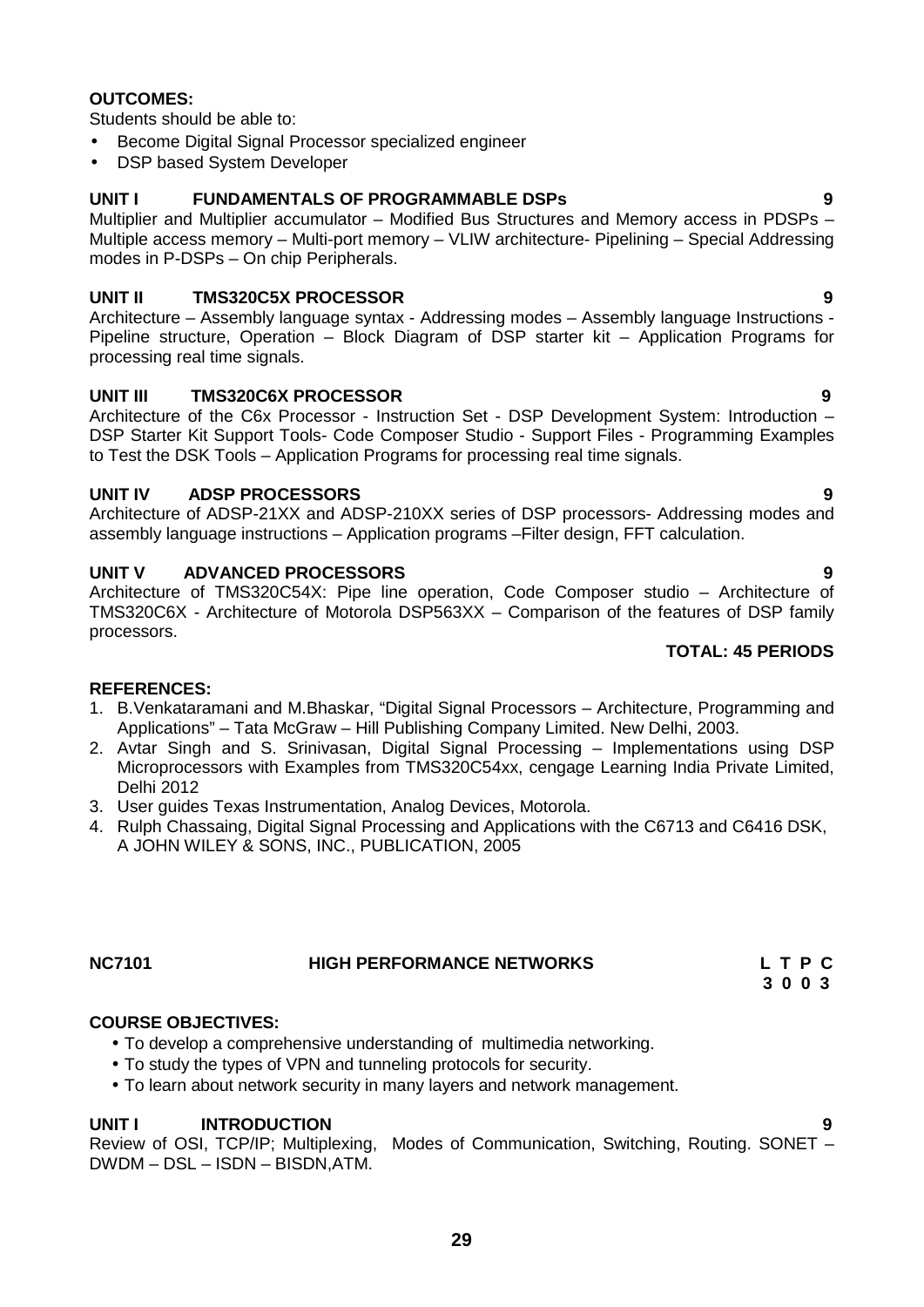**OUTCOMES:**

Students should be able to:

- Become Digital Signal Processor specialized engineer
- DSP based System Developer

**UNIT I FUNDAMENTALS OF PROGRAMMABLE DSPs 9**

Multiplier and Multiplier accumulator – Modified Bus Structures and Memory access in PDSPs – Multiple access memory – Multi-port memory – VLIW architecture- Pipelining – Special Addressing modes in P-DSPs – On chip Peripherals.

**UNIT II TMS320C5X PROCESSOR 9**

Architecture – Assembly language syntax - Addressing modes – Assembly language Instructions - Pipeline structure, Operation – Block Diagram of DSP starter kit – Application Programs for processing real time signals.

**UNIT III TMS320C6X PROCESSOR 9**

Architecture of the C6x Processor - Instruction Set - DSP Development System: Introduction – DSP Starter Kit Support Tools- Code Composer Studio - Support Files - Programming Examples to Test the DSK Tools – Application Programs for processing real time signals.

**UNIT IV ADSP PROCESSORS 9**

Architecture of ADSP-21XX and ADSP-210XX series of DSP processors- Addressing modes and assembly language instructions – Application programs –Filter design, FFT calculation.

**UNIT V ADVANCED PROCESSORS 9**

Architecture of TMS320C54X: Pipe line operation, Code Composer studio – Architecture of TMS320C6X - Architecture of Motorola DSP563XX – Comparison of the features of DSP family processors.

**TOTAL: 45 PERIODS**

**REFERENCES:**

1. B.Venkataramani and M.Bhaskar, “Digital Signal Processors – Architecture, Programming and Applications” – Tata McGraw – Hill Publishing Company Limited. New Delhi, 2003.
2. Avtar Singh and S. Srinivasan, Digital Signal Processing – Implementations using DSP Microprocessors with Examples from TMS320C54xx, cengage Learning India Private Limited, Delhi 2012
3. User guides Texas Instrumentation, Analog Devices, Motorola.
4. Rulph Chassaing, Digital Signal Processing and Applications with the C6713 and C6416 DSK, A JOHN WILEY & SONS, INC., PUBLICATION, 2005

**NC7101 HIGH PERFORMANCE NETWORKS L T P C**
**3 0 0 3**

**COURSE OBJECTIVES:**

- To develop a comprehensive understanding of multimedia networking.
- To study the types of VPN and tunneling protocols for security.
- To learn about network security in many layers and network management.

**UNIT I INTRODUCTION 9**

Review of OSI, TCP/IP; Multiplexing, Modes of Communication, Switching, Routing. SONET – DWDM – DSL – ISDN – BISDN,ATM.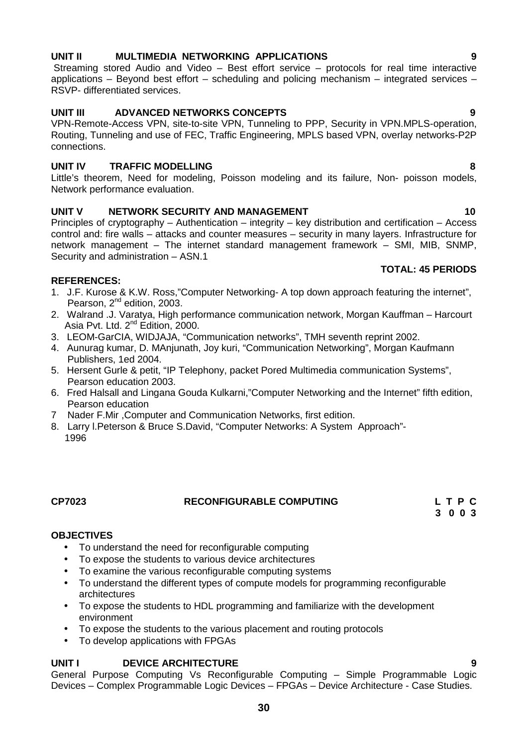**UNIT II MULTIMEDIA NETWORKING APPLICATIONS 9**

Streaming stored Audio and Video – Best effort service – protocols for real time interactive applications – Beyond best effort – scheduling and policing mechanism – integrated services – RSVP- differentiated services.

**UNIT III ADVANCED NETWORKS CONCEPTS 9**

VPN-Remote-Access VPN, site-to-site VPN, Tunneling to PPP, Security in VPN.MPLS-operation, Routing, Tunneling and use of FEC, Traffic Engineering, MPLS based VPN, overlay networks-P2P connections.

**UNIT IV TRAFFIC MODELLING 8**

Little's theorem, Need for modeling, Poisson modeling and its failure, Non- poisson models, Network performance evaluation.

**UNIT V NETWORK SECURITY AND MANAGEMENT 10**

Principles of cryptography – Authentication – integrity – key distribution and certification – Access control and: fire walls – attacks and counter measures – security in many layers. Infrastructure for network management – The internet standard management framework – SMI, MIB, SNMP, Security and administration – ASN.1

**TOTAL: 45 PERIODS**

**REFERENCES:**

1. J.F. Kurose & K.W. Ross,"Computer Networking- A top down approach featuring the internet", Pearson, 2nd edition, 2003.
2. Walrand .J. Varatya, High performance communication network, Morgan Kauffman – Harcourt Asia Pvt. Ltd. 2nd Edition, 2000.
3. LEOM-GarCIA, WIDJAJA, "Communication networks", TMH seventh reprint 2002.
4. Aunurag kumar, D. MAnjunath, Joy kuri, "Communication Networking", Morgan Kaufmann Publishers, 1ed 2004.
5. Hersent Gurle & petit, "IP Telephony, packet Pored Multimedia communication Systems", Pearson education 2003.
6. Fred Halsall and Lingana Gouda Kulkarni,"Computer Networking and the Internet" fifth edition, Pearson education
7. Nader F.Mir ,Computer and Communication Networks, first edition.
8. Larry l.Peterson & Bruce S.David, "Computer Networks: A System Approach"- 1996

## CP7023 RECONFIGURABLE COMPUTING

**L T P C**
**3 0 0 3**

**OBJECTIVES**

- To understand the need for reconfigurable computing
- To expose the students to various device architectures
- To examine the various reconfigurable computing systems
- To understand the different types of compute models for programming reconfigurable architectures
- To expose the students to HDL programming and familiarize with the development environment
- To expose the students to the various placement and routing protocols
- To develop applications with FPGAs

**UNIT I DEVICE ARCHITECTURE 9**

General Purpose Computing Vs Reconfigurable Computing – Simple Programmable Logic Devices – Complex Programmable Logic Devices – FPGAs – Device Architecture - Case Studies.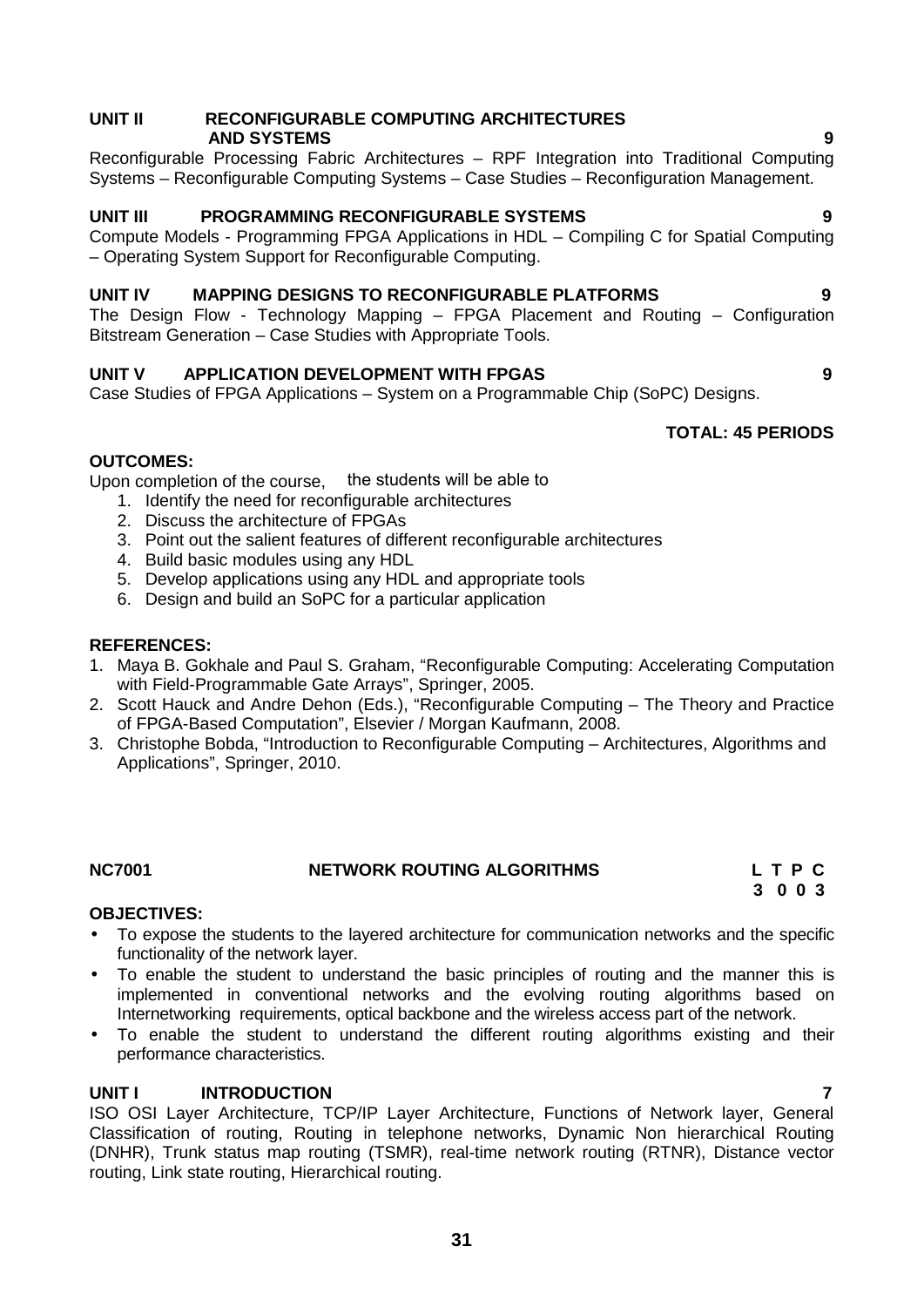**UNIT II RECONFIGURABLE COMPUTING ARCHITECTURES AND SYSTEMS 9**

Reconfigurable Processing Fabric Architectures – RPF Integration into Traditional Computing Systems – Reconfigurable Computing Systems – Case Studies – Reconfiguration Management.

**UNIT III PROGRAMMING RECONFIGURABLE SYSTEMS 9**

Compute Models - Programming FPGA Applications in HDL – Compiling C for Spatial Computing – Operating System Support for Reconfigurable Computing.

**UNIT IV MAPPING DESIGNS TO RECONFIGURABLE PLATFORMS 9**

The Design Flow - Technology Mapping – FPGA Placement and Routing – Configuration Bitstream Generation – Case Studies with Appropriate Tools.

**UNIT V APPLICATION DEVELOPMENT WITH FPGAS 9**

Case Studies of FPGA Applications – System on a Programmable Chip (SoPC) Designs.

**TOTAL: 45 PERIODS**

**OUTCOMES:**

Upon completion of the course, the students will be able to

1. Identify the need for reconfigurable architectures
2. Discuss the architecture of FPGAs
3. Point out the salient features of different reconfigurable architectures
4. Build basic modules using any HDL
5. Develop applications using any HDL and appropriate tools
6. Design and build an SoPC for a particular application

**REFERENCES:**

1. Maya B. Gokhale and Paul S. Graham, "Reconfigurable Computing: Accelerating Computation with Field-Programmable Gate Arrays", Springer, 2005.
2. Scott Hauck and Andre Dehon (Eds.), "Reconfigurable Computing – The Theory and Practice of FPGA-Based Computation", Elsevier / Morgan Kaufmann, 2008.
3. Christophe Bobda, "Introduction to Reconfigurable Computing – Architectures, Algorithms and Applications", Springer, 2010.

## NC7001 NETWORK ROUTING ALGORITHMS

| L | T | P | C |
|---|---|---|---|
| 3 | 0 | 0 | 3 |

**OBJECTIVES:**

- To expose the students to the layered architecture for communication networks and the specific functionality of the network layer.
- To enable the student to understand the basic principles of routing and the manner this is implemented in conventional networks and the evolving routing algorithms based on Internetworking requirements, optical backbone and the wireless access part of the network.
- To enable the student to understand the different routing algorithms existing and their performance characteristics.

**UNIT I INTRODUCTION 7**

ISO OSI Layer Architecture, TCP/IP Layer Architecture, Functions of Network layer, General Classification of routing, Routing in telephone networks, Dynamic Non hierarchical Routing (DNHR), Trunk status map routing (TSMR), real-time network routing (RTNR), Distance vector routing, Link state routing, Hierarchical routing.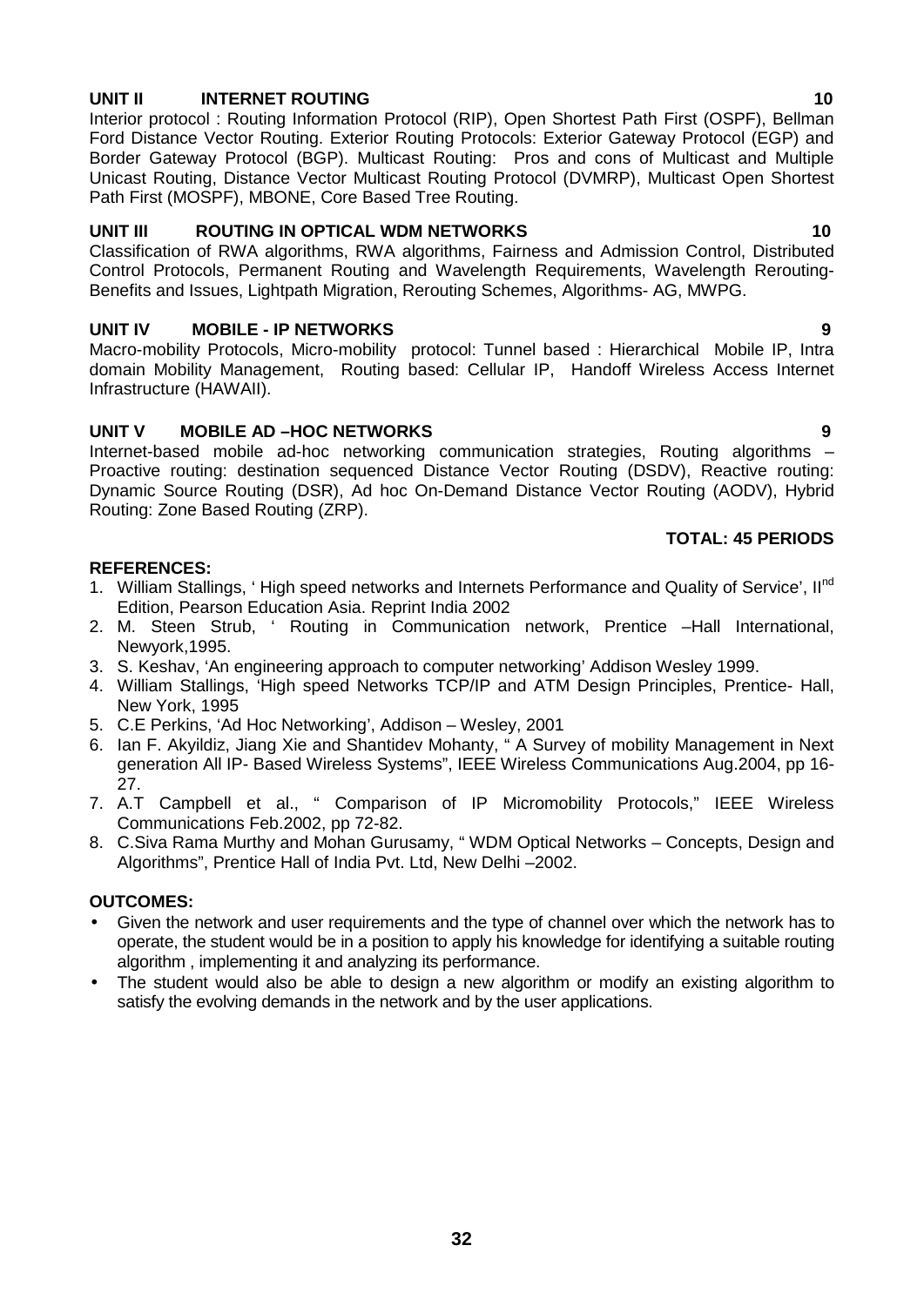**UNIT II INTERNET ROUTING 10**

Interior protocol : Routing Information Protocol (RIP), Open Shortest Path First (OSPF), Bellman Ford Distance Vector Routing. Exterior Routing Protocols: Exterior Gateway Protocol (EGP) and Border Gateway Protocol (BGP). Multicast Routing: Pros and cons of Multicast and Multiple Unicast Routing, Distance Vector Multicast Routing Protocol (DVMRP), Multicast Open Shortest Path First (MOSPF), MBONE, Core Based Tree Routing.

**UNIT III ROUTING IN OPTICAL WDM NETWORKS 10**

Classification of RWA algorithms, RWA algorithms, Fairness and Admission Control, Distributed Control Protocols, Permanent Routing and Wavelength Requirements, Wavelength Rerouting-Benefits and Issues, Lightpath Migration, Rerouting Schemes, Algorithms- AG, MWPG.

**UNIT IV MOBILE - IP NETWORKS 9**

Macro-mobility Protocols, Micro-mobility protocol: Tunnel based : Hierarchical Mobile IP, Intra domain Mobility Management, Routing based: Cellular IP, Handoff Wireless Access Internet Infrastructure (HAWAII).

**UNIT V MOBILE AD –HOC NETWORKS 9**

Internet-based mobile ad-hoc networking communication strategies, Routing algorithms – Proactive routing: destination sequenced Distance Vector Routing (DSDV), Reactive routing: Dynamic Source Routing (DSR), Ad hoc On-Demand Distance Vector Routing (AODV), Hybrid Routing: Zone Based Routing (ZRP).

**TOTAL: 45 PERIODS**

**REFERENCES:**

1. William Stallings, ' High speed networks and Internets Performance and Quality of Service', II[nd] Edition, Pearson Education Asia. Reprint India 2002
2. M. Steen Strub, ' Routing in Communication network, Prentice –Hall International, Newyork,1995.
3. S. Keshav, 'An engineering approach to computer networking' Addison Wesley 1999.
4. William Stallings, 'High speed Networks TCP/IP and ATM Design Principles, Prentice- Hall, New York, 1995
5. C.E Perkins, 'Ad Hoc Networking', Addison – Wesley, 2001
6. Ian F. Akyildiz, Jiang Xie and Shantidev Mohanty, " A Survey of mobility Management in Next generation All IP- Based Wireless Systems", IEEE Wireless Communications Aug.2004, pp 16-27.
7. A.T Campbell et al., " Comparison of IP Micromobility Protocols," IEEE Wireless Communications Feb.2002, pp 72-82.
8. C.Siva Rama Murthy and Mohan Gurusamy, " WDM Optical Networks – Concepts, Design and Algorithms", Prentice Hall of India Pvt. Ltd, New Delhi –2002.

**OUTCOMES:**

- Given the network and user requirements and the type of channel over which the network has to operate, the student would be in a position to apply his knowledge for identifying a suitable routing algorithm , implementing it and analyzing its performance.
- The student would also be able to design a new algorithm or modify an existing algorithm to satisfy the evolving demands in the network and by the user applications.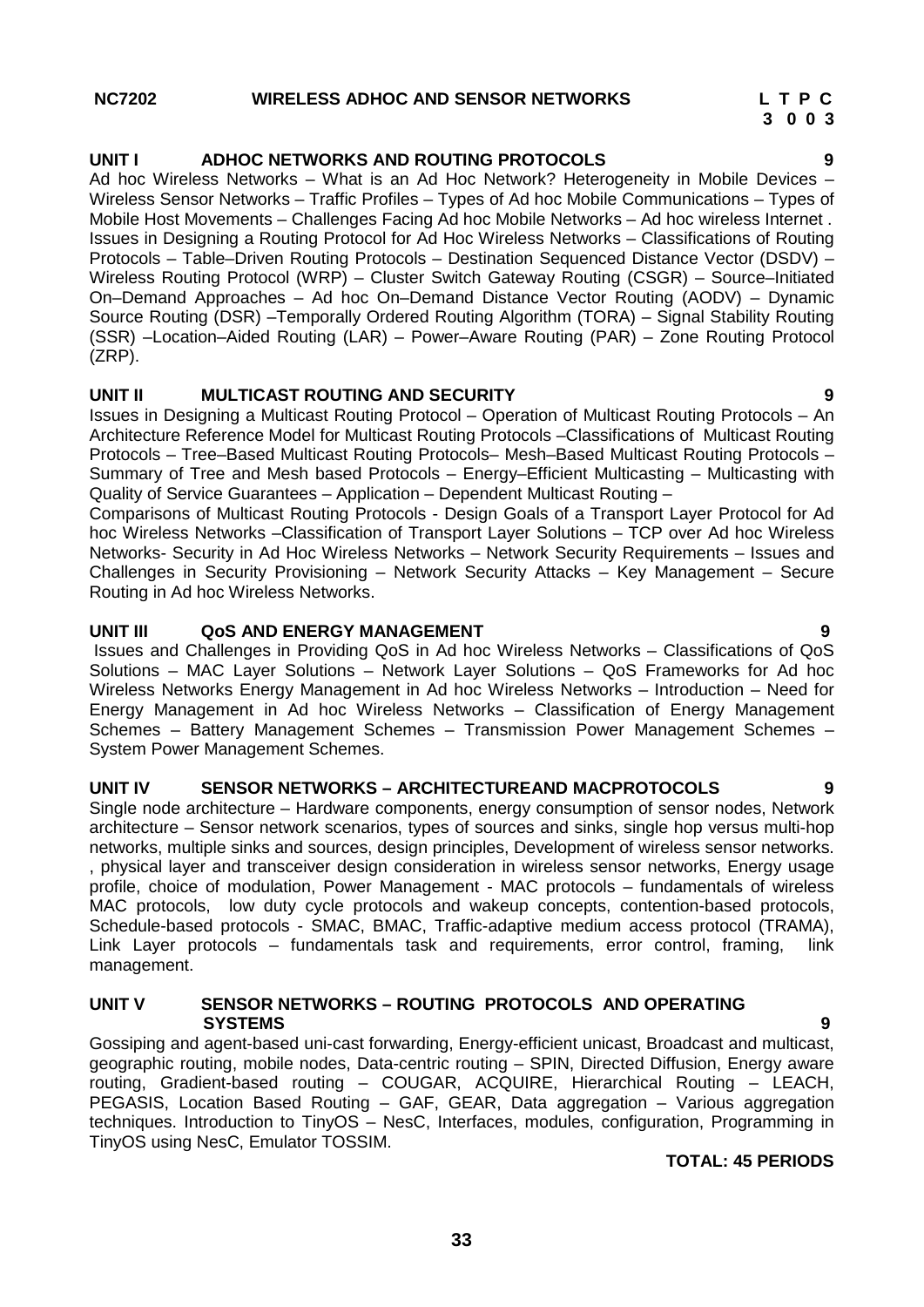**NC7202 WIRELESS ADHOC AND SENSOR NETWORKS**

| L | T | P | C |
|---|---|---|---|
| 3 | 0 | 0 | 3 |

**UNIT I ADHOC NETWORKS AND ROUTING PROTOCOLS 9**

Ad hoc Wireless Networks – What is an Ad Hoc Network? Heterogeneity in Mobile Devices – Wireless Sensor Networks – Traffic Profiles – Types of Ad hoc Mobile Communications – Types of Mobile Host Movements – Challenges Facing Ad hoc Mobile Networks – Ad hoc wireless Internet . Issues in Designing a Routing Protocol for Ad Hoc Wireless Networks – Classifications of Routing Protocols – Table–Driven Routing Protocols – Destination Sequenced Distance Vector (DSDV) – Wireless Routing Protocol (WRP) – Cluster Switch Gateway Routing (CSGR) – Source–Initiated On–Demand Approaches – Ad hoc On–Demand Distance Vector Routing (AODV) – Dynamic Source Routing (DSR) –Temporally Ordered Routing Algorithm (TORA) – Signal Stability Routing (SSR) –Location–Aided Routing (LAR) – Power–Aware Routing (PAR) – Zone Routing Protocol (ZRP).

**UNIT II MULTICAST ROUTING AND SECURITY 9**

Issues in Designing a Multicast Routing Protocol – Operation of Multicast Routing Protocols – An Architecture Reference Model for Multicast Routing Protocols –Classifications of Multicast Routing Protocols – Tree–Based Multicast Routing Protocols– Mesh–Based Multicast Routing Protocols – Summary of Tree and Mesh based Protocols – Energy–Efficient Multicasting – Multicasting with Quality of Service Guarantees – Application – Dependent Multicast Routing –

Comparisons of Multicast Routing Protocols - Design Goals of a Transport Layer Protocol for Ad hoc Wireless Networks –Classification of Transport Layer Solutions – TCP over Ad hoc Wireless Networks- Security in Ad Hoc Wireless Networks – Network Security Requirements – Issues and Challenges in Security Provisioning – Network Security Attacks – Key Management – Secure Routing in Ad hoc Wireless Networks.

**UNIT III QoS AND ENERGY MANAGEMENT 9**

Issues and Challenges in Providing QoS in Ad hoc Wireless Networks – Classifications of QoS Solutions – MAC Layer Solutions – Network Layer Solutions – QoS Frameworks for Ad hoc Wireless Networks Energy Management in Ad hoc Wireless Networks – Introduction – Need for Energy Management in Ad hoc Wireless Networks – Classification of Energy Management Schemes – Battery Management Schemes – Transmission Power Management Schemes – System Power Management Schemes.

**UNIT IV SENSOR NETWORKS – ARCHITECTUREAND MACPROTOCOLS 9**

Single node architecture – Hardware components, energy consumption of sensor nodes, Network architecture – Sensor network scenarios, types of sources and sinks, single hop versus multi-hop networks, multiple sinks and sources, design principles, Development of wireless sensor networks. , physical layer and transceiver design consideration in wireless sensor networks, Energy usage profile, choice of modulation, Power Management - MAC protocols – fundamentals of wireless MAC protocols, low duty cycle protocols and wakeup concepts, contention-based protocols, Schedule-based protocols - SMAC, BMAC, Traffic-adaptive medium access protocol (TRAMA), Link Layer protocols – fundamentals task and requirements, error control, framing, link management.

**UNIT V SENSOR NETWORKS – ROUTING PROTOCOLS AND OPERATING SYSTEMS 9**

Gossiping and agent-based uni-cast forwarding, Energy-efficient unicast, Broadcast and multicast, geographic routing, mobile nodes, Data-centric routing – SPIN, Directed Diffusion, Energy aware routing, Gradient-based routing – COUGAR, ACQUIRE, Hierarchical Routing – LEACH, PEGASIS, Location Based Routing – GAF, GEAR, Data aggregation – Various aggregation techniques. Introduction to TinyOS – NesC, Interfaces, modules, configuration, Programming in TinyOS using NesC, Emulator TOSSIM.

**TOTAL: 45 PERIODS**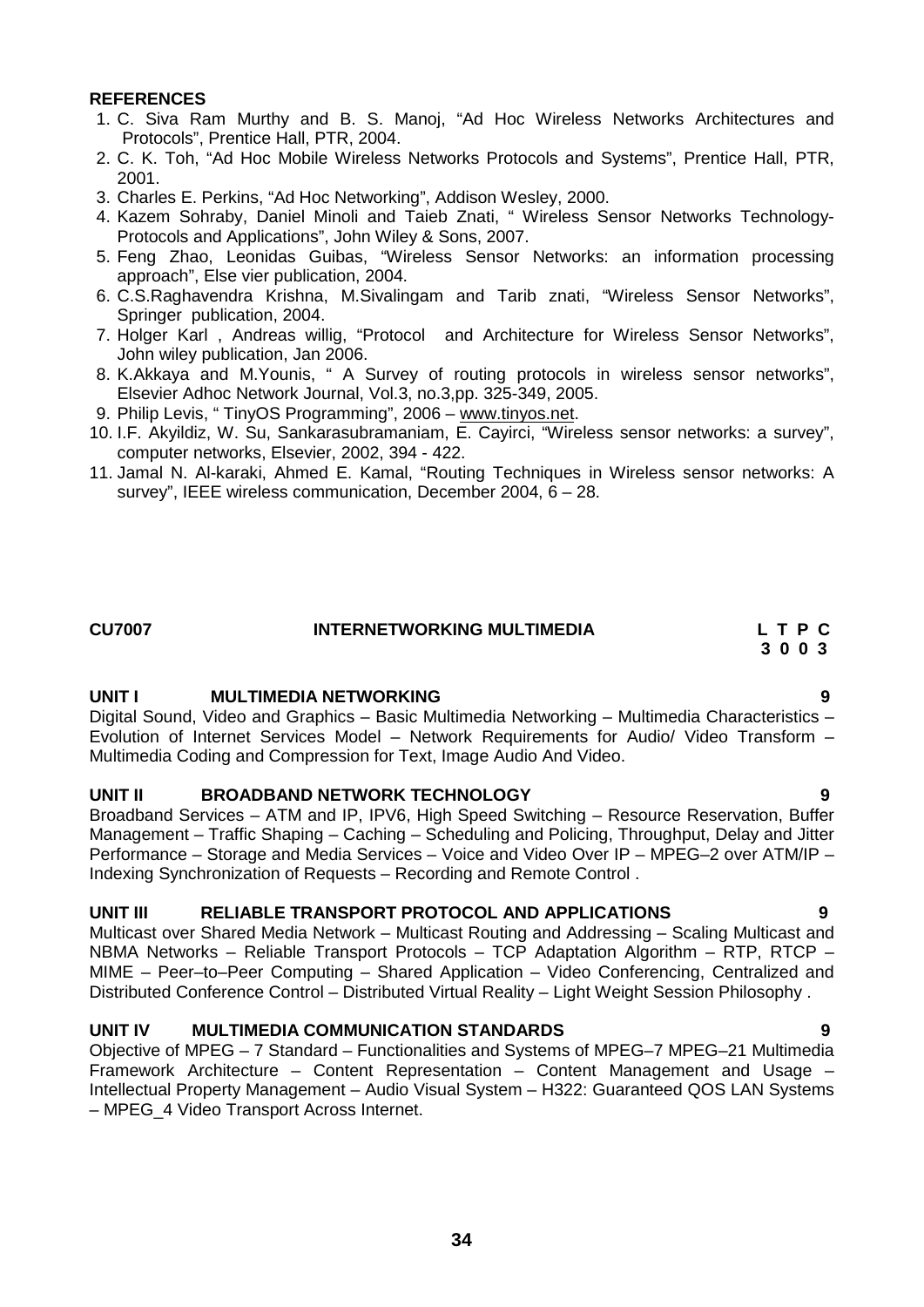**REFERENCES**

1. C. Siva Ram Murthy and B. S. Manoj, "Ad Hoc Wireless Networks Architectures and Protocols", Prentice Hall, PTR, 2004.
2. C. K. Toh, "Ad Hoc Mobile Wireless Networks Protocols and Systems", Prentice Hall, PTR, 2001.
3. Charles E. Perkins, "Ad Hoc Networking", Addison Wesley, 2000.
4. Kazem Sohraby, Daniel Minoli and Taieb Znati, " Wireless Sensor Networks Technology-Protocols and Applications", John Wiley & Sons, 2007.
5. Feng Zhao, Leonidas Guibas, "Wireless Sensor Networks: an information processing approach", Else vier publication, 2004.
6. C.S.Raghavendra Krishna, M.Sivalingam and Tarib znati, "Wireless Sensor Networks", Springer publication, 2004.
7. Holger Karl , Andreas willig, "Protocol and Architecture for Wireless Sensor Networks", John wiley publication, Jan 2006.
8. K.Akkaya and M.Younis, " A Survey of routing protocols in wireless sensor networks", Elsevier Adhoc Network Journal, Vol.3, no.3,pp. 325-349, 2005.
9. Philip Levis, " TinyOS Programming", 2006 – www.tinyos.net.
10. I.F. Akyildiz, W. Su, Sankarasubramaniam, E. Cayirci, "Wireless sensor networks: a survey", computer networks, Elsevier, 2002, 394 - 422.
11. Jamal N. Al-karaki, Ahmed E. Kamal, "Routing Techniques in Wireless sensor networks: A survey", IEEE wireless communication, December 2004, 6 – 28.

## CU7007 INTERNETWORKING MULTIMEDIA

| L | T | P | C |
|---|---|---|---|
| 3 | 0 | 0 | 3 |

### UNIT I MULTIMEDIA NETWORKING — 9

Digital Sound, Video and Graphics – Basic Multimedia Networking – Multimedia Characteristics – Evolution of Internet Services Model – Network Requirements for Audio/ Video Transform – Multimedia Coding and Compression for Text, Image Audio And Video.

### UNIT II BROADBAND NETWORK TECHNOLOGY — 9

Broadband Services – ATM and IP, IPV6, High Speed Switching – Resource Reservation, Buffer Management – Traffic Shaping – Caching – Scheduling and Policing, Throughput, Delay and Jitter Performance – Storage and Media Services – Voice and Video Over IP – MPEG–2 over ATM/IP – Indexing Synchronization of Requests – Recording and Remote Control .

### UNIT III RELIABLE TRANSPORT PROTOCOL AND APPLICATIONS — 9

Multicast over Shared Media Network – Multicast Routing and Addressing – Scaling Multicast and NBMA Networks – Reliable Transport Protocols – TCP Adaptation Algorithm – RTP, RTCP – MIME – Peer–to–Peer Computing – Shared Application – Video Conferencing, Centralized and Distributed Conference Control – Distributed Virtual Reality – Light Weight Session Philosophy .

### UNIT IV MULTIMEDIA COMMUNICATION STANDARDS — 9

Objective of MPEG – 7 Standard – Functionalities and Systems of MPEG–7 MPEG–21 Multimedia Framework Architecture – Content Representation – Content Management and Usage – Intellectual Property Management – Audio Visual System – H322: Guaranteed QOS LAN Systems – MPEG_4 Video Transport Across Internet.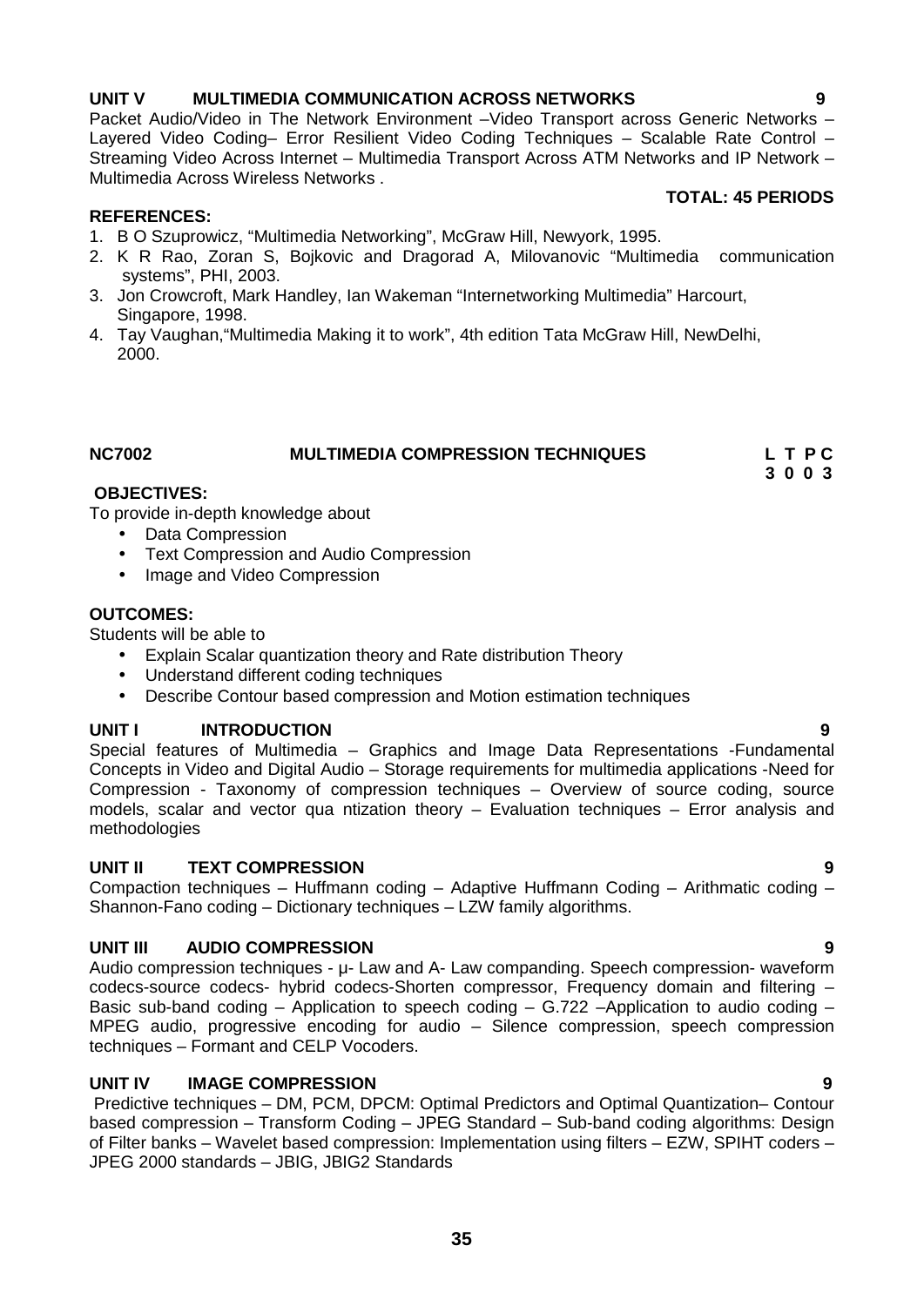### UNIT V MULTIMEDIA COMMUNICATION ACROSS NETWORKS 9

Packet Audio/Video in The Network Environment –Video Transport across Generic Networks – Layered Video Coding– Error Resilient Video Coding Techniques – Scalable Rate Control – Streaming Video Across Internet – Multimedia Transport Across ATM Networks and IP Network – Multimedia Across Wireless Networks .

**TOTAL: 45 PERIODS**

**REFERENCES:**

1. B O Szuprowicz, "Multimedia Networking", McGraw Hill, Newyork, 1995.
2. K R Rao, Zoran S, Bojkovic and Dragorad A, Milovanovic "Multimedia communication systems", PHI, 2003.
3. Jon Crowcroft, Mark Handley, Ian Wakeman "Internetworking Multimedia" Harcourt, Singapore, 1998.
4. Tay Vaughan,"Multimedia Making it to work", 4th edition Tata McGraw Hill, NewDelhi, 2000.

## NC7002 MULTIMEDIA COMPRESSION TECHNIQUES

| L | T | P | C |
|---|---|---|---|
| 3 | 0 | 0 | 3 |

**OBJECTIVES:**

To provide in-depth knowledge about

- Data Compression
- Text Compression and Audio Compression
- Image and Video Compression

**OUTCOMES:**

Students will be able to

- Explain Scalar quantization theory and Rate distribution Theory
- Understand different coding techniques
- Describe Contour based compression and Motion estimation techniques

### UNIT I INTRODUCTION 9

Special features of Multimedia – Graphics and Image Data Representations -Fundamental Concepts in Video and Digital Audio – Storage requirements for multimedia applications -Need for Compression - Taxonomy of compression techniques – Overview of source coding, source models, scalar and vector qua ntization theory – Evaluation techniques – Error analysis and methodologies

### UNIT II TEXT COMPRESSION 9

Compaction techniques – Huffmann coding – Adaptive Huffmann Coding – Arithmatic coding – Shannon-Fano coding – Dictionary techniques – LZW family algorithms.

### UNIT III AUDIO COMPRESSION 9

Audio compression techniques - μ- Law and A- Law companding. Speech compression- waveform codecs-source codecs- hybrid codecs-Shorten compressor, Frequency domain and filtering – Basic sub-band coding – Application to speech coding – G.722 –Application to audio coding – MPEG audio, progressive encoding for audio – Silence compression, speech compression techniques – Formant and CELP Vocoders.

### UNIT IV IMAGE COMPRESSION 9

Predictive techniques – DM, PCM, DPCM: Optimal Predictors and Optimal Quantization– Contour based compression – Transform Coding – JPEG Standard – Sub-band coding algorithms: Design of Filter banks – Wavelet based compression: Implementation using filters – EZW, SPIHT coders – JPEG 2000 standards – JBIG, JBIG2 Standards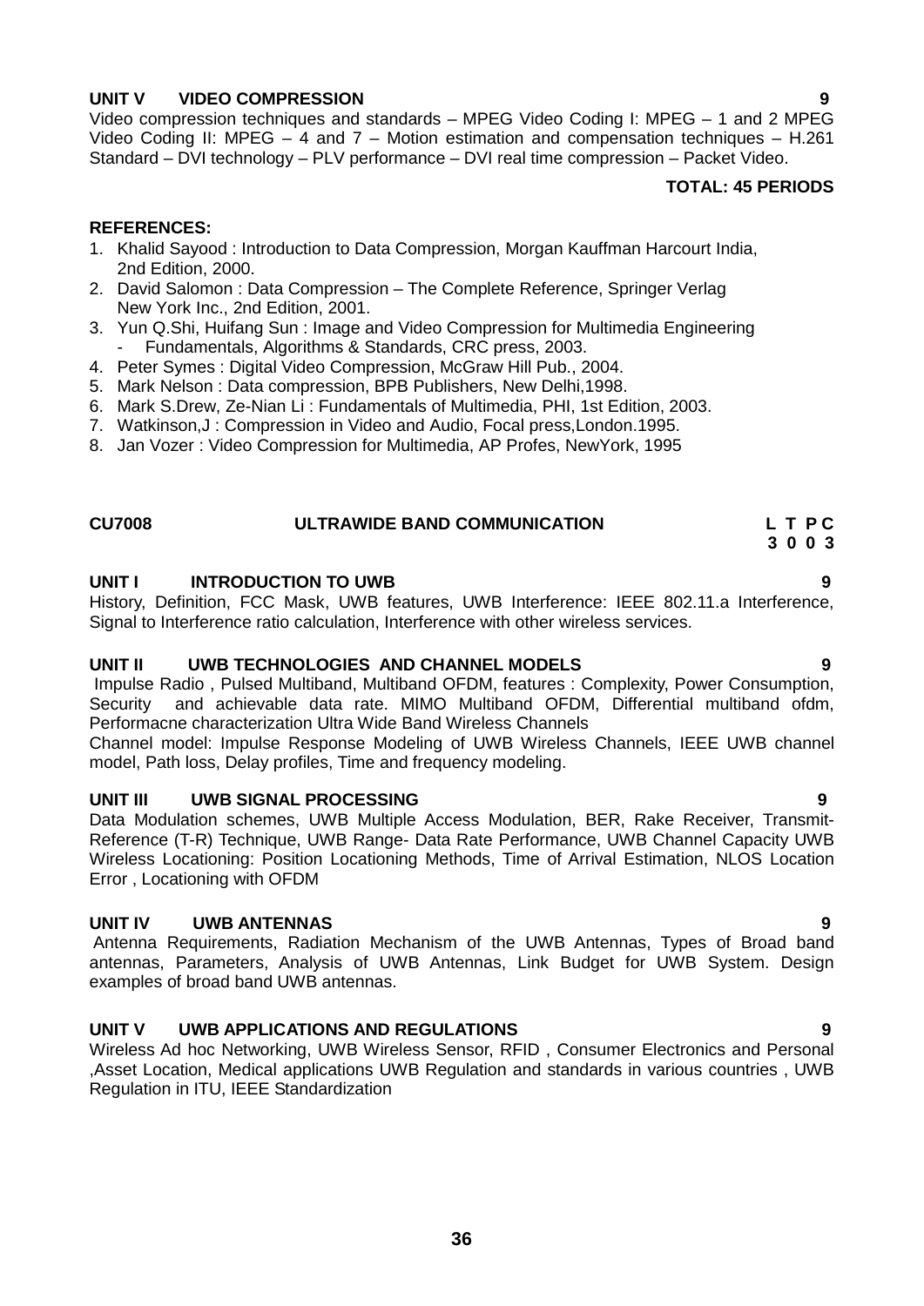**UNIT V VIDEO COMPRESSION 9**

Video compression techniques and standards – MPEG Video Coding I: MPEG – 1 and 2 MPEG Video Coding II: MPEG – 4 and 7 – Motion estimation and compensation techniques – H.261 Standard – DVI technology – PLV performance – DVI real time compression – Packet Video.

**TOTAL: 45 PERIODS**

**REFERENCES:**

1. Khalid Sayood : Introduction to Data Compression, Morgan Kauffman Harcourt India, 2nd Edition, 2000.
2. David Salomon : Data Compression – The Complete Reference, Springer Verlag New York Inc., 2nd Edition, 2001.
3. Yun Q.Shi, Huifang Sun : Image and Video Compression for Multimedia Engineering - Fundamentals, Algorithms & Standards, CRC press, 2003.
4. Peter Symes : Digital Video Compression, McGraw Hill Pub., 2004.
5. Mark Nelson : Data compression, BPB Publishers, New Delhi,1998.
6. Mark S.Drew, Ze-Nian Li : Fundamentals of Multimedia, PHI, 1st Edition, 2003.
7. Watkinson,J : Compression in Video and Audio, Focal press,London.1995.
8. Jan Vozer : Video Compression for Multimedia, AP Profes, NewYork, 1995

## CU7008 ULTRAWIDE BAND COMMUNICATION

| L | T | P | C |
|---|---|---|---|
| 3 | 0 | 0 | 3 |

**UNIT I INTRODUCTION TO UWB 9**

History, Definition, FCC Mask, UWB features, UWB Interference: IEEE 802.11.a Interference, Signal to Interference ratio calculation, Interference with other wireless services.

**UNIT II UWB TECHNOLOGIES AND CHANNEL MODELS 9**

Impulse Radio , Pulsed Multiband, Multiband OFDM, features : Complexity, Power Consumption, Security and achievable data rate. MIMO Multiband OFDM, Differential multiband ofdm, Performacne characterization Ultra Wide Band Wireless Channels

Channel model: Impulse Response Modeling of UWB Wireless Channels, IEEE UWB channel model, Path loss, Delay profiles, Time and frequency modeling.

**UNIT III UWB SIGNAL PROCESSING 9**

Data Modulation schemes, UWB Multiple Access Modulation, BER, Rake Receiver, Transmit-Reference (T-R) Technique, UWB Range- Data Rate Performance, UWB Channel Capacity UWB Wireless Locationing: Position Locationing Methods, Time of Arrival Estimation, NLOS Location Error , Locationing with OFDM

**UNIT IV UWB ANTENNAS 9**

Antenna Requirements, Radiation Mechanism of the UWB Antennas, Types of Broad band antennas, Parameters, Analysis of UWB Antennas, Link Budget for UWB System. Design examples of broad band UWB antennas.

**UNIT V UWB APPLICATIONS AND REGULATIONS 9**

Wireless Ad hoc Networking, UWB Wireless Sensor, RFID , Consumer Electronics and Personal ,Asset Location, Medical applications UWB Regulation and standards in various countries , UWB Regulation in ITU, IEEE Standardization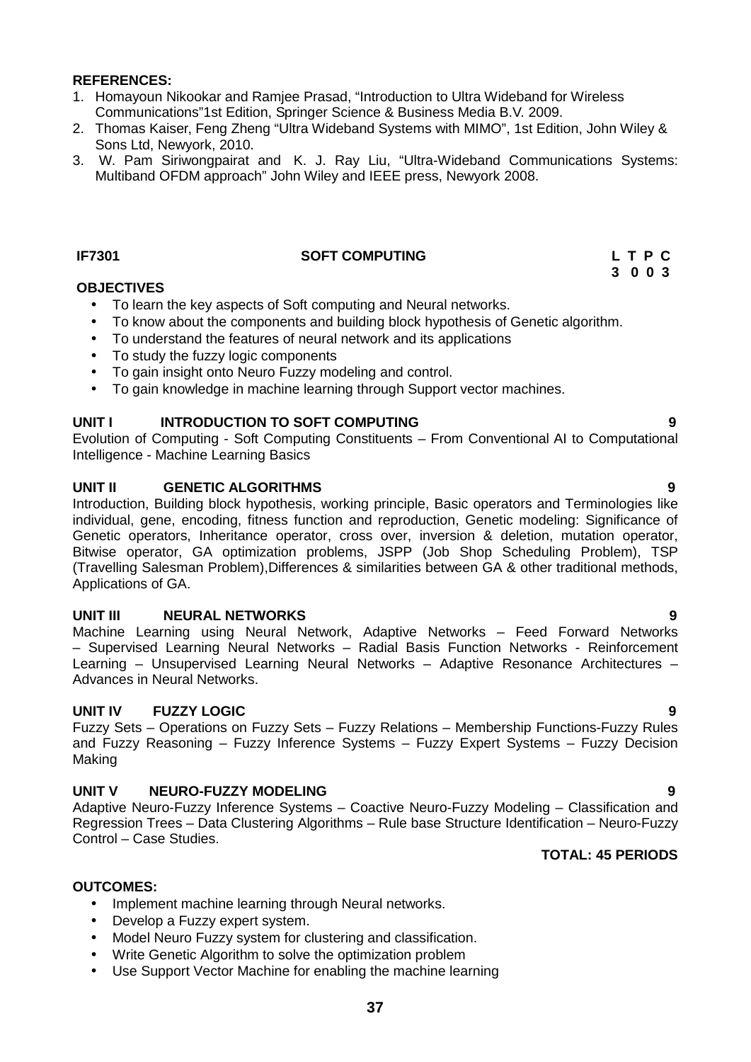**REFERENCES:**

1. Homayoun Nikookar and Ramjee Prasad, "Introduction to Ultra Wideband for Wireless Communications"1st Edition, Springer Science & Business Media B.V. 2009.
2. Thomas Kaiser, Feng Zheng "Ultra Wideband Systems with MIMO", 1st Edition, John Wiley & Sons Ltd, Newyork, 2010.
3. W. Pam Siriwongpairat and K. J. Ray Liu, "Ultra-Wideband Communications Systems: Multiband OFDM approach" John Wiley and IEEE press, Newyork 2008.

| **IF7301** | **SOFT COMPUTING** | **L T P C** |
|---|---|---|
| | | **3 0 0 3** |

**OBJECTIVES**

- To learn the key aspects of Soft computing and Neural networks.
- To know about the components and building block hypothesis of Genetic algorithm.
- To understand the features of neural network and its applications
- To study the fuzzy logic components
- To gain insight onto Neuro Fuzzy modeling and control.
- To gain knowledge in machine learning through Support vector machines.

**UNIT I INTRODUCTION TO SOFT COMPUTING** **9**

Evolution of Computing - Soft Computing Constituents – From Conventional AI to Computational Intelligence - Machine Learning Basics

**UNIT II GENETIC ALGORITHMS** **9**

Introduction, Building block hypothesis, working principle, Basic operators and Terminologies like individual, gene, encoding, fitness function and reproduction, Genetic modeling: Significance of Genetic operators, Inheritance operator, cross over, inversion & deletion, mutation operator, Bitwise operator, GA optimization problems, JSPP (Job Shop Scheduling Problem), TSP (Travelling Salesman Problem),Differences & similarities between GA & other traditional methods, Applications of GA.

**UNIT III NEURAL NETWORKS** **9**

Machine Learning using Neural Network, Adaptive Networks – Feed Forward Networks – Supervised Learning Neural Networks – Radial Basis Function Networks - Reinforcement Learning – Unsupervised Learning Neural Networks – Adaptive Resonance Architectures – Advances in Neural Networks.

**UNIT IV FUZZY LOGIC** **9**

Fuzzy Sets – Operations on Fuzzy Sets – Fuzzy Relations – Membership Functions-Fuzzy Rules and Fuzzy Reasoning – Fuzzy Inference Systems – Fuzzy Expert Systems – Fuzzy Decision Making

**UNIT V NEURO-FUZZY MODELING** **9**

Adaptive Neuro-Fuzzy Inference Systems – Coactive Neuro-Fuzzy Modeling – Classification and Regression Trees – Data Clustering Algorithms – Rule base Structure Identification – Neuro-Fuzzy Control – Case Studies.

**TOTAL: 45 PERIODS**

**OUTCOMES:**

- Implement machine learning through Neural networks.
- Develop a Fuzzy expert system.
- Model Neuro Fuzzy system for clustering and classification.
- Write Genetic Algorithm to solve the optimization problem
- Use Support Vector Machine for enabling the machine learning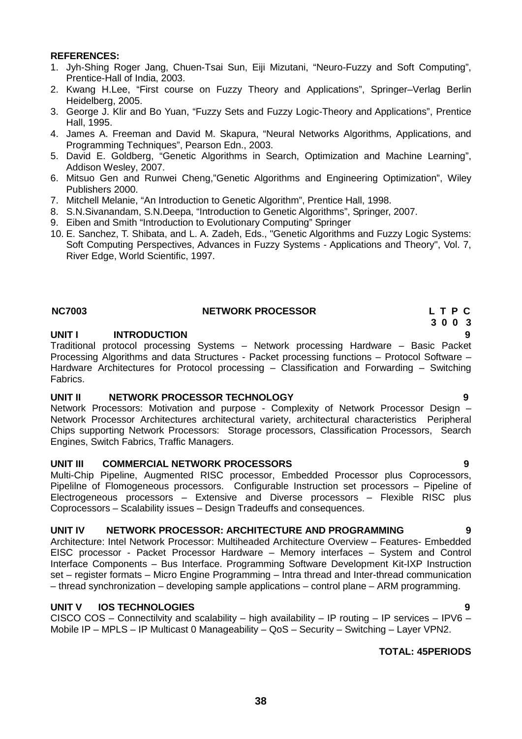**REFERENCES:**

1. Jyh-Shing Roger Jang, Chuen-Tsai Sun, Eiji Mizutani, "Neuro-Fuzzy and Soft Computing", Prentice-Hall of India, 2003.
2. Kwang H.Lee, "First course on Fuzzy Theory and Applications", Springer–Verlag Berlin Heidelberg, 2005.
3. George J. Klir and Bo Yuan, "Fuzzy Sets and Fuzzy Logic-Theory and Applications", Prentice Hall, 1995.
4. James A. Freeman and David M. Skapura, "Neural Networks Algorithms, Applications, and Programming Techniques", Pearson Edn., 2003.
5. David E. Goldberg, "Genetic Algorithms in Search, Optimization and Machine Learning", Addison Wesley, 2007.
6. Mitsuo Gen and Runwei Cheng,"Genetic Algorithms and Engineering Optimization", Wiley Publishers 2000.
7. Mitchell Melanie, "An Introduction to Genetic Algorithm", Prentice Hall, 1998.
8. S.N.Sivanandam, S.N.Deepa, "Introduction to Genetic Algorithms", Springer, 2007.
9. Eiben and Smith "Introduction to Evolutionary Computing" Springer
10. E. Sanchez, T. Shibata, and L. A. Zadeh, Eds., "Genetic Algorithms and Fuzzy Logic Systems: Soft Computing Perspectives, Advances in Fuzzy Systems - Applications and Theory", Vol. 7, River Edge, World Scientific, 1997.

**NC7003 NETWORK PROCESSOR L T P C**
**3 0 0 3**

**UNIT I INTRODUCTION 9**

Traditional protocol processing Systems – Network processing Hardware – Basic Packet Processing Algorithms and data Structures - Packet processing functions – Protocol Software – Hardware Architectures for Protocol processing – Classification and Forwarding – Switching Fabrics.

**UNIT II NETWORK PROCESSOR TECHNOLOGY 9**

Network Processors: Motivation and purpose - Complexity of Network Processor Design – Network Processor Architectures architectural variety, architectural characteristics Peripheral Chips supporting Network Processors: Storage processors, Classification Processors, Search Engines, Switch Fabrics, Traffic Managers.

**UNIT III COMMERCIAL NETWORK PROCESSORS 9**

Multi-Chip Pipeline, Augmented RISC processor, Embedded Processor plus Coprocessors, Pipelilne of Flomogeneous processors. Configurable Instruction set processors – Pipeline of Electrogeneous processors – Extensive and Diverse processors – Flexible RISC plus Coprocessors – Scalability issues – Design Tradeuffs and consequences.

**UNIT IV NETWORK PROCESSOR: ARCHITECTURE AND PROGRAMMING 9**

Architecture: Intel Network Processor: Multiheaded Architecture Overview – Features- Embedded EISC processor - Packet Processor Hardware – Memory interfaces – System and Control Interface Components – Bus Interface. Programming Software Development Kit-IXP Instruction set – register formats – Micro Engine Programming – Intra thread and Inter-thread communication – thread synchronization – developing sample applications – control plane – ARM programming.

**UNIT V IOS TECHNOLOGIES 9**

CISCO COS – Connectilvity and scalability – high availability – IP routing – IP services – IPV6 – Mobile IP – MPLS – IP Multicast 0 Manageability – QoS – Security – Switching – Layer VPN2.

**TOTAL: 45PERIODS**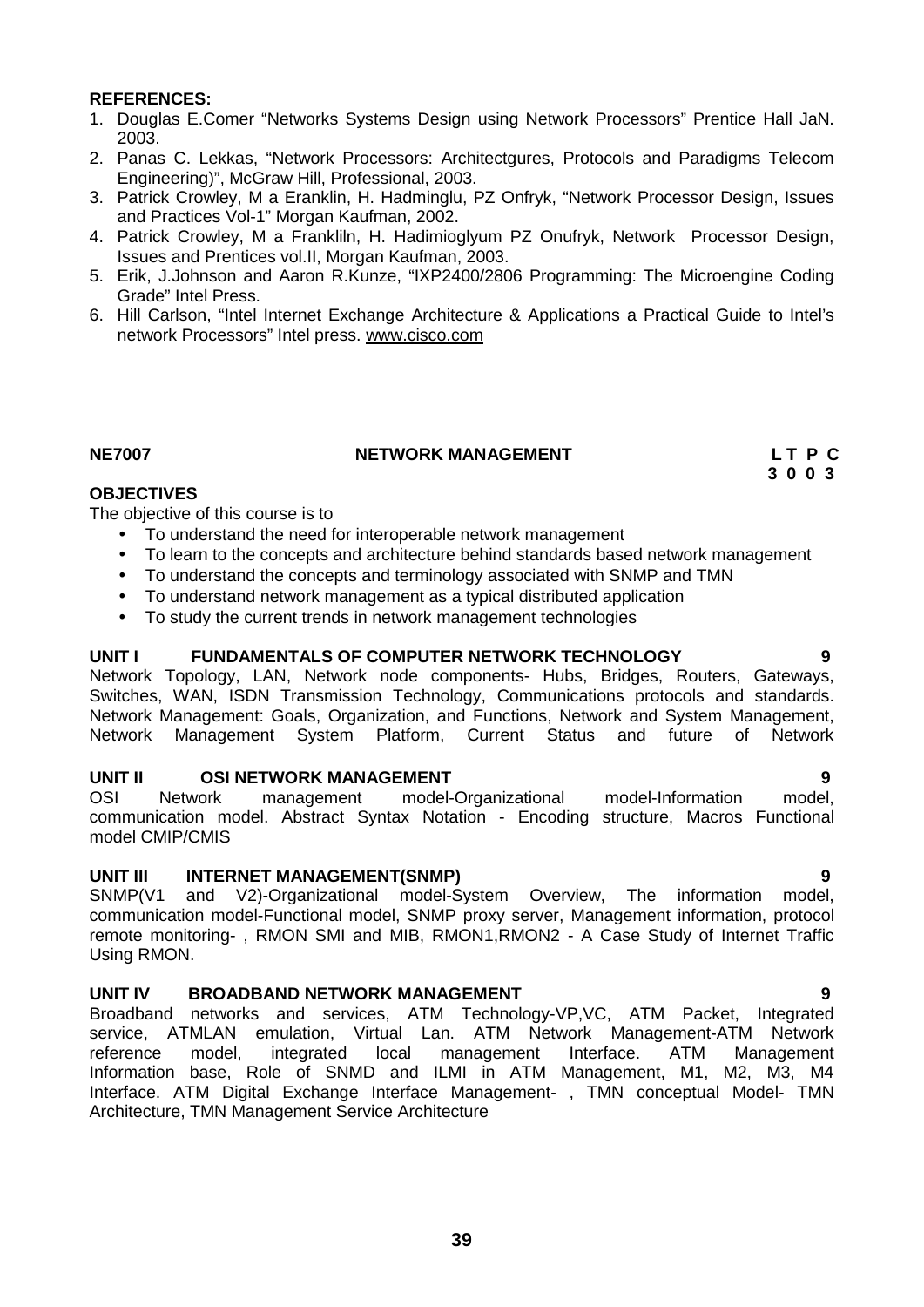**REFERENCES:**

1. Douglas E.Comer “Networks Systems Design using Network Processors” Prentice Hall JaN. 2003.
2. Panas C. Lekkas, “Network Processors: Architectgures, Protocols and Paradigms Telecom Engineering)”, McGraw Hill, Professional, 2003.
3. Patrick Crowley, M a Eranklin, H. Hadminglu, PZ Onfryk, “Network Processor Design, Issues and Practices Vol-1” Morgan Kaufman, 2002.
4. Patrick Crowley, M a Frankliln, H. Hadimioglyum PZ Onufryk, Network Processor Design, Issues and Prentices vol.II, Morgan Kaufman, 2003.
5. Erik, J.Johnson and Aaron R.Kunze, “IXP2400/2806 Programming: The Microengine Coding Grade” Intel Press.
6. Hill Carlson, “Intel Internet Exchange Architecture & Applications a Practical Guide to Intel’s network Processors” Intel press. www.cisco.com

**NE7007 NETWORK MANAGEMENT L T P C**
**3 0 0 3**

**OBJECTIVES**

The objective of this course is to

- To understand the need for interoperable network management
- To learn to the concepts and architecture behind standards based network management
- To understand the concepts and terminology associated with SNMP and TMN
- To understand network management as a typical distributed application
- To study the current trends in network management technologies

**UNIT I FUNDAMENTALS OF COMPUTER NETWORK TECHNOLOGY 9**

Network Topology, LAN, Network node components- Hubs, Bridges, Routers, Gateways, Switches, WAN, ISDN Transmission Technology, Communications protocols and standards. Network Management: Goals, Organization, and Functions, Network and System Management, Network Management System Platform, Current Status and future of Network

**UNIT II OSI NETWORK MANAGEMENT 9**

OSI Network management model-Organizational model-Information model, communication model. Abstract Syntax Notation - Encoding structure, Macros Functional model CMIP/CMIS

**UNIT III INTERNET MANAGEMENT(SNMP) 9**

SNMP(V1 and V2)-Organizational model-System Overview, The information model, communication model-Functional model, SNMP proxy server, Management information, protocol remote monitoring- , RMON SMI and MIB, RMON1,RMON2 - A Case Study of Internet Traffic Using RMON.

**UNIT IV BROADBAND NETWORK MANAGEMENT 9**

Broadband networks and services, ATM Technology-VP,VC, ATM Packet, Integrated service, ATMLAN emulation, Virtual Lan. ATM Network Management-ATM Network reference model, integrated local management Interface. ATM Management Information base, Role of SNMD and ILMI in ATM Management, M1, M2, M3, M4 Interface. ATM Digital Exchange Interface Management- , TMN conceptual Model- TMN Architecture, TMN Management Service Architecture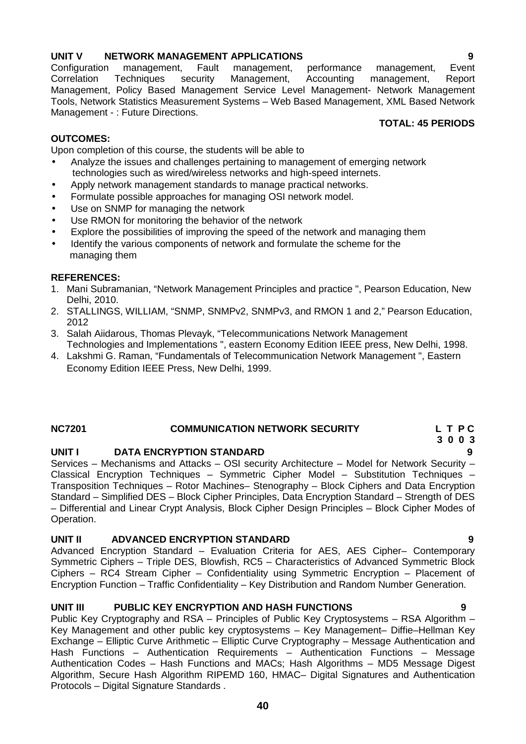**UNIT V NETWORK MANAGEMENT APPLICATIONS 9**

Configuration management, Fault management, performance management, Event Correlation Techniques security Management, Accounting management, Report Management, Policy Based Management Service Level Management- Network Management Tools, Network Statistics Measurement Systems – Web Based Management, XML Based Network Management - : Future Directions.

**TOTAL: 45 PERIODS**

**OUTCOMES:**

Upon completion of this course, the students will be able to

- Analyze the issues and challenges pertaining to management of emerging network technologies such as wired/wireless networks and high-speed internets.
- Apply network management standards to manage practical networks.
- Formulate possible approaches for managing OSI network model.
- Use on SNMP for managing the network
- Use RMON for monitoring the behavior of the network
- Explore the possibilities of improving the speed of the network and managing them
- Identify the various components of network and formulate the scheme for the managing them

**REFERENCES:**

1. Mani Subramanian, "Network Management Principles and practice ", Pearson Education, New Delhi, 2010.
2. STALLINGS, WILLIAM, "SNMP, SNMPv2, SNMPv3, and RMON 1 and 2," Pearson Education, 2012
3. Salah Aiidarous, Thomas Plevayk, "Telecommunications Network Management Technologies and Implementations ", eastern Economy Edition IEEE press, New Delhi, 1998.
4. Lakshmi G. Raman, "Fundamentals of Telecommunication Network Management ", Eastern Economy Edition IEEE Press, New Delhi, 1999.

## NC7201 COMMUNICATION NETWORK SECURITY

| L | T | P | C |
|---|---|---|---|
| 3 | 0 | 0 | 3 |

**UNIT I DATA ENCRYPTION STANDARD 9**

Services – Mechanisms and Attacks – OSI security Architecture – Model for Network Security – Classical Encryption Techniques – Symmetric Cipher Model – Substitution Techniques – Transposition Techniques – Rotor Machines– Stenography – Block Ciphers and Data Encryption Standard – Simplified DES – Block Cipher Principles, Data Encryption Standard – Strength of DES – Differential and Linear Crypt Analysis, Block Cipher Design Principles – Block Cipher Modes of Operation.

**UNIT II ADVANCED ENCRYPTION STANDARD 9**

Advanced Encryption Standard – Evaluation Criteria for AES, AES Cipher– Contemporary Symmetric Ciphers – Triple DES, Blowfish, RC5 – Characteristics of Advanced Symmetric Block Ciphers – RC4 Stream Cipher – Confidentiality using Symmetric Encryption – Placement of Encryption Function – Traffic Confidentiality – Key Distribution and Random Number Generation.

**UNIT III PUBLIC KEY ENCRYPTION AND HASH FUNCTIONS 9**

Public Key Cryptography and RSA – Principles of Public Key Cryptosystems – RSA Algorithm – Key Management and other public key cryptosystems – Key Management– Diffie–Hellman Key Exchange – Elliptic Curve Arithmetic – Elliptic Curve Cryptography – Message Authentication and Hash Functions – Authentication Requirements – Authentication Functions – Message Authentication Codes – Hash Functions and MACs; Hash Algorithms – MD5 Message Digest Algorithm, Secure Hash Algorithm RIPEMD 160, HMAC– Digital Signatures and Authentication Protocols – Digital Signature Standards .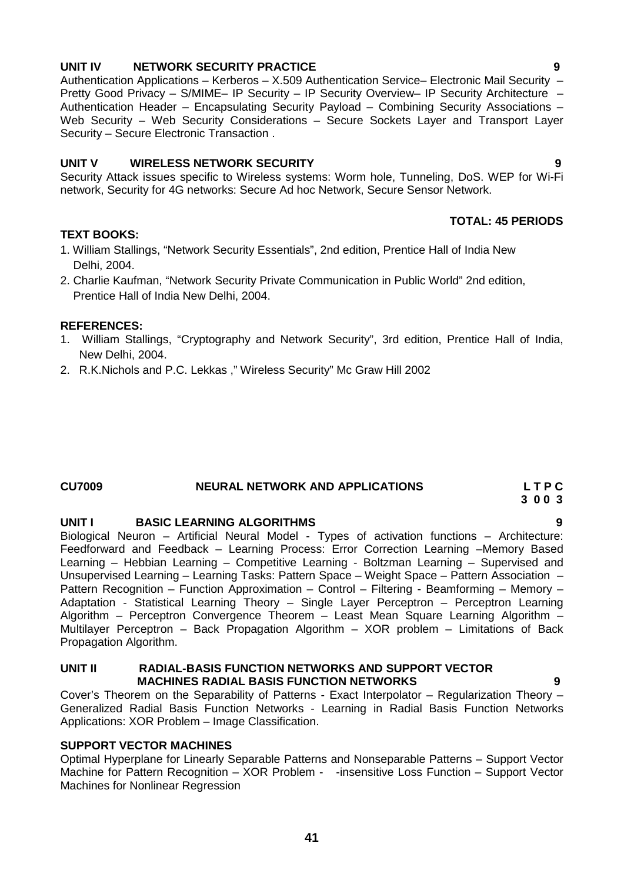**UNIT IV NETWORK SECURITY PRACTICE 9**

Authentication Applications – Kerberos – X.509 Authentication Service– Electronic Mail Security – Pretty Good Privacy – S/MIME– IP Security – IP Security Overview– IP Security Architecture – Authentication Header – Encapsulating Security Payload – Combining Security Associations – Web Security – Web Security Considerations – Secure Sockets Layer and Transport Layer Security – Secure Electronic Transaction .

**UNIT V WIRELESS NETWORK SECURITY 9**

Security Attack issues specific to Wireless systems: Worm hole, Tunneling, DoS. WEP for Wi-Fi network, Security for 4G networks: Secure Ad hoc Network, Secure Sensor Network.

**TOTAL: 45 PERIODS**

**TEXT BOOKS:**

1. William Stallings, "Network Security Essentials", 2nd edition, Prentice Hall of India New Delhi, 2004.
2. Charlie Kaufman, "Network Security Private Communication in Public World" 2nd edition, Prentice Hall of India New Delhi, 2004.

**REFERENCES:**

1. William Stallings, "Cryptography and Network Security", 3rd edition, Prentice Hall of India, New Delhi, 2004.
2. R.K.Nichols and P.C. Lekkas ," Wireless Security" Mc Graw Hill 2002

## CU7009 NEURAL NETWORK AND APPLICATIONS

**L T P C**
**3 0 0 3**

**UNIT I BASIC LEARNING ALGORITHMS 9**

Biological Neuron – Artificial Neural Model - Types of activation functions – Architecture: Feedforward and Feedback – Learning Process: Error Correction Learning –Memory Based Learning – Hebbian Learning – Competitive Learning - Boltzman Learning – Supervised and Unsupervised Learning – Learning Tasks: Pattern Space – Weight Space – Pattern Association – Pattern Recognition – Function Approximation – Control – Filtering - Beamforming – Memory – Adaptation - Statistical Learning Theory – Single Layer Perceptron – Perceptron Learning Algorithm – Perceptron Convergence Theorem – Least Mean Square Learning Algorithm – Multilayer Perceptron – Back Propagation Algorithm – XOR problem – Limitations of Back Propagation Algorithm.

**UNIT II RADIAL-BASIS FUNCTION NETWORKS AND SUPPORT VECTOR MACHINES RADIAL BASIS FUNCTION NETWORKS 9**

Cover's Theorem on the Separability of Patterns - Exact Interpolator – Regularization Theory – Generalized Radial Basis Function Networks - Learning in Radial Basis Function Networks Applications: XOR Problem – Image Classification.

**SUPPORT VECTOR MACHINES**

Optimal Hyperplane for Linearly Separable Patterns and Nonseparable Patterns – Support Vector Machine for Pattern Recognition – XOR Problem - -insensitive Loss Function – Support Vector Machines for Nonlinear Regression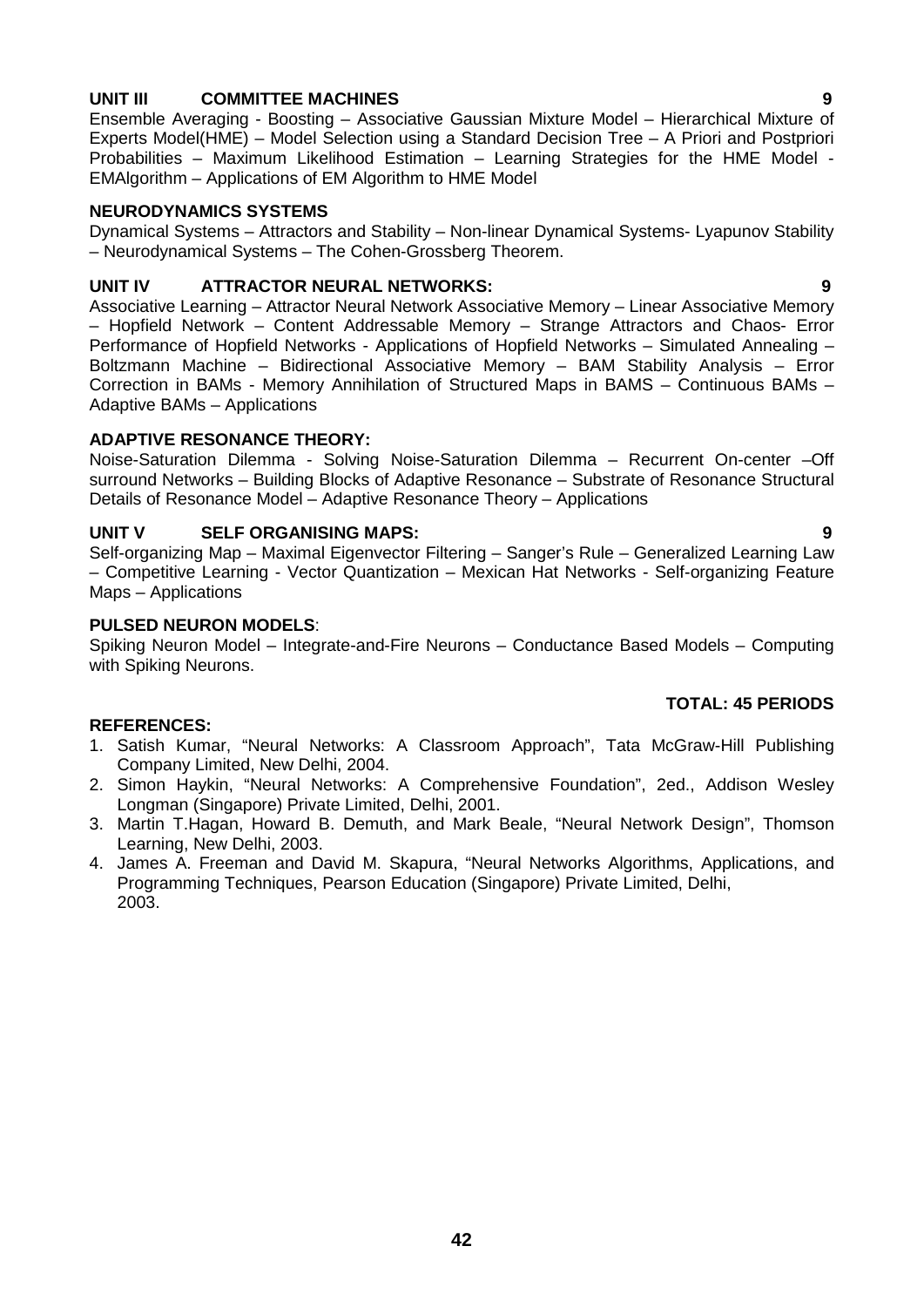**UNIT III COMMITTEE MACHINES 9**

Ensemble Averaging - Boosting – Associative Gaussian Mixture Model – Hierarchical Mixture of Experts Model(HME) – Model Selection using a Standard Decision Tree – A Priori and Postpriori Probabilities – Maximum Likelihood Estimation – Learning Strategies for the HME Model - EMAlgorithm – Applications of EM Algorithm to HME Model

**NEURODYNAMICS SYSTEMS**

Dynamical Systems – Attractors and Stability – Non-linear Dynamical Systems- Lyapunov Stability – Neurodynamical Systems – The Cohen-Grossberg Theorem.

**UNIT IV ATTRACTOR NEURAL NETWORKS: 9**

Associative Learning – Attractor Neural Network Associative Memory – Linear Associative Memory – Hopfield Network – Content Addressable Memory – Strange Attractors and Chaos- Error Performance of Hopfield Networks - Applications of Hopfield Networks – Simulated Annealing – Boltzmann Machine – Bidirectional Associative Memory – BAM Stability Analysis – Error Correction in BAMs - Memory Annihilation of Structured Maps in BAMS – Continuous BAMs – Adaptive BAMs – Applications

**ADAPTIVE RESONANCE THEORY:**

Noise-Saturation Dilemma - Solving Noise-Saturation Dilemma – Recurrent On-center –Off surround Networks – Building Blocks of Adaptive Resonance – Substrate of Resonance Structural Details of Resonance Model – Adaptive Resonance Theory – Applications

**UNIT V SELF ORGANISING MAPS: 9**

Self-organizing Map – Maximal Eigenvector Filtering – Sanger's Rule – Generalized Learning Law – Competitive Learning - Vector Quantization – Mexican Hat Networks - Self-organizing Feature Maps – Applications

**PULSED NEURON MODELS**:

Spiking Neuron Model – Integrate-and-Fire Neurons – Conductance Based Models – Computing with Spiking Neurons.

**TOTAL: 45 PERIODS**

**REFERENCES:**

1. Satish Kumar, "Neural Networks: A Classroom Approach", Tata McGraw-Hill Publishing Company Limited, New Delhi, 2004.
2. Simon Haykin, "Neural Networks: A Comprehensive Foundation", 2ed., Addison Wesley Longman (Singapore) Private Limited, Delhi, 2001.
3. Martin T.Hagan, Howard B. Demuth, and Mark Beale, "Neural Network Design", Thomson Learning, New Delhi, 2003.
4. James A. Freeman and David M. Skapura, "Neural Networks Algorithms, Applications, and Programming Techniques, Pearson Education (Singapore) Private Limited, Delhi, 2003.